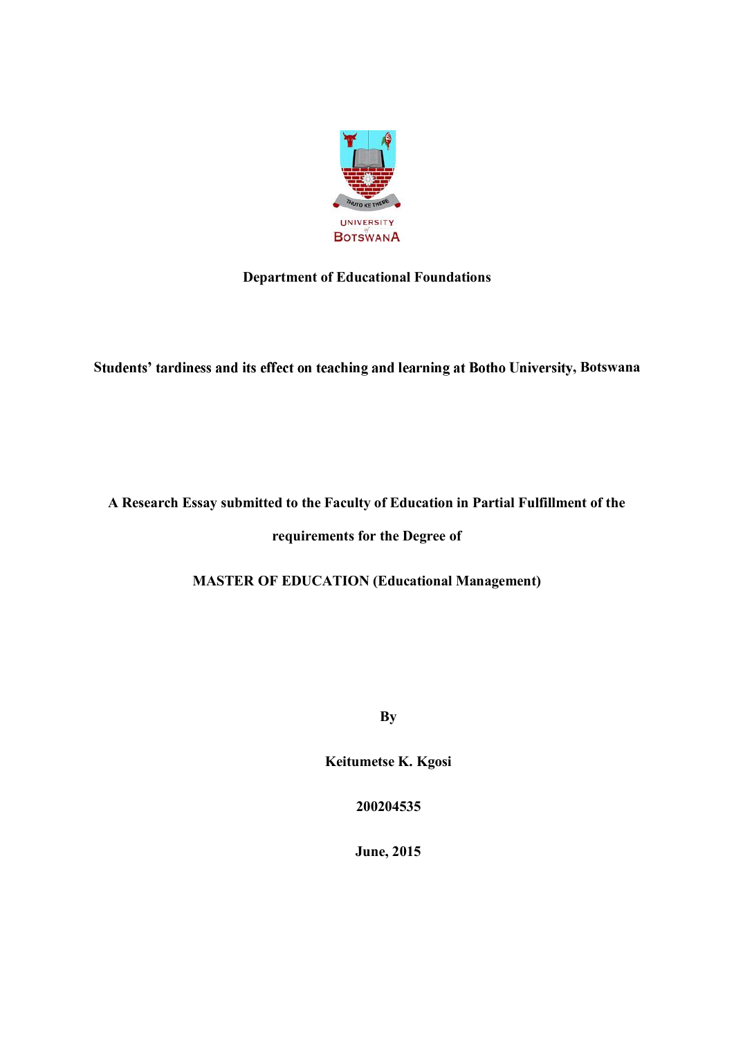UNIVERSITY of BOTSWANA

**Department of Educational Foundations**

**Students' tardiness and its effect on teaching and learning at Botho University, Botswana**

**A Research Essay submitted to the Faculty of Education in Partial Fulfillment of the requirements for the Degree of**

**MASTER OF EDUCATION (Educational Management)**

**By**

**Keitumetse K. Kgosi**

**200204535**

**June, 2015**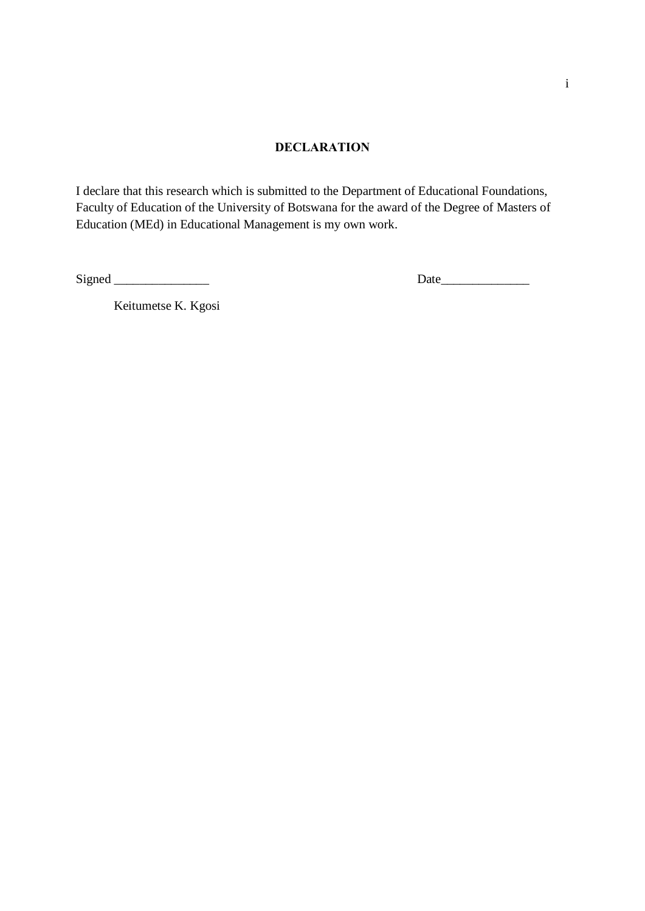# DECLARATION

I declare that this research which is submitted to the Department of Educational Foundations, Faculty of Education of the University of Botswana for the award of the Degree of Masters of Education (MEd) in Educational Management is my own work.

Signed _______________ Date______________

Keitumetse K. Kgosi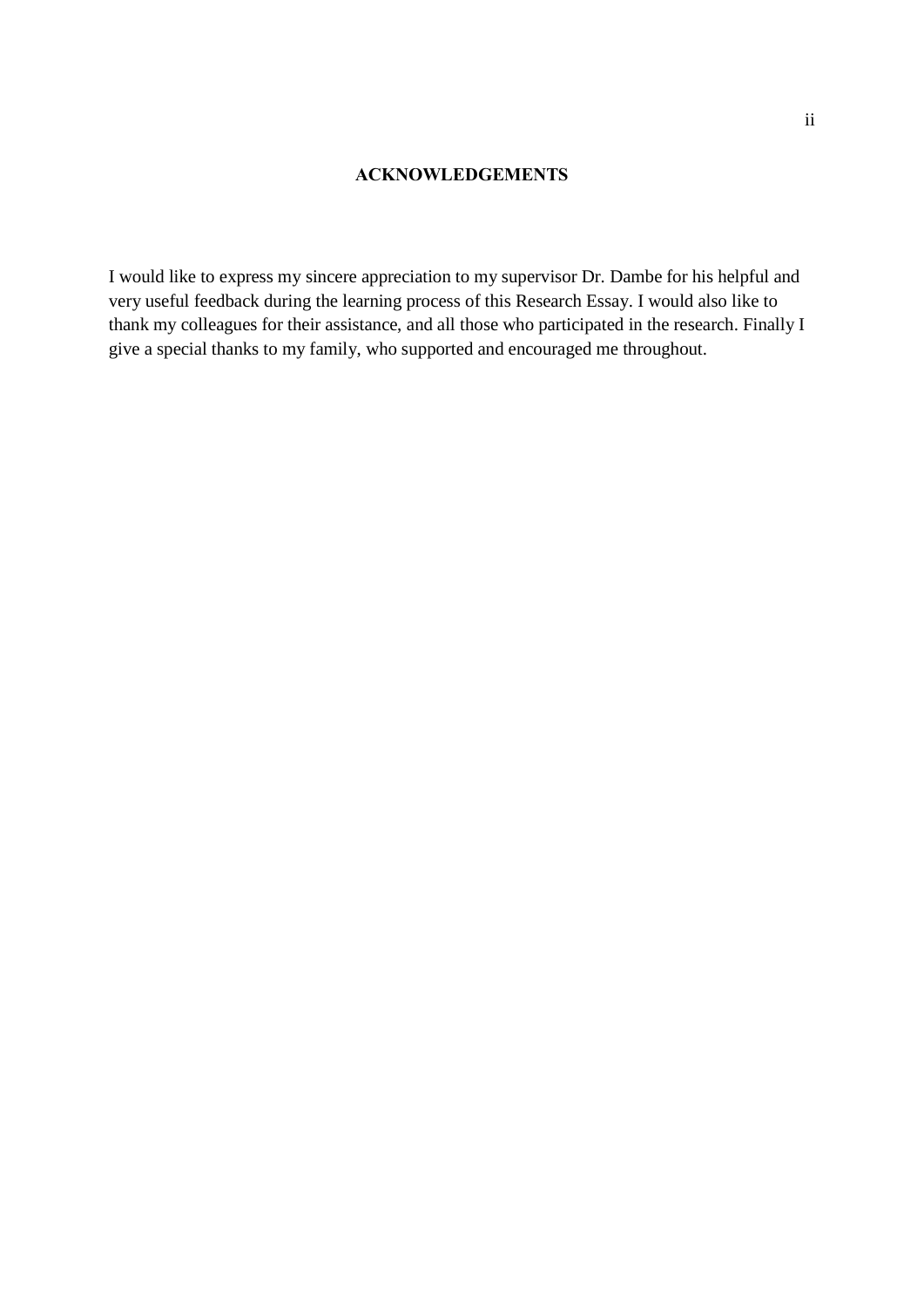## ACKNOWLEDGEMENTS

I would like to express my sincere appreciation to my supervisor Dr. Dambe for his helpful and very useful feedback during the learning process of this Research Essay. I would also like to thank my colleagues for their assistance, and all those who participated in the research. Finally I give a special thanks to my family, who supported and encouraged me throughout.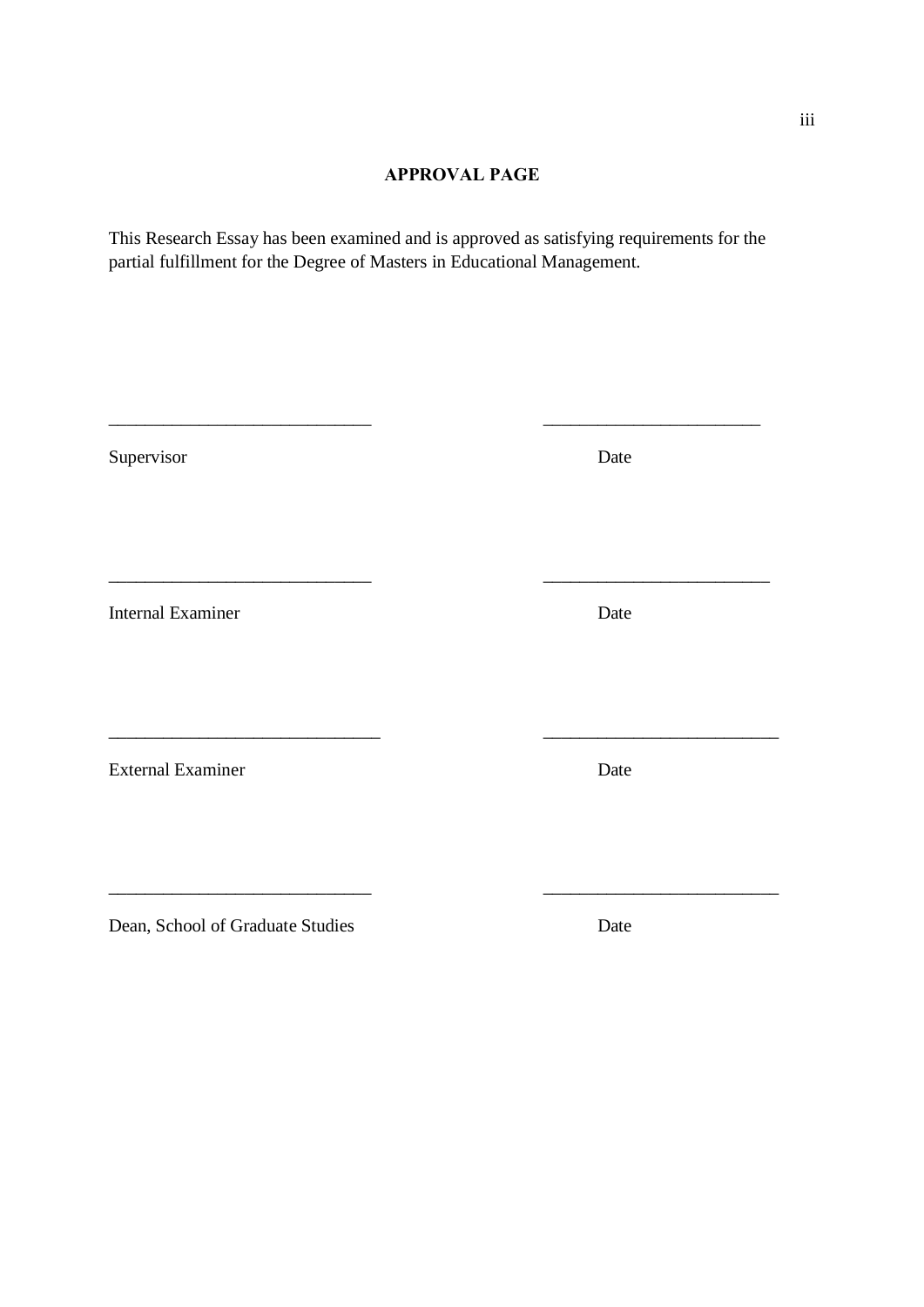## APPROVAL PAGE

This Research Essay has been examined and is approved as satisfying requirements for the partial fulfillment for the Degree of Masters in Educational Management.

_____________________________ _______________________

Supervisor Date

_____________________________ _______________________

Internal Examiner Date

_____________________________ _______________________

External Examiner Date

_____________________________ _______________________

Dean, School of Graduate Studies Date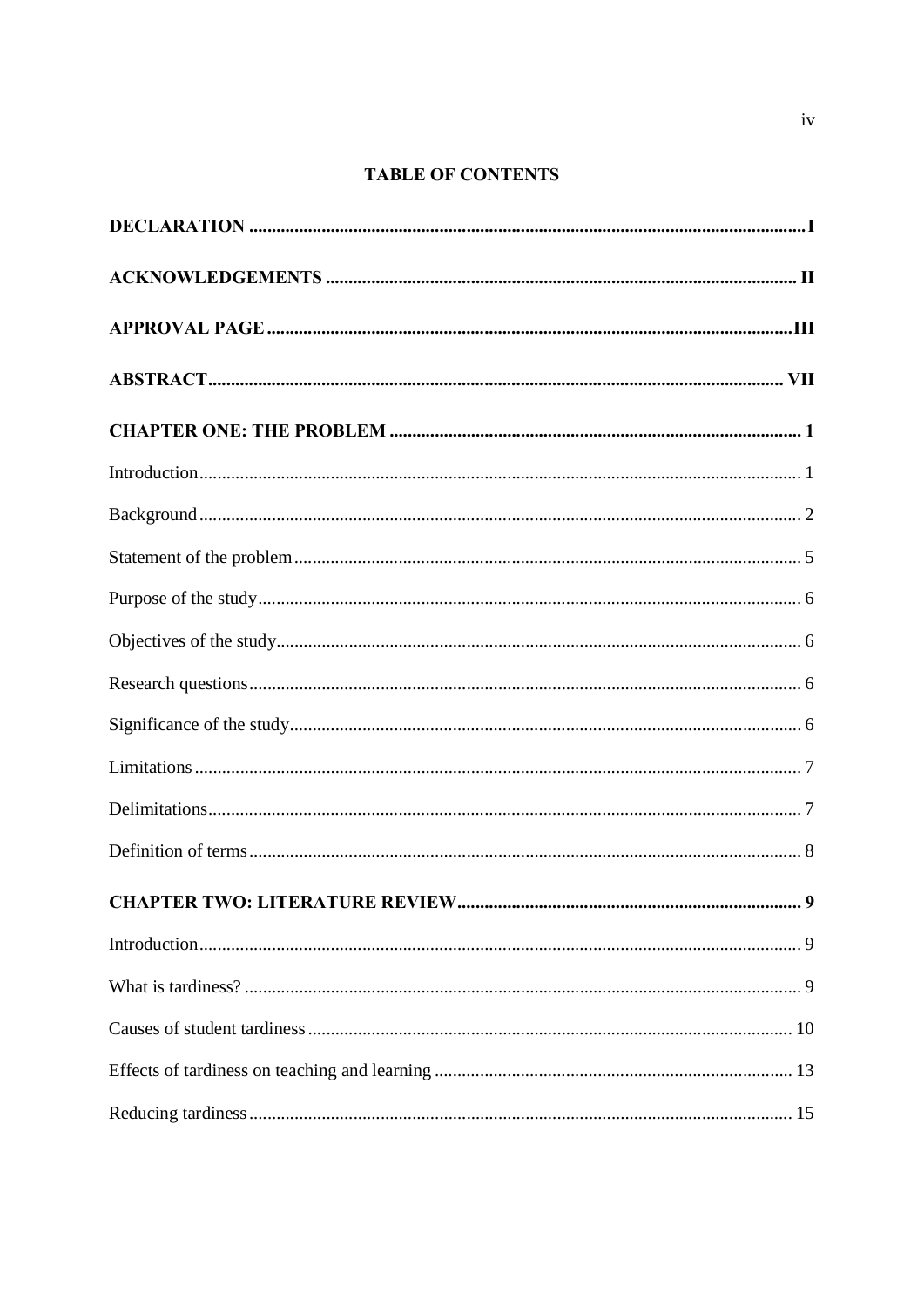# TABLE OF CONTENTS

**DECLARATION** ........................................................................................................ **I**

**ACKNOWLEDGEMENTS** ........................................................................................ **II**

**APPROVAL PAGE** .................................................................................................. **III**

**ABSTRACT** .............................................................................................................. **VII**

**CHAPTER ONE: THE PROBLEM** ........................................................................... **1**

Introduction ........................................................................................................................ 1

Background ........................................................................................................................ 2

Statement of the problem ................................................................................................... 5

Purpose of the study .......................................................................................................... 6

Objectives of the study ...................................................................................................... 6

Research questions ............................................................................................................ 6

Significance of the study ................................................................................................... 6

Limitations ......................................................................................................................... 7

Delimitations ...................................................................................................................... 7

Definition of terms ............................................................................................................ 8

**CHAPTER TWO: LITERATURE REVIEW** ............................................................. **9**

Introduction ........................................................................................................................ 9

What is tardiness? .............................................................................................................. 9

Causes of student tardiness ............................................................................................... 10

Effects of tardiness on teaching and learning ................................................................... 13

Reducing tardiness ............................................................................................................ 15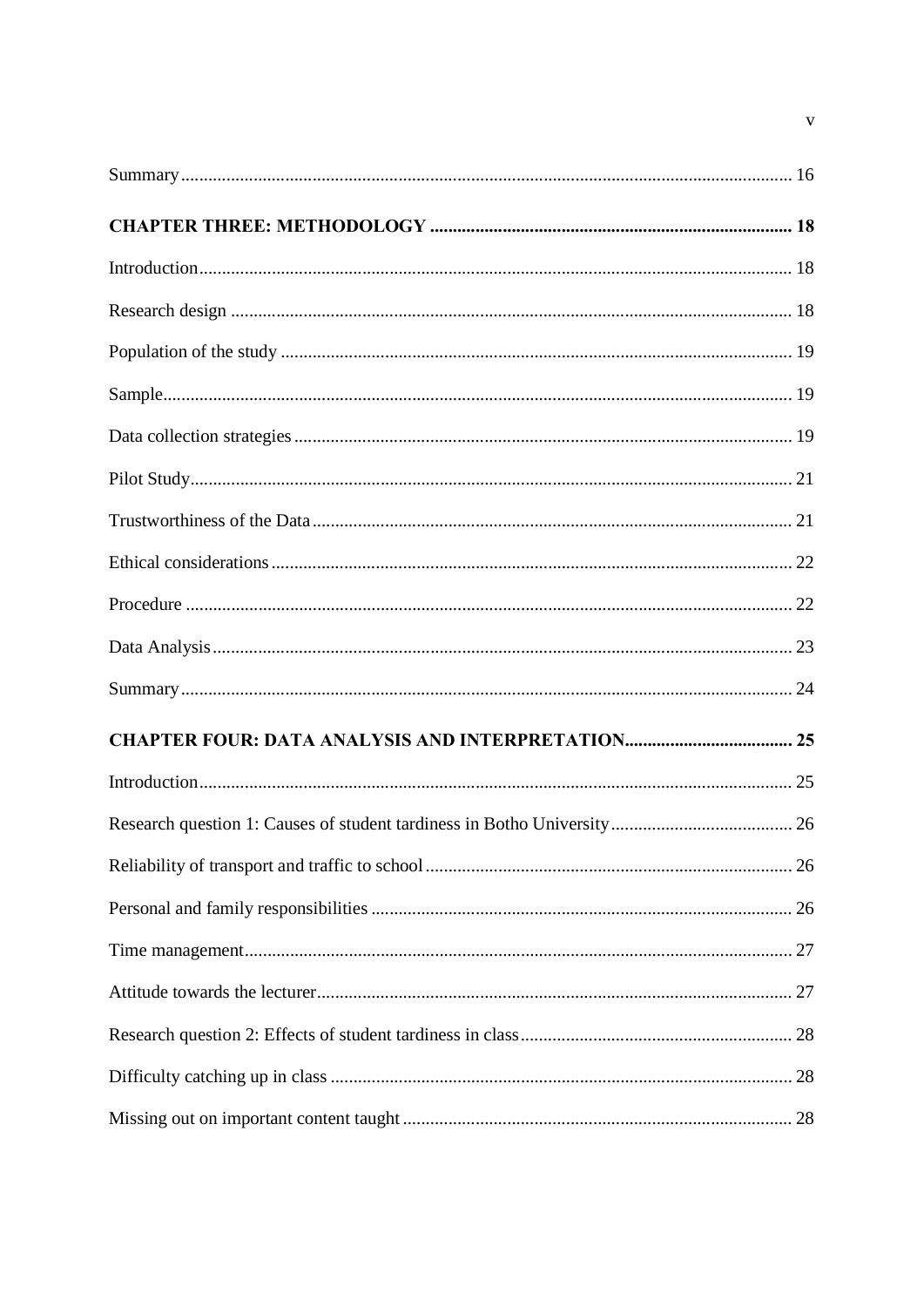Summary ..................................................................................................................................... 16

**CHAPTER THREE: METHODOLOGY ............................................................................... 18**

Introduction ................................................................................................................................ 18

Research design .......................................................................................................................... 18

Population of the study .............................................................................................................. 19

Sample ........................................................................................................................................ 19

Data collection strategies ........................................................................................................... 19

Pilot Study .................................................................................................................................. 21

Trustworthiness of the Data ........................................................................................................ 21

Ethical considerations ................................................................................................................. 22

Procedure .................................................................................................................................... 22

Data Analysis .............................................................................................................................. 23

Summary ..................................................................................................................................... 24

**CHAPTER FOUR: DATA ANALYSIS AND INTERPRETATION.................................... 25**

Introduction ................................................................................................................................ 25

Research question 1: Causes of student tardiness in Botho University ....................................... 26

Reliability of transport and traffic to school ............................................................................... 26

Personal and family responsibilities ........................................................................................... 26

Time management ....................................................................................................................... 27

Attitude towards the lecturer ....................................................................................................... 27

Research question 2: Effects of student tardiness in class ........................................................... 28

Difficulty catching up in class .................................................................................................... 28

Missing out on important content taught .................................................................................... 28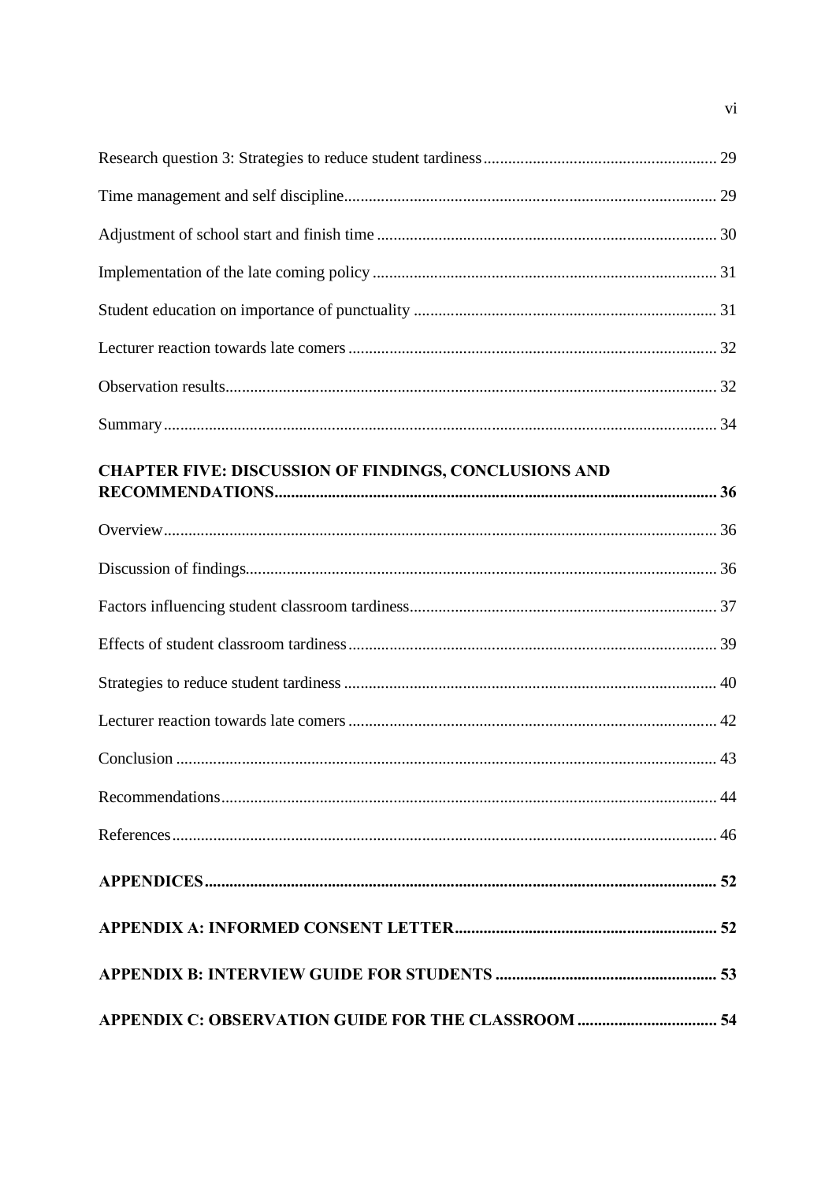Research question 3: Strategies to reduce student tardiness ........................................................ 29

Time management and self discipline........................................................................................ 29

Adjustment of school start and finish time ................................................................................ 30

Implementation of the late coming policy ................................................................................. 31

Student education on importance of punctuality ....................................................................... 31

Lecturer reaction towards late comers ....................................................................................... 32

Observation results..................................................................................................................... 32

Summary .................................................................................................................................... 34

**CHAPTER FIVE: DISCUSSION OF FINDINGS, CONCLUSIONS AND RECOMMENDATIONS.......................................................................................................... 36**

Overview .................................................................................................................................... 36

Discussion of findings................................................................................................................ 36

Factors influencing student classroom tardiness........................................................................ 37

Effects of student classroom tardiness ....................................................................................... 39

Strategies to reduce student tardiness ........................................................................................ 40

Lecturer reaction towards late comers ....................................................................................... 42

Conclusion ................................................................................................................................. 43

Recommendations...................................................................................................................... 44

References .................................................................................................................................. 46

**APPENDICES.......................................................................................................................... 52**

**APPENDIX A: INFORMED CONSENT LETTER............................................................... 52**

**APPENDIX B: INTERVIEW GUIDE FOR STUDENTS ..................................................... 53**

**APPENDIX C: OBSERVATION GUIDE FOR THE CLASSROOM ................................. 54**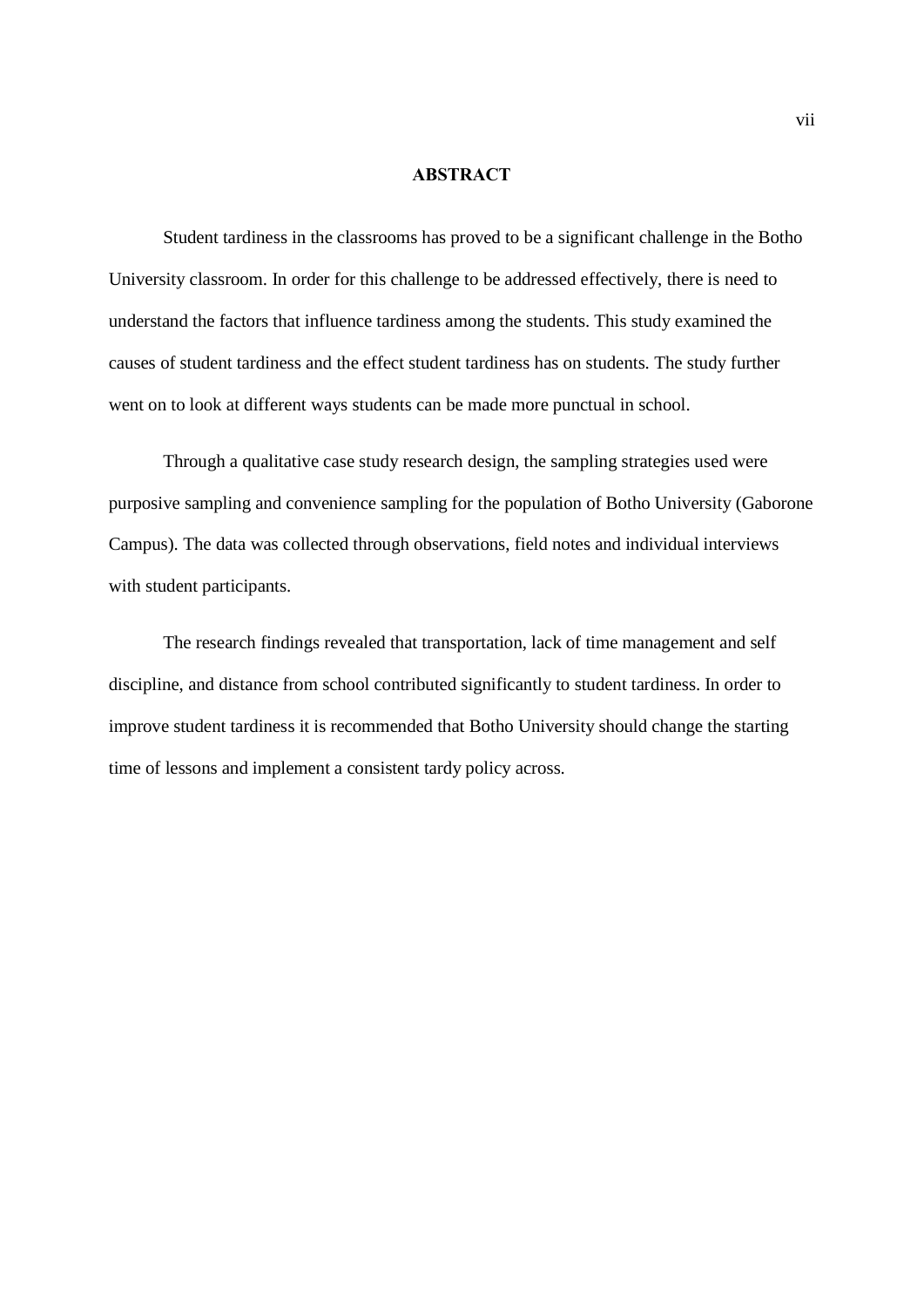## ABSTRACT

Student tardiness in the classrooms has proved to be a significant challenge in the Botho University classroom. In order for this challenge to be addressed effectively, there is need to understand the factors that influence tardiness among the students. This study examined the causes of student tardiness and the effect student tardiness has on students. The study further went on to look at different ways students can be made more punctual in school.

Through a qualitative case study research design, the sampling strategies used were purposive sampling and convenience sampling for the population of Botho University (Gaborone Campus). The data was collected through observations, field notes and individual interviews with student participants.

The research findings revealed that transportation, lack of time management and self discipline, and distance from school contributed significantly to student tardiness. In order to improve student tardiness it is recommended that Botho University should change the starting time of lessons and implement a consistent tardy policy across.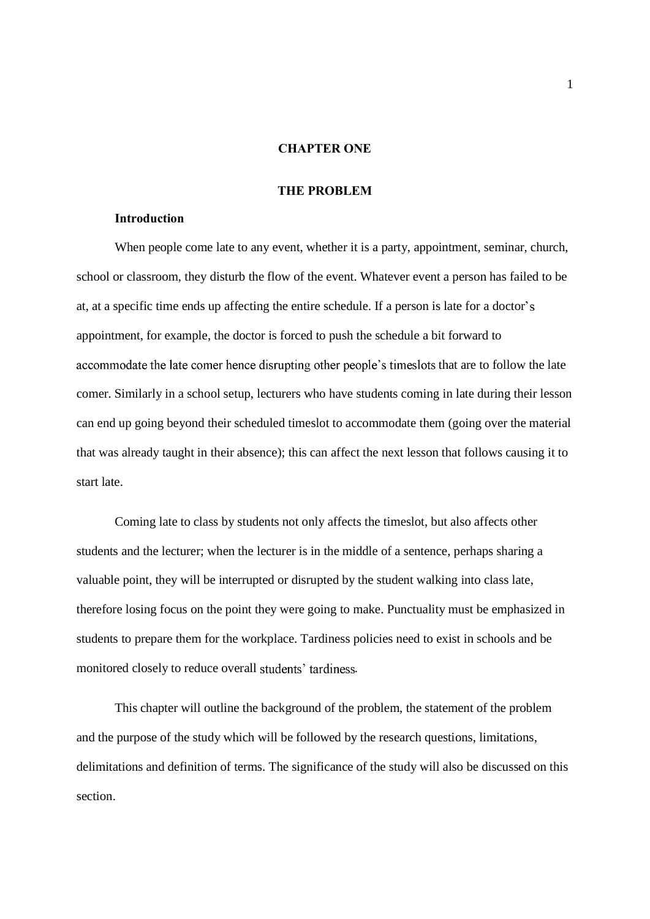# CHAPTER ONE

## THE PROBLEM

### Introduction

When people come late to any event, whether it is a party, appointment, seminar, church, school or classroom, they disturb the flow of the event. Whatever event a person has failed to be at, at a specific time ends up affecting the entire schedule. If a person is late for a doctor's appointment, for example, the doctor is forced to push the schedule a bit forward to accommodate the late comer hence disrupting other people's timeslots that are to follow the late comer. Similarly in a school setup, lecturers who have students coming in late during their lesson can end up going beyond their scheduled timeslot to accommodate them (going over the material that was already taught in their absence); this can affect the next lesson that follows causing it to start late.

Coming late to class by students not only affects the timeslot, but also affects other students and the lecturer; when the lecturer is in the middle of a sentence, perhaps sharing a valuable point, they will be interrupted or disrupted by the student walking into class late, therefore losing focus on the point they were going to make. Punctuality must be emphasized in students to prepare them for the workplace. Tardiness policies need to exist in schools and be monitored closely to reduce overall students' tardiness.

This chapter will outline the background of the problem, the statement of the problem and the purpose of the study which will be followed by the research questions, limitations, delimitations and definition of terms. The significance of the study will also be discussed on this section.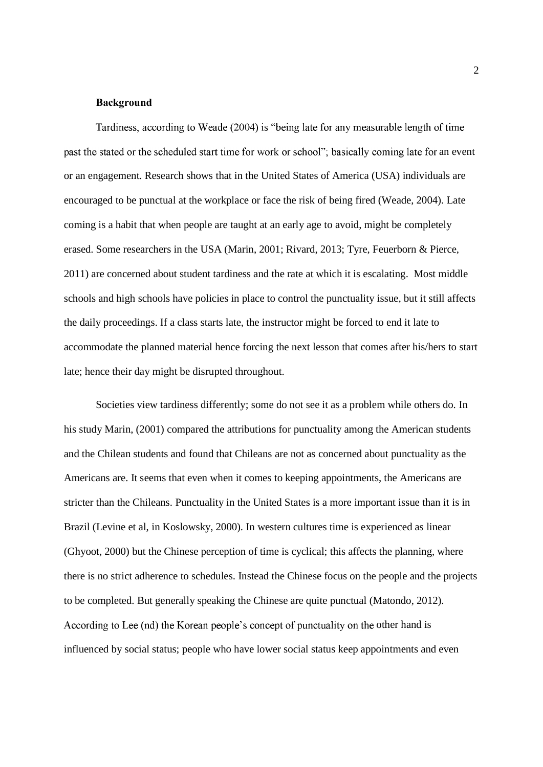**Background**

Tardiness, according to Weade (2004) is "being late for any measurable length of time past the stated or the scheduled start time for work or school"; basically coming late for an event or an engagement. Research shows that in the United States of America (USA) individuals are encouraged to be punctual at the workplace or face the risk of being fired (Weade, 2004). Late coming is a habit that when people are taught at an early age to avoid, might be completely erased. Some researchers in the USA (Marin, 2001; Rivard, 2013; Tyre, Feuerborn & Pierce, 2011) are concerned about student tardiness and the rate at which it is escalating. Most middle schools and high schools have policies in place to control the punctuality issue, but it still affects the daily proceedings. If a class starts late, the instructor might be forced to end it late to accommodate the planned material hence forcing the next lesson that comes after his/hers to start late; hence their day might be disrupted throughout.

Societies view tardiness differently; some do not see it as a problem while others do. In his study Marin, (2001) compared the attributions for punctuality among the American students and the Chilean students and found that Chileans are not as concerned about punctuality as the Americans are. It seems that even when it comes to keeping appointments, the Americans are stricter than the Chileans. Punctuality in the United States is a more important issue than it is in Brazil (Levine et al, in Koslowsky, 2000). In western cultures time is experienced as linear (Ghyoot, 2000) but the Chinese perception of time is cyclical; this affects the planning, where there is no strict adherence to schedules. Instead the Chinese focus on the people and the projects to be completed. But generally speaking the Chinese are quite punctual (Matondo, 2012). According to Lee (nd) the Korean people's concept of punctuality on the other hand is influenced by social status; people who have lower social status keep appointments and even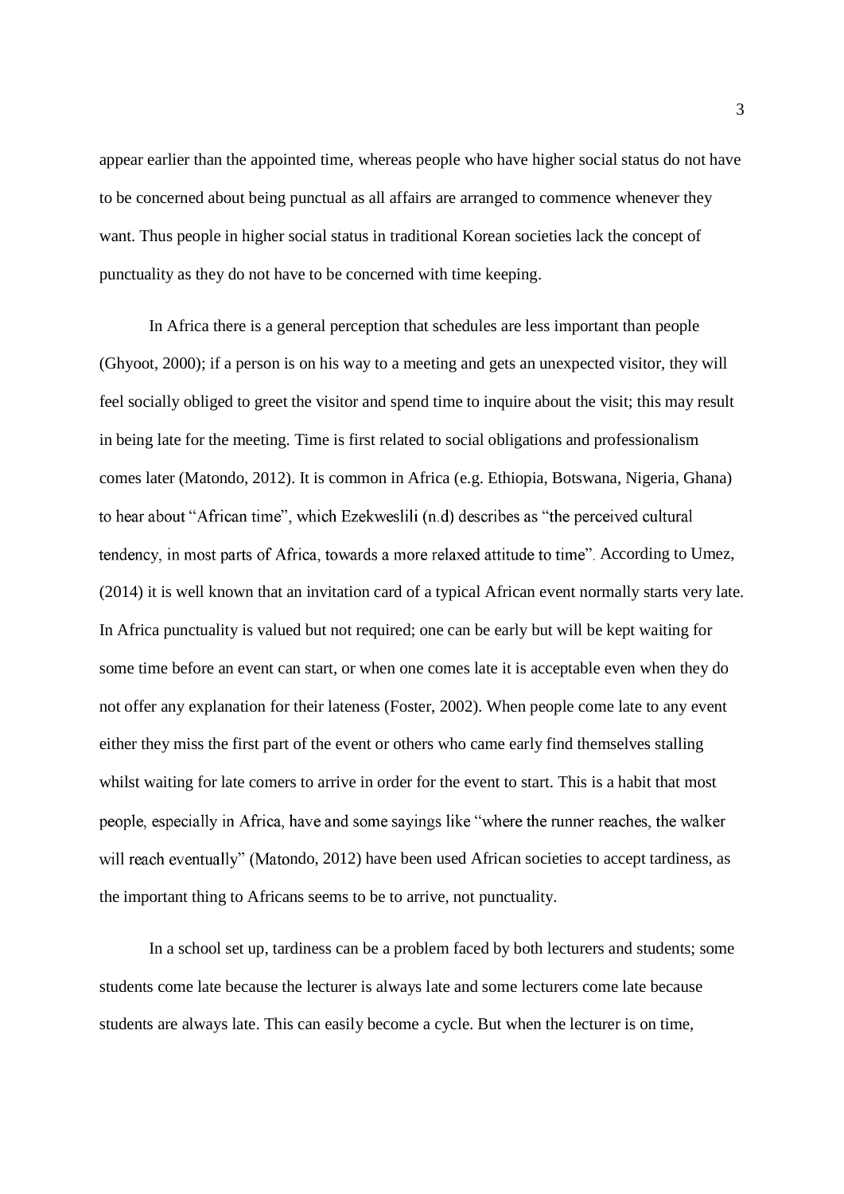appear earlier than the appointed time, whereas people who have higher social status do not have to be concerned about being punctual as all affairs are arranged to commence whenever they want. Thus people in higher social status in traditional Korean societies lack the concept of punctuality as they do not have to be concerned with time keeping.

In Africa there is a general perception that schedules are less important than people (Ghyoot, 2000); if a person is on his way to a meeting and gets an unexpected visitor, they will feel socially obliged to greet the visitor and spend time to inquire about the visit; this may result in being late for the meeting. Time is first related to social obligations and professionalism comes later (Matondo, 2012). It is common in Africa (e.g. Ethiopia, Botswana, Nigeria, Ghana) to hear about "African time", which Ezekweslili (n.d) describes as "the perceived cultural tendency, in most parts of Africa, towards a more relaxed attitude to time". According to Umez, (2014) it is well known that an invitation card of a typical African event normally starts very late. In Africa punctuality is valued but not required; one can be early but will be kept waiting for some time before an event can start, or when one comes late it is acceptable even when they do not offer any explanation for their lateness (Foster, 2002). When people come late to any event either they miss the first part of the event or others who came early find themselves stalling whilst waiting for late comers to arrive in order for the event to start. This is a habit that most people, especially in Africa, have and some sayings like "where the runner reaches, the walker will reach eventually" (Matondo, 2012) have been used African societies to accept tardiness, as the important thing to Africans seems to be to arrive, not punctuality.

In a school set up, tardiness can be a problem faced by both lecturers and students; some students come late because the lecturer is always late and some lecturers come late because students are always late. This can easily become a cycle. But when the lecturer is on time,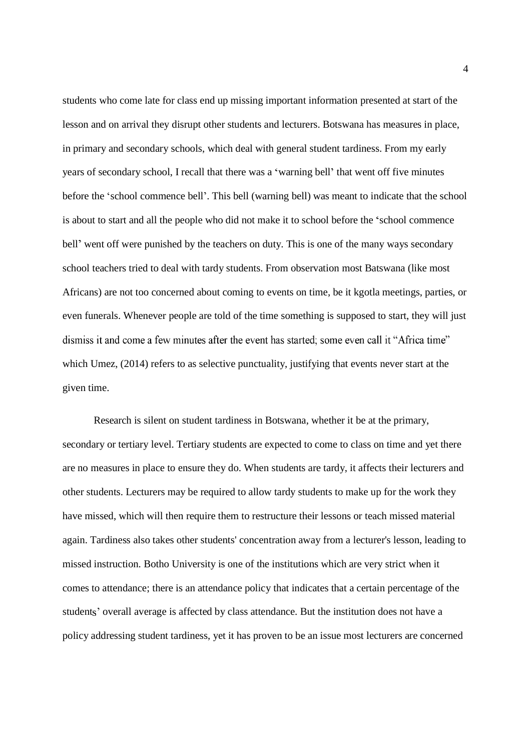students who come late for class end up missing important information presented at start of the lesson and on arrival they disrupt other students and lecturers. Botswana has measures in place, in primary and secondary schools, which deal with general student tardiness. From my early years of secondary school, I recall that there was a 'warning bell' that went off five minutes before the 'school commence bell'. This bell (warning bell) was meant to indicate that the school is about to start and all the people who did not make it to school before the 'school commence bell' went off were punished by the teachers on duty. This is one of the many ways secondary school teachers tried to deal with tardy students. From observation most Batswana (like most Africans) are not too concerned about coming to events on time, be it kgotla meetings, parties, or even funerals. Whenever people are told of the time something is supposed to start, they will just dismiss it and come a few minutes after the event has started; some even call it "Africa time" which Umez, (2014) refers to as selective punctuality, justifying that events never start at the given time.

Research is silent on student tardiness in Botswana, whether it be at the primary, secondary or tertiary level. Tertiary students are expected to come to class on time and yet there are no measures in place to ensure they do. When students are tardy, it affects their lecturers and other students. Lecturers may be required to allow tardy students to make up for the work they have missed, which will then require them to restructure their lessons or teach missed material again. Tardiness also takes other students' concentration away from a lecturer's lesson, leading to missed instruction. Botho University is one of the institutions which are very strict when it comes to attendance; there is an attendance policy that indicates that a certain percentage of the students' overall average is affected by class attendance. But the institution does not have a policy addressing student tardiness, yet it has proven to be an issue most lecturers are concerned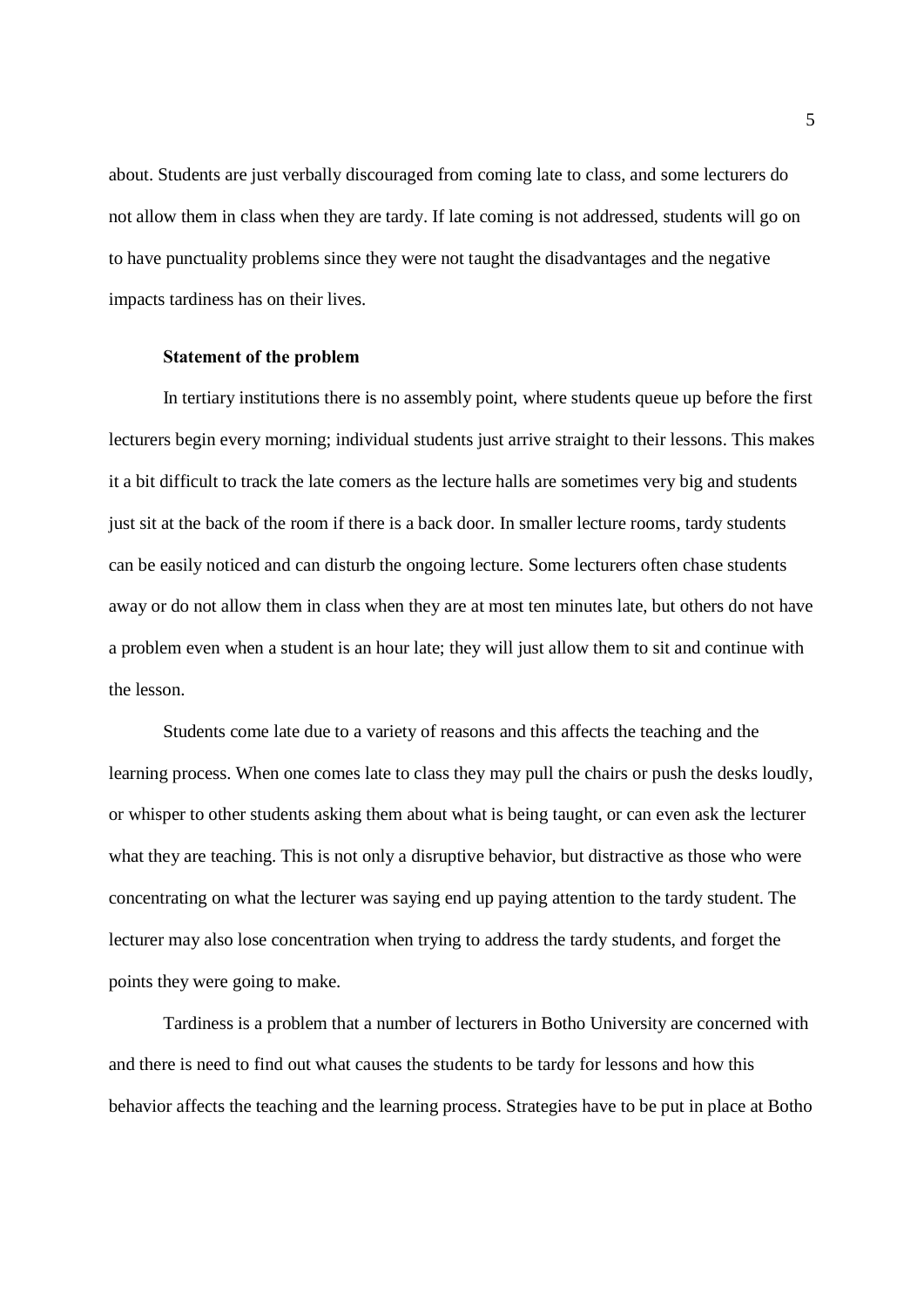about. Students are just verbally discouraged from coming late to class, and some lecturers do not allow them in class when they are tardy. If late coming is not addressed, students will go on to have punctuality problems since they were not taught the disadvantages and the negative impacts tardiness has on their lives.

### Statement of the problem

In tertiary institutions there is no assembly point, where students queue up before the first lecturers begin every morning; individual students just arrive straight to their lessons. This makes it a bit difficult to track the late comers as the lecture halls are sometimes very big and students just sit at the back of the room if there is a back door. In smaller lecture rooms, tardy students can be easily noticed and can disturb the ongoing lecture. Some lecturers often chase students away or do not allow them in class when they are at most ten minutes late, but others do not have a problem even when a student is an hour late; they will just allow them to sit and continue with the lesson.

Students come late due to a variety of reasons and this affects the teaching and the learning process. When one comes late to class they may pull the chairs or push the desks loudly, or whisper to other students asking them about what is being taught, or can even ask the lecturer what they are teaching. This is not only a disruptive behavior, but distractive as those who were concentrating on what the lecturer was saying end up paying attention to the tardy student. The lecturer may also lose concentration when trying to address the tardy students, and forget the points they were going to make.

Tardiness is a problem that a number of lecturers in Botho University are concerned with and there is need to find out what causes the students to be tardy for lessons and how this behavior affects the teaching and the learning process. Strategies have to be put in place at Botho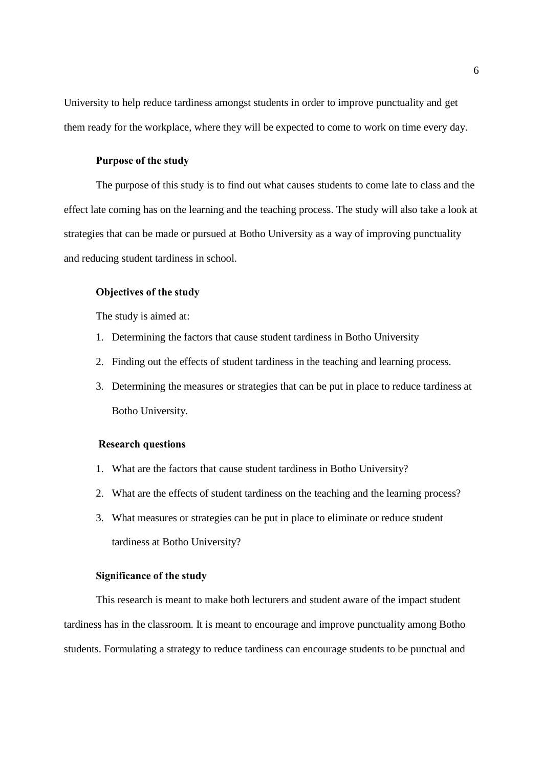University to help reduce tardiness amongst students in order to improve punctuality and get them ready for the workplace, where they will be expected to come to work on time every day.

### Purpose of the study

The purpose of this study is to find out what causes students to come late to class and the effect late coming has on the learning and the teaching process. The study will also take a look at strategies that can be made or pursued at Botho University as a way of improving punctuality and reducing student tardiness in school.

### Objectives of the study

The study is aimed at:

1. Determining the factors that cause student tardiness in Botho University
2. Finding out the effects of student tardiness in the teaching and learning process.
3. Determining the measures or strategies that can be put in place to reduce tardiness at Botho University.

### Research questions

1. What are the factors that cause student tardiness in Botho University?
2. What are the effects of student tardiness on the teaching and the learning process?
3. What measures or strategies can be put in place to eliminate or reduce student tardiness at Botho University?

### Significance of the study

This research is meant to make both lecturers and student aware of the impact student tardiness has in the classroom. It is meant to encourage and improve punctuality among Botho students. Formulating a strategy to reduce tardiness can encourage students to be punctual and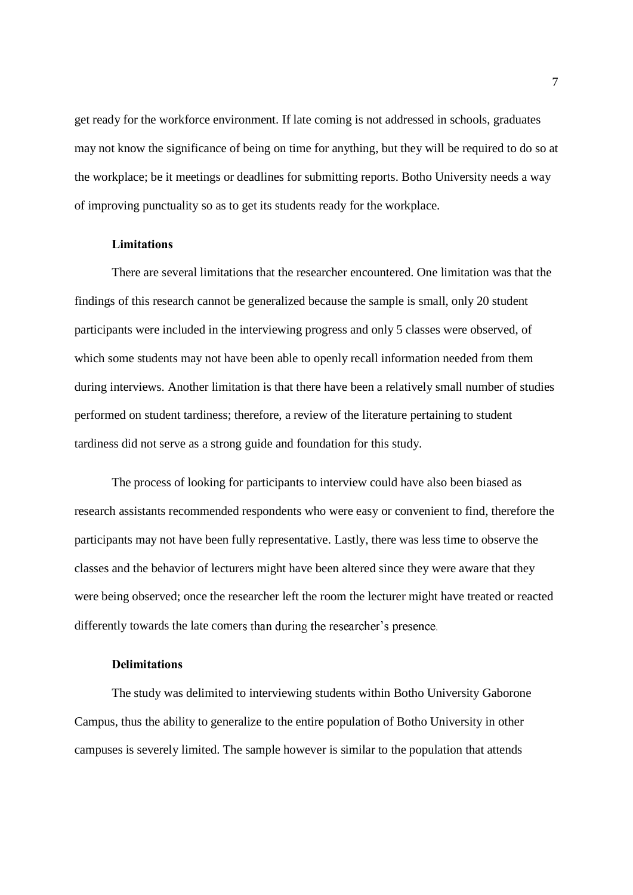get ready for the workforce environment. If late coming is not addressed in schools, graduates may not know the significance of being on time for anything, but they will be required to do so at the workplace; be it meetings or deadlines for submitting reports. Botho University needs a way of improving punctuality so as to get its students ready for the workplace.

### Limitations

There are several limitations that the researcher encountered. One limitation was that the findings of this research cannot be generalized because the sample is small, only 20 student participants were included in the interviewing progress and only 5 classes were observed, of which some students may not have been able to openly recall information needed from them during interviews. Another limitation is that there have been a relatively small number of studies performed on student tardiness; therefore, a review of the literature pertaining to student tardiness did not serve as a strong guide and foundation for this study.

The process of looking for participants to interview could have also been biased as research assistants recommended respondents who were easy or convenient to find, therefore the participants may not have been fully representative. Lastly, there was less time to observe the classes and the behavior of lecturers might have been altered since they were aware that they were being observed; once the researcher left the room the lecturer might have treated or reacted differently towards the late comers than during the researcher's presence.

### Delimitations

The study was delimited to interviewing students within Botho University Gaborone Campus, thus the ability to generalize to the entire population of Botho University in other campuses is severely limited. The sample however is similar to the population that attends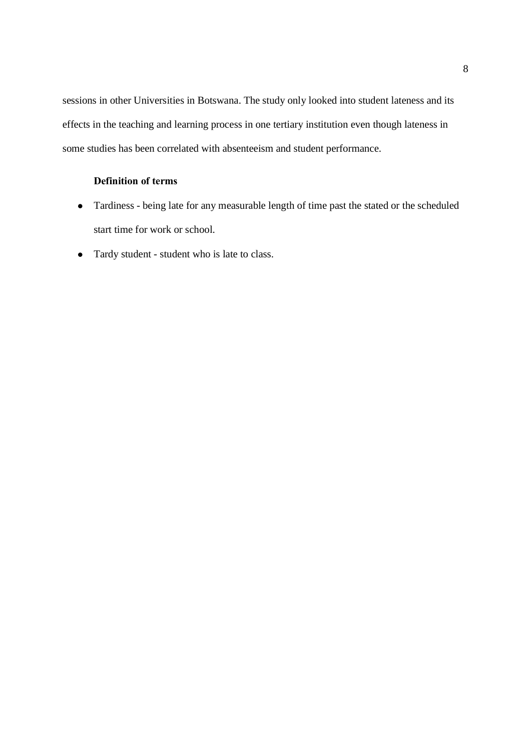sessions in other Universities in Botswana. The study only looked into student lateness and its effects in the teaching and learning process in one tertiary institution even though lateness in some studies has been correlated with absenteeism and student performance.

### Definition of terms

- Tardiness - being late for any measurable length of time past the stated or the scheduled start time for work or school.
- Tardy student - student who is late to class.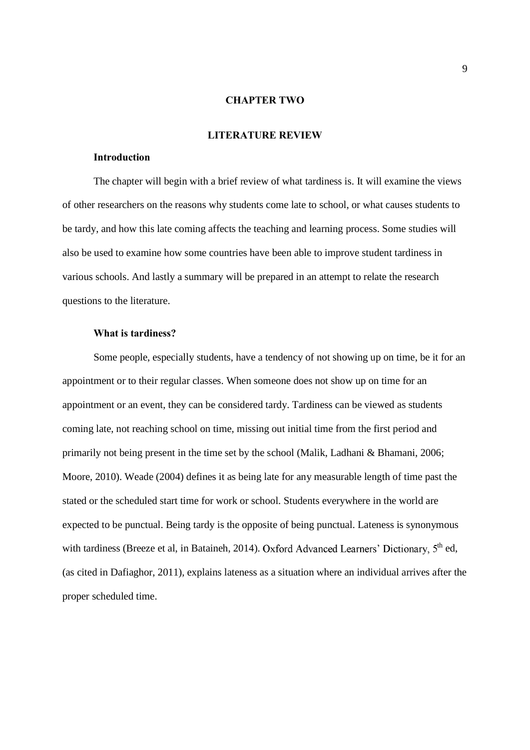# CHAPTER TWO

## LITERATURE REVIEW

### Introduction

The chapter will begin with a brief review of what tardiness is. It will examine the views of other researchers on the reasons why students come late to school, or what causes students to be tardy, and how this late coming affects the teaching and learning process. Some studies will also be used to examine how some countries have been able to improve student tardiness in various schools. And lastly a summary will be prepared in an attempt to relate the research questions to the literature.

### What is tardiness?

Some people, especially students, have a tendency of not showing up on time, be it for an appointment or to their regular classes. When someone does not show up on time for an appointment or an event, they can be considered tardy. Tardiness can be viewed as students coming late, not reaching school on time, missing out initial time from the first period and primarily not being present in the time set by the school (Malik, Ladhani & Bhamani, 2006; Moore, 2010). Weade (2004) defines it as being late for any measurable length of time past the stated or the scheduled start time for work or school. Students everywhere in the world are expected to be punctual. Being tardy is the opposite of being punctual. Lateness is synonymous with tardiness (Breeze et al, in Bataineh, 2014). Oxford Advanced Learners' Dictionary, 5th ed, (as cited in Dafiaghor, 2011), explains lateness as a situation where an individual arrives after the proper scheduled time.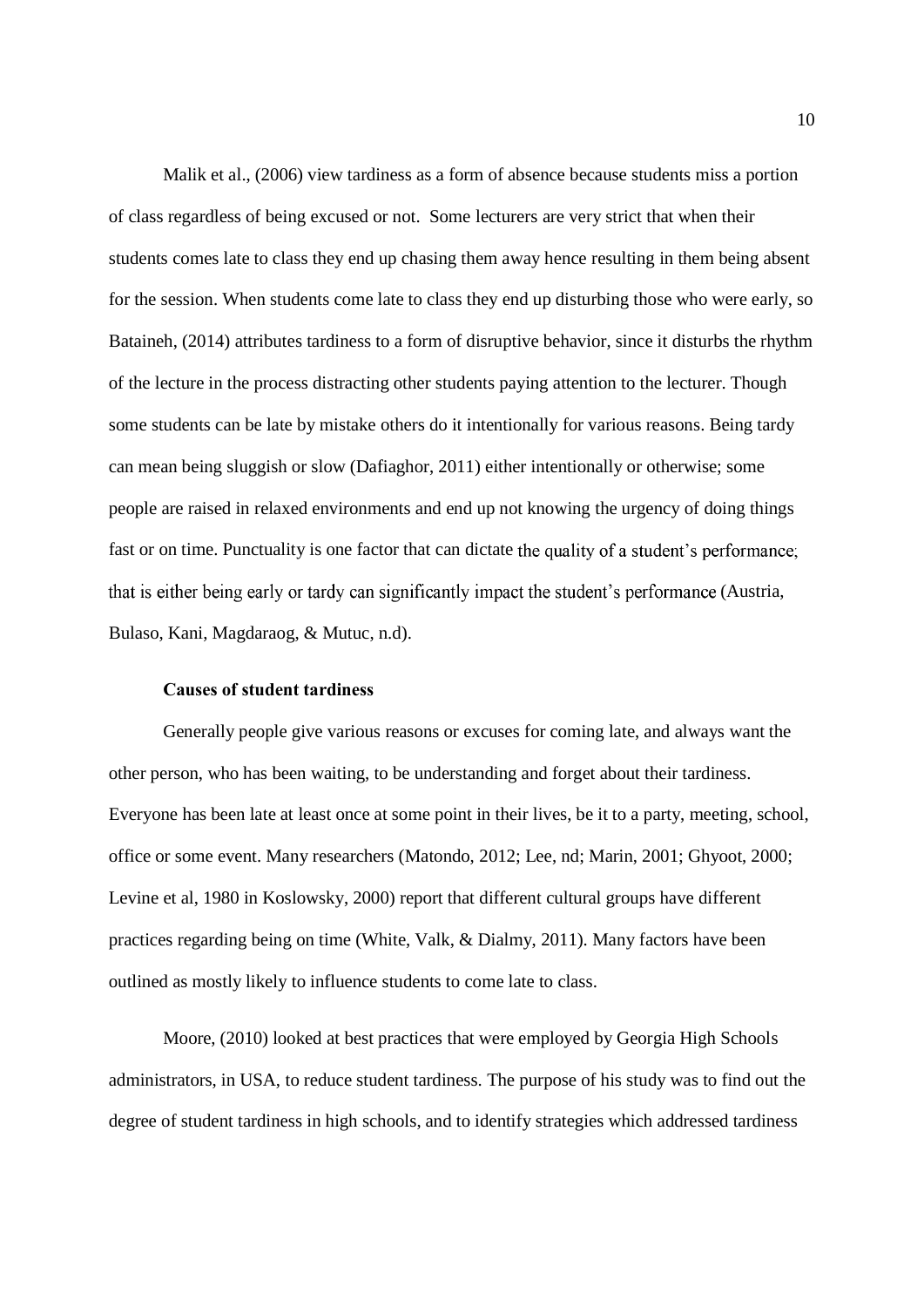Malik et al., (2006) view tardiness as a form of absence because students miss a portion of class regardless of being excused or not. Some lecturers are very strict that when their students comes late to class they end up chasing them away hence resulting in them being absent for the session. When students come late to class they end up disturbing those who were early, so Bataineh, (2014) attributes tardiness to a form of disruptive behavior, since it disturbs the rhythm of the lecture in the process distracting other students paying attention to the lecturer. Though some students can be late by mistake others do it intentionally for various reasons. Being tardy can mean being sluggish or slow (Dafiaghor, 2011) either intentionally or otherwise; some people are raised in relaxed environments and end up not knowing the urgency of doing things fast or on time. Punctuality is one factor that can dictate the quality of a student's performance; that is either being early or tardy can significantly impact the student's performance (Austria, Bulaso, Kani, Magdaraog, & Mutuc, n.d).

**Causes of student tardiness**

Generally people give various reasons or excuses for coming late, and always want the other person, who has been waiting, to be understanding and forget about their tardiness. Everyone has been late at least once at some point in their lives, be it to a party, meeting, school, office or some event. Many researchers (Matondo, 2012; Lee, nd; Marin, 2001; Ghyoot, 2000; Levine et al, 1980 in Koslowsky, 2000) report that different cultural groups have different practices regarding being on time (White, Valk, & Dialmy, 2011). Many factors have been outlined as mostly likely to influence students to come late to class.

Moore, (2010) looked at best practices that were employed by Georgia High Schools administrators, in USA, to reduce student tardiness. The purpose of his study was to find out the degree of student tardiness in high schools, and to identify strategies which addressed tardiness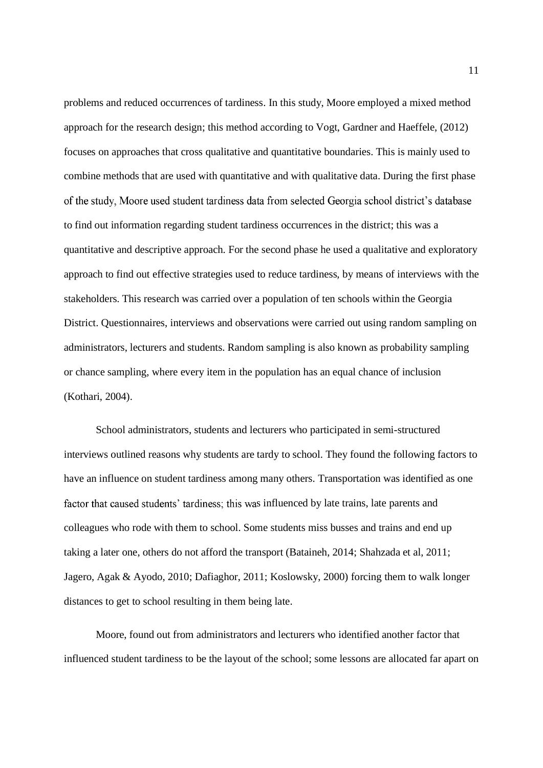problems and reduced occurrences of tardiness. In this study, Moore employed a mixed method approach for the research design; this method according to Vogt, Gardner and Haeffele, (2012) focuses on approaches that cross qualitative and quantitative boundaries. This is mainly used to combine methods that are used with quantitative and with qualitative data. During the first phase of the study, Moore used student tardiness data from selected Georgia school district's database to find out information regarding student tardiness occurrences in the district; this was a quantitative and descriptive approach. For the second phase he used a qualitative and exploratory approach to find out effective strategies used to reduce tardiness, by means of interviews with the stakeholders. This research was carried over a population of ten schools within the Georgia District. Questionnaires, interviews and observations were carried out using random sampling on administrators, lecturers and students. Random sampling is also known as probability sampling or chance sampling, where every item in the population has an equal chance of inclusion (Kothari, 2004).

School administrators, students and lecturers who participated in semi-structured interviews outlined reasons why students are tardy to school. They found the following factors to have an influence on student tardiness among many others. Transportation was identified as one factor that caused students' tardiness; this was influenced by late trains, late parents and colleagues who rode with them to school. Some students miss busses and trains and end up taking a later one, others do not afford the transport (Bataineh, 2014; Shahzada et al, 2011; Jagero, Agak & Ayodo, 2010; Dafiaghor, 2011; Koslowsky, 2000) forcing them to walk longer distances to get to school resulting in them being late.

Moore, found out from administrators and lecturers who identified another factor that influenced student tardiness to be the layout of the school; some lessons are allocated far apart on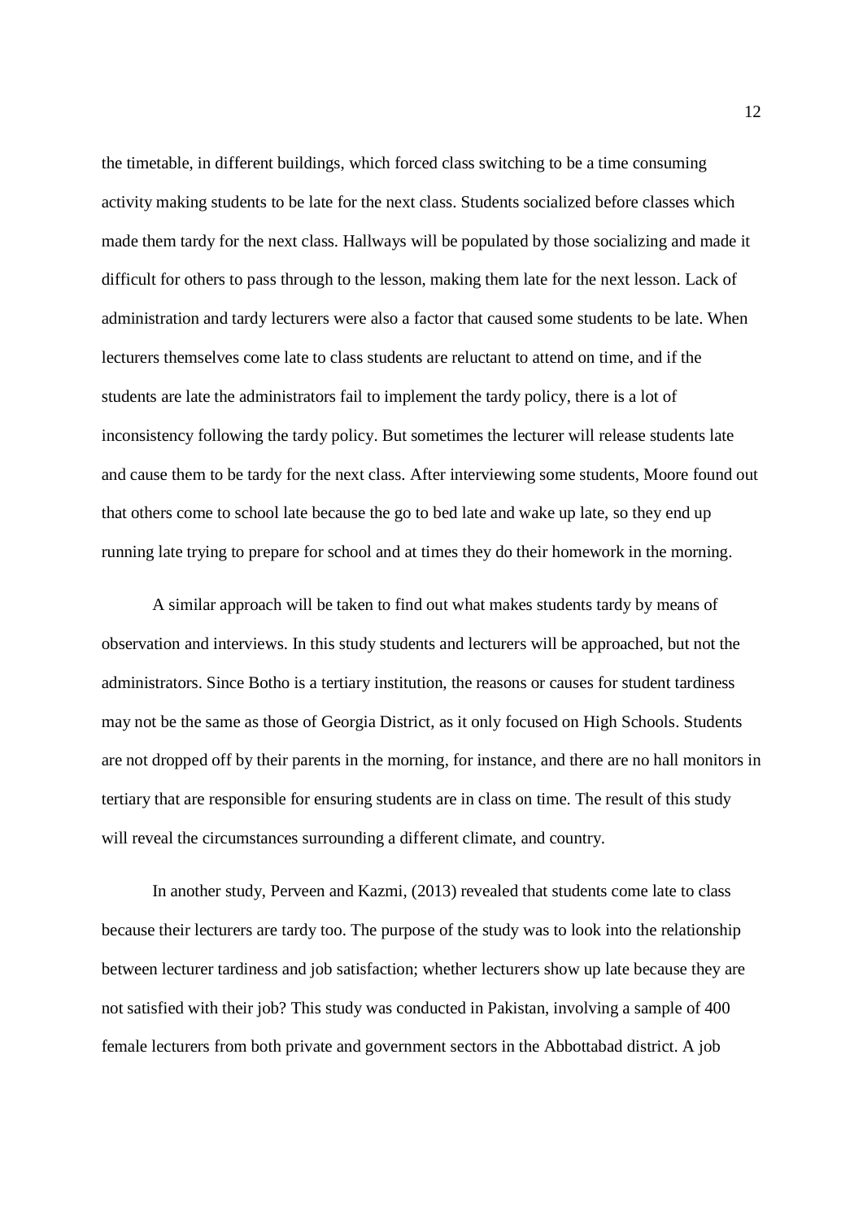the timetable, in different buildings, which forced class switching to be a time consuming activity making students to be late for the next class. Students socialized before classes which made them tardy for the next class. Hallways will be populated by those socializing and made it difficult for others to pass through to the lesson, making them late for the next lesson. Lack of administration and tardy lecturers were also a factor that caused some students to be late. When lecturers themselves come late to class students are reluctant to attend on time, and if the students are late the administrators fail to implement the tardy policy, there is a lot of inconsistency following the tardy policy. But sometimes the lecturer will release students late and cause them to be tardy for the next class. After interviewing some students, Moore found out that others come to school late because the go to bed late and wake up late, so they end up running late trying to prepare for school and at times they do their homework in the morning.

A similar approach will be taken to find out what makes students tardy by means of observation and interviews. In this study students and lecturers will be approached, but not the administrators. Since Botho is a tertiary institution, the reasons or causes for student tardiness may not be the same as those of Georgia District, as it only focused on High Schools. Students are not dropped off by their parents in the morning, for instance, and there are no hall monitors in tertiary that are responsible for ensuring students are in class on time. The result of this study will reveal the circumstances surrounding a different climate, and country.

In another study, Perveen and Kazmi, (2013) revealed that students come late to class because their lecturers are tardy too. The purpose of the study was to look into the relationship between lecturer tardiness and job satisfaction; whether lecturers show up late because they are not satisfied with their job? This study was conducted in Pakistan, involving a sample of 400 female lecturers from both private and government sectors in the Abbottabad district. A job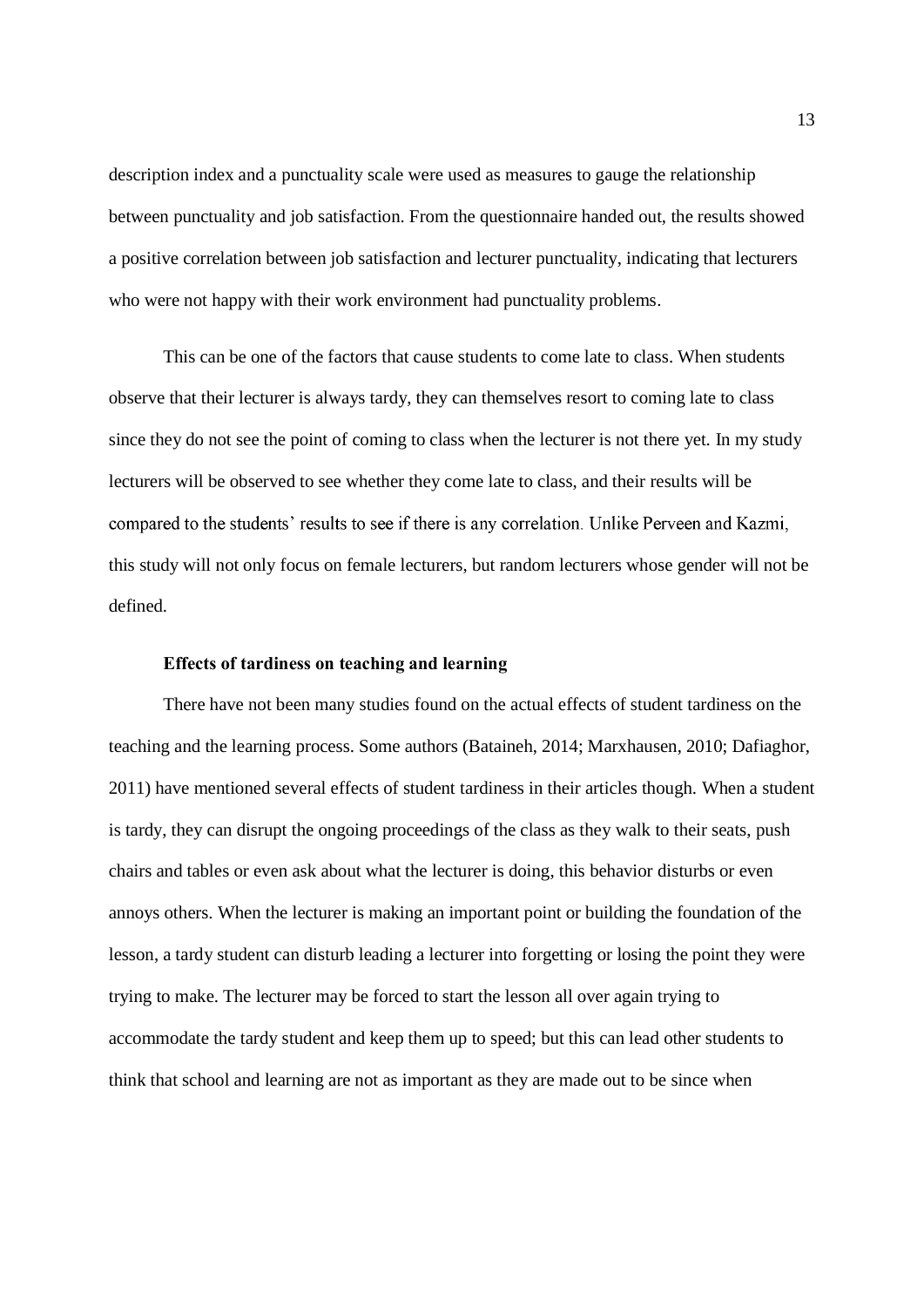description index and a punctuality scale were used as measures to gauge the relationship between punctuality and job satisfaction. From the questionnaire handed out, the results showed a positive correlation between job satisfaction and lecturer punctuality, indicating that lecturers who were not happy with their work environment had punctuality problems.

This can be one of the factors that cause students to come late to class. When students observe that their lecturer is always tardy, they can themselves resort to coming late to class since they do not see the point of coming to class when the lecturer is not there yet. In my study lecturers will be observed to see whether they come late to class, and their results will be compared to the students' results to see if there is any correlation. Unlike Perveen and Kazmi, this study will not only focus on female lecturers, but random lecturers whose gender will not be defined.

**Effects of tardiness on teaching and learning**

There have not been many studies found on the actual effects of student tardiness on the teaching and the learning process. Some authors (Bataineh, 2014; Marxhausen, 2010; Dafiaghor, 2011) have mentioned several effects of student tardiness in their articles though. When a student is tardy, they can disrupt the ongoing proceedings of the class as they walk to their seats, push chairs and tables or even ask about what the lecturer is doing, this behavior disturbs or even annoys others. When the lecturer is making an important point or building the foundation of the lesson, a tardy student can disturb leading a lecturer into forgetting or losing the point they were trying to make. The lecturer may be forced to start the lesson all over again trying to accommodate the tardy student and keep them up to speed; but this can lead other students to think that school and learning are not as important as they are made out to be since when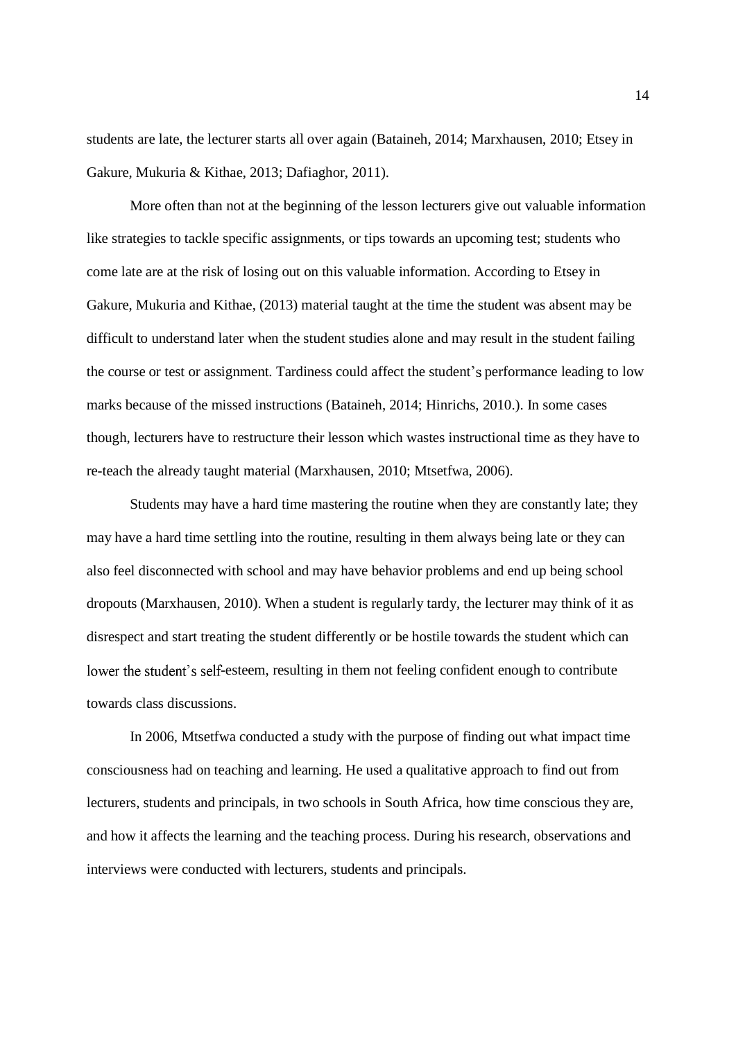students are late, the lecturer starts all over again (Bataineh, 2014; Marxhausen, 2010; Etsey in Gakure, Mukuria & Kithae, 2013; Dafiaghor, 2011).

More often than not at the beginning of the lesson lecturers give out valuable information like strategies to tackle specific assignments, or tips towards an upcoming test; students who come late are at the risk of losing out on this valuable information. According to Etsey in Gakure, Mukuria and Kithae, (2013) material taught at the time the student was absent may be difficult to understand later when the student studies alone and may result in the student failing the course or test or assignment. Tardiness could affect the student's performance leading to low marks because of the missed instructions (Bataineh, 2014; Hinrichs, 2010.). In some cases though, lecturers have to restructure their lesson which wastes instructional time as they have to re-teach the already taught material (Marxhausen, 2010; Mtsetfwa, 2006).

Students may have a hard time mastering the routine when they are constantly late; they may have a hard time settling into the routine, resulting in them always being late or they can also feel disconnected with school and may have behavior problems and end up being school dropouts (Marxhausen, 2010). When a student is regularly tardy, the lecturer may think of it as disrespect and start treating the student differently or be hostile towards the student which can lower the student's self-esteem, resulting in them not feeling confident enough to contribute towards class discussions.

In 2006, Mtsetfwa conducted a study with the purpose of finding out what impact time consciousness had on teaching and learning. He used a qualitative approach to find out from lecturers, students and principals, in two schools in South Africa, how time conscious they are, and how it affects the learning and the teaching process. During his research, observations and interviews were conducted with lecturers, students and principals.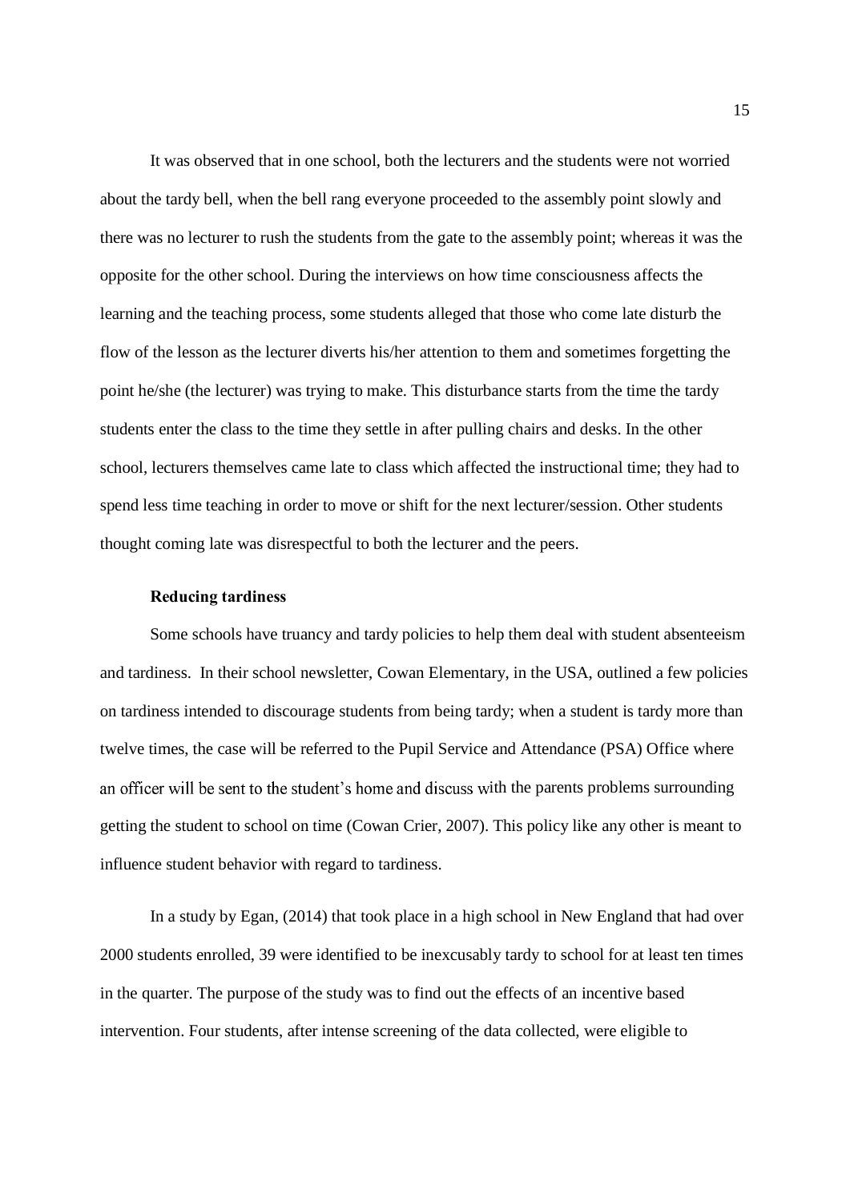It was observed that in one school, both the lecturers and the students were not worried about the tardy bell, when the bell rang everyone proceeded to the assembly point slowly and there was no lecturer to rush the students from the gate to the assembly point; whereas it was the opposite for the other school. During the interviews on how time consciousness affects the learning and the teaching process, some students alleged that those who come late disturb the flow of the lesson as the lecturer diverts his/her attention to them and sometimes forgetting the point he/she (the lecturer) was trying to make. This disturbance starts from the time the tardy students enter the class to the time they settle in after pulling chairs and desks. In the other school, lecturers themselves came late to class which affected the instructional time; they had to spend less time teaching in order to move or shift for the next lecturer/session. Other students thought coming late was disrespectful to both the lecturer and the peers.

### Reducing tardiness

Some schools have truancy and tardy policies to help them deal with student absenteeism and tardiness. In their school newsletter, Cowan Elementary, in the USA, outlined a few policies on tardiness intended to discourage students from being tardy; when a student is tardy more than twelve times, the case will be referred to the Pupil Service and Attendance (PSA) Office where an officer will be sent to the student's home and discuss with the parents problems surrounding getting the student to school on time (Cowan Crier, 2007). This policy like any other is meant to influence student behavior with regard to tardiness.

In a study by Egan, (2014) that took place in a high school in New England that had over 2000 students enrolled, 39 were identified to be inexcusably tardy to school for at least ten times in the quarter. The purpose of the study was to find out the effects of an incentive based intervention. Four students, after intense screening of the data collected, were eligible to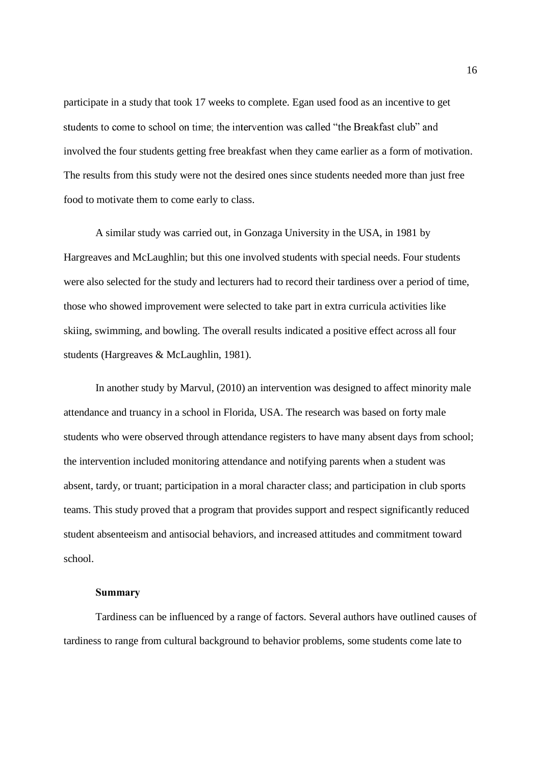participate in a study that took 17 weeks to complete. Egan used food as an incentive to get students to come to school on time; the intervention was called "the Breakfast club" and involved the four students getting free breakfast when they came earlier as a form of motivation. The results from this study were not the desired ones since students needed more than just free food to motivate them to come early to class.

A similar study was carried out, in Gonzaga University in the USA, in 1981 by Hargreaves and McLaughlin; but this one involved students with special needs. Four students were also selected for the study and lecturers had to record their tardiness over a period of time, those who showed improvement were selected to take part in extra curricula activities like skiing, swimming, and bowling. The overall results indicated a positive effect across all four students (Hargreaves & McLaughlin, 1981).

In another study by Marvul, (2010) an intervention was designed to affect minority male attendance and truancy in a school in Florida, USA. The research was based on forty male students who were observed through attendance registers to have many absent days from school; the intervention included monitoring attendance and notifying parents when a student was absent, tardy, or truant; participation in a moral character class; and participation in club sports teams. This study proved that a program that provides support and respect significantly reduced student absenteeism and antisocial behaviors, and increased attitudes and commitment toward school.

### Summary

Tardiness can be influenced by a range of factors. Several authors have outlined causes of tardiness to range from cultural background to behavior problems, some students come late to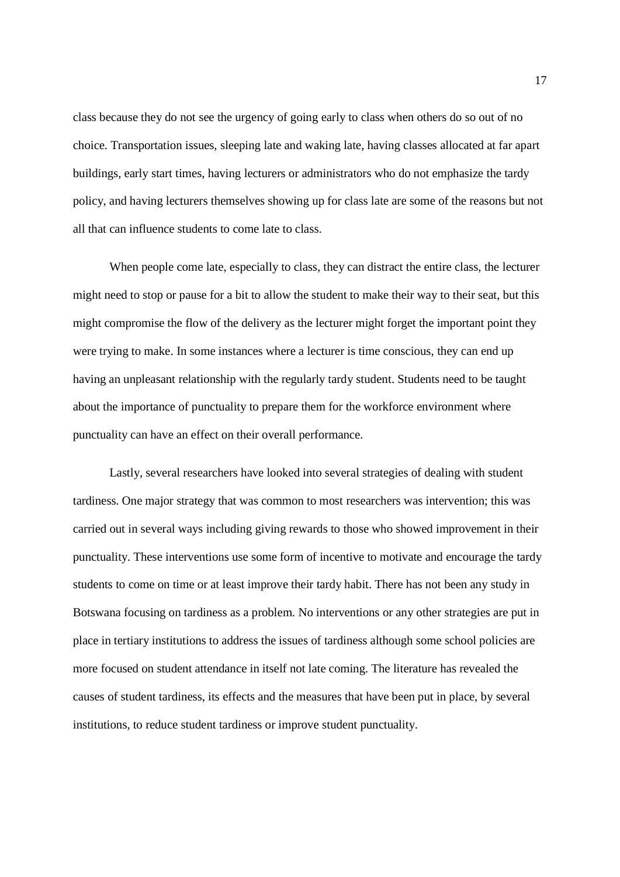class because they do not see the urgency of going early to class when others do so out of no choice. Transportation issues, sleeping late and waking late, having classes allocated at far apart buildings, early start times, having lecturers or administrators who do not emphasize the tardy policy, and having lecturers themselves showing up for class late are some of the reasons but not all that can influence students to come late to class.

When people come late, especially to class, they can distract the entire class, the lecturer might need to stop or pause for a bit to allow the student to make their way to their seat, but this might compromise the flow of the delivery as the lecturer might forget the important point they were trying to make. In some instances where a lecturer is time conscious, they can end up having an unpleasant relationship with the regularly tardy student. Students need to be taught about the importance of punctuality to prepare them for the workforce environment where punctuality can have an effect on their overall performance.

Lastly, several researchers have looked into several strategies of dealing with student tardiness. One major strategy that was common to most researchers was intervention; this was carried out in several ways including giving rewards to those who showed improvement in their punctuality. These interventions use some form of incentive to motivate and encourage the tardy students to come on time or at least improve their tardy habit. There has not been any study in Botswana focusing on tardiness as a problem. No interventions or any other strategies are put in place in tertiary institutions to address the issues of tardiness although some school policies are more focused on student attendance in itself not late coming. The literature has revealed the causes of student tardiness, its effects and the measures that have been put in place, by several institutions, to reduce student tardiness or improve student punctuality.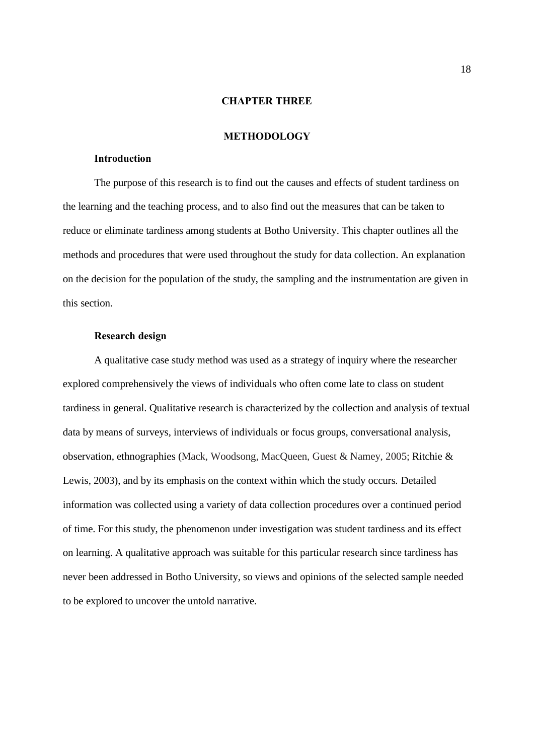# CHAPTER THREE

# METHODOLOGY

## Introduction

The purpose of this research is to find out the causes and effects of student tardiness on the learning and the teaching process, and to also find out the measures that can be taken to reduce or eliminate tardiness among students at Botho University. This chapter outlines all the methods and procedures that were used throughout the study for data collection. An explanation on the decision for the population of the study, the sampling and the instrumentation are given in this section.

## Research design

A qualitative case study method was used as a strategy of inquiry where the researcher explored comprehensively the views of individuals who often come late to class on student tardiness in general. Qualitative research is characterized by the collection and analysis of textual data by means of surveys, interviews of individuals or focus groups, conversational analysis, observation, ethnographies (Mack, Woodsong, MacQueen, Guest & Namey, 2005; Ritchie & Lewis, 2003), and by its emphasis on the context within which the study occurs. Detailed information was collected using a variety of data collection procedures over a continued period of time. For this study, the phenomenon under investigation was student tardiness and its effect on learning. A qualitative approach was suitable for this particular research since tardiness has never been addressed in Botho University, so views and opinions of the selected sample needed to be explored to uncover the untold narrative.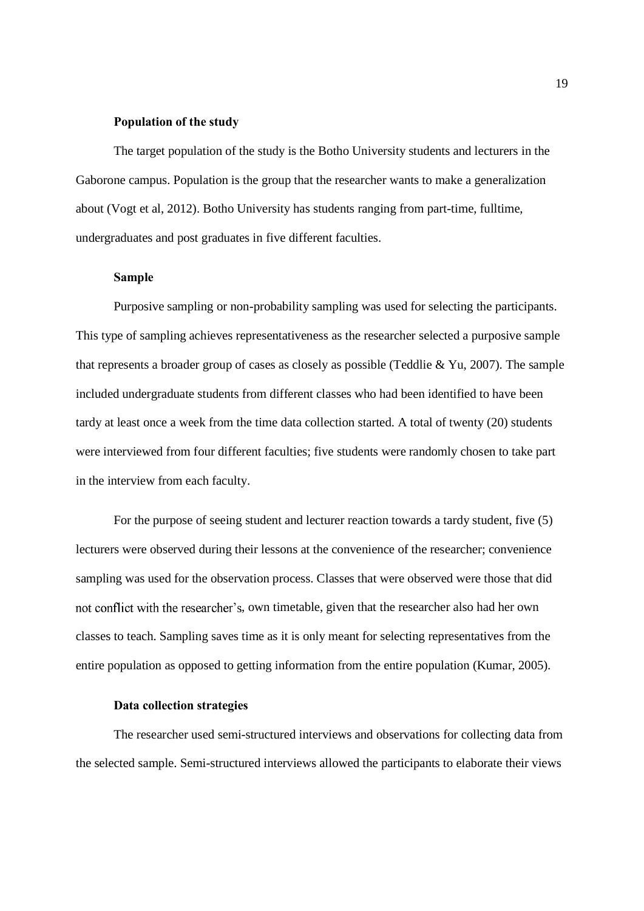### Population of the study

The target population of the study is the Botho University students and lecturers in the Gaborone campus. Population is the group that the researcher wants to make a generalization about (Vogt et al, 2012). Botho University has students ranging from part-time, fulltime, undergraduates and post graduates in five different faculties.

### Sample

Purposive sampling or non-probability sampling was used for selecting the participants. This type of sampling achieves representativeness as the researcher selected a purposive sample that represents a broader group of cases as closely as possible (Teddlie & Yu, 2007). The sample included undergraduate students from different classes who had been identified to have been tardy at least once a week from the time data collection started. A total of twenty (20) students were interviewed from four different faculties; five students were randomly chosen to take part in the interview from each faculty.

For the purpose of seeing student and lecturer reaction towards a tardy student, five (5) lecturers were observed during their lessons at the convenience of the researcher; convenience sampling was used for the observation process. Classes that were observed were those that did not conflict with the researcher's, own timetable, given that the researcher also had her own classes to teach. Sampling saves time as it is only meant for selecting representatives from the entire population as opposed to getting information from the entire population (Kumar, 2005).

### Data collection strategies

The researcher used semi-structured interviews and observations for collecting data from the selected sample. Semi-structured interviews allowed the participants to elaborate their views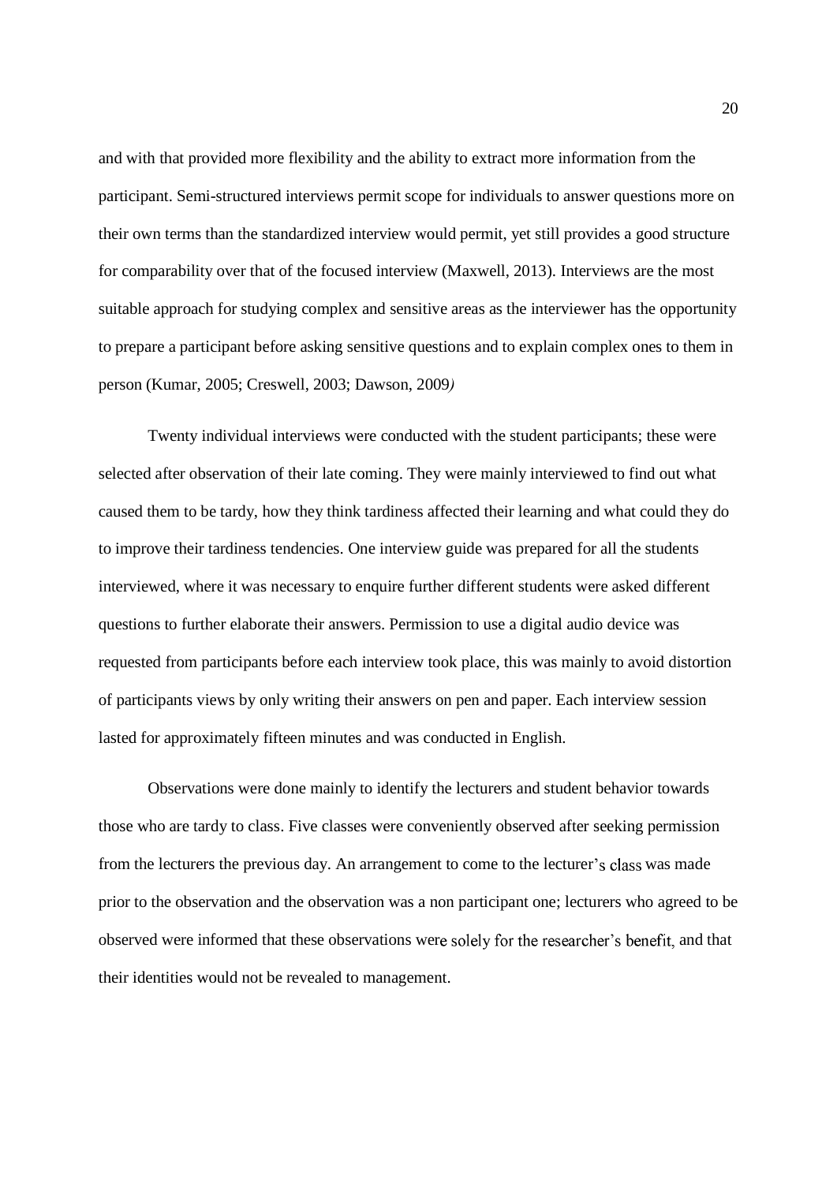and with that provided more flexibility and the ability to extract more information from the participant. Semi-structured interviews permit scope for individuals to answer questions more on their own terms than the standardized interview would permit, yet still provides a good structure for comparability over that of the focused interview (Maxwell, 2013). Interviews are the most suitable approach for studying complex and sensitive areas as the interviewer has the opportunity to prepare a participant before asking sensitive questions and to explain complex ones to them in person (Kumar, 2005; Creswell, 2003; Dawson, 2009*)*

Twenty individual interviews were conducted with the student participants; these were selected after observation of their late coming. They were mainly interviewed to find out what caused them to be tardy, how they think tardiness affected their learning and what could they do to improve their tardiness tendencies. One interview guide was prepared for all the students interviewed, where it was necessary to enquire further different students were asked different questions to further elaborate their answers. Permission to use a digital audio device was requested from participants before each interview took place, this was mainly to avoid distortion of participants views by only writing their answers on pen and paper. Each interview session lasted for approximately fifteen minutes and was conducted in English.

Observations were done mainly to identify the lecturers and student behavior towards those who are tardy to class. Five classes were conveniently observed after seeking permission from the lecturers the previous day. An arrangement to come to the lecturer's class was made prior to the observation and the observation was a non participant one; lecturers who agreed to be observed were informed that these observations were solely for the researcher's benefit, and that their identities would not be revealed to management.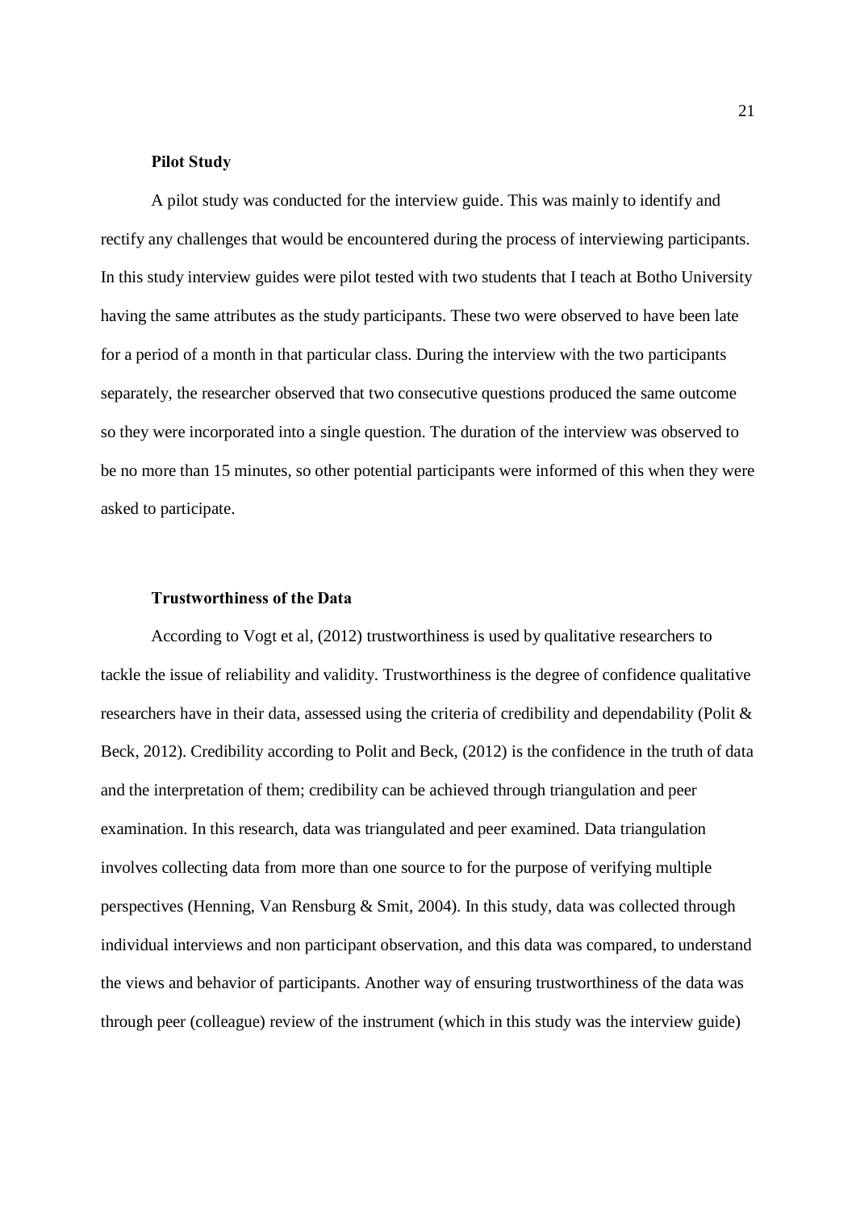### Pilot Study

A pilot study was conducted for the interview guide. This was mainly to identify and rectify any challenges that would be encountered during the process of interviewing participants. In this study interview guides were pilot tested with two students that I teach at Botho University having the same attributes as the study participants. These two were observed to have been late for a period of a month in that particular class. During the interview with the two participants separately, the researcher observed that two consecutive questions produced the same outcome so they were incorporated into a single question. The duration of the interview was observed to be no more than 15 minutes, so other potential participants were informed of this when they were asked to participate.

### Trustworthiness of the Data

According to Vogt et al, (2012) trustworthiness is used by qualitative researchers to tackle the issue of reliability and validity. Trustworthiness is the degree of confidence qualitative researchers have in their data, assessed using the criteria of credibility and dependability (Polit & Beck, 2012). Credibility according to Polit and Beck, (2012) is the confidence in the truth of data and the interpretation of them; credibility can be achieved through triangulation and peer examination. In this research, data was triangulated and peer examined. Data triangulation involves collecting data from more than one source to for the purpose of verifying multiple perspectives (Henning, Van Rensburg & Smit, 2004). In this study, data was collected through individual interviews and non participant observation, and this data was compared, to understand the views and behavior of participants. Another way of ensuring trustworthiness of the data was through peer (colleague) review of the instrument (which in this study was the interview guide)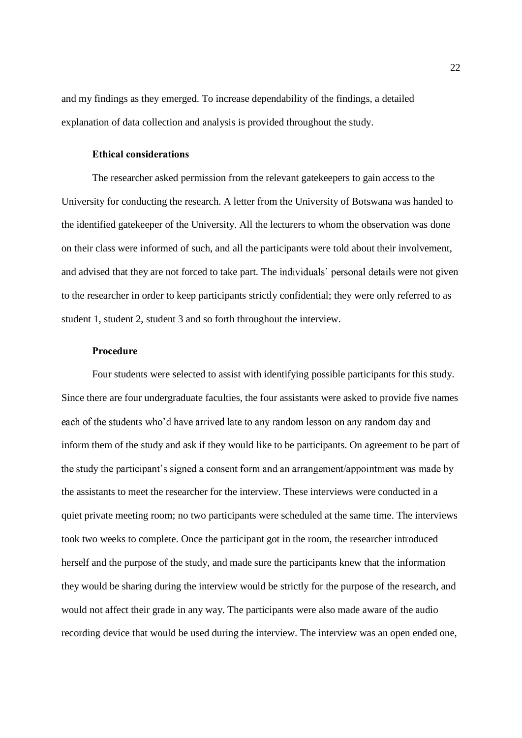and my findings as they emerged. To increase dependability of the findings, a detailed explanation of data collection and analysis is provided throughout the study.

### Ethical considerations

The researcher asked permission from the relevant gatekeepers to gain access to the University for conducting the research. A letter from the University of Botswana was handed to the identified gatekeeper of the University. All the lecturers to whom the observation was done on their class were informed of such, and all the participants were told about their involvement, and advised that they are not forced to take part. The individuals' personal details were not given to the researcher in order to keep participants strictly confidential; they were only referred to as student 1, student 2, student 3 and so forth throughout the interview.

### Procedure

Four students were selected to assist with identifying possible participants for this study. Since there are four undergraduate faculties, the four assistants were asked to provide five names each of the students who'd have arrived late to any random lesson on any random day and inform them of the study and ask if they would like to be participants. On agreement to be part of the study the participant's signed a consent form and an arrangement/appointment was made by the assistants to meet the researcher for the interview. These interviews were conducted in a quiet private meeting room; no two participants were scheduled at the same time. The interviews took two weeks to complete. Once the participant got in the room, the researcher introduced herself and the purpose of the study, and made sure the participants knew that the information they would be sharing during the interview would be strictly for the purpose of the research, and would not affect their grade in any way. The participants were also made aware of the audio recording device that would be used during the interview. The interview was an open ended one,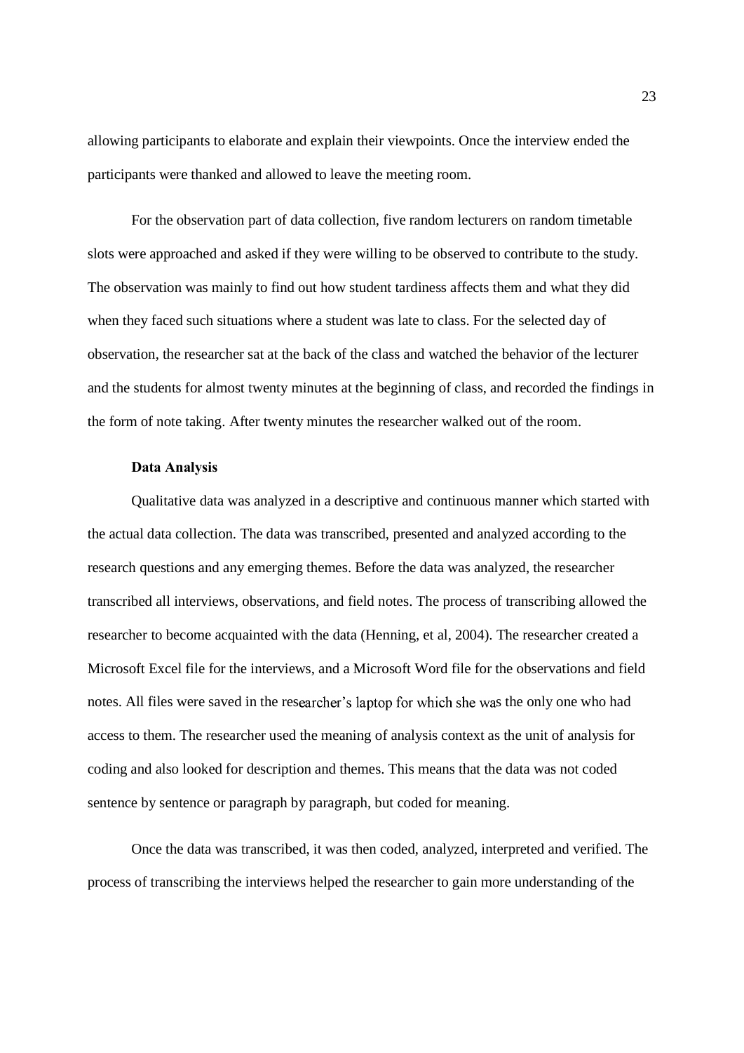allowing participants to elaborate and explain their viewpoints. Once the interview ended the participants were thanked and allowed to leave the meeting room.

For the observation part of data collection, five random lecturers on random timetable slots were approached and asked if they were willing to be observed to contribute to the study. The observation was mainly to find out how student tardiness affects them and what they did when they faced such situations where a student was late to class. For the selected day of observation, the researcher sat at the back of the class and watched the behavior of the lecturer and the students for almost twenty minutes at the beginning of class, and recorded the findings in the form of note taking. After twenty minutes the researcher walked out of the room.

### Data Analysis

Qualitative data was analyzed in a descriptive and continuous manner which started with the actual data collection. The data was transcribed, presented and analyzed according to the research questions and any emerging themes. Before the data was analyzed, the researcher transcribed all interviews, observations, and field notes. The process of transcribing allowed the researcher to become acquainted with the data (Henning, et al, 2004). The researcher created a Microsoft Excel file for the interviews, and a Microsoft Word file for the observations and field notes. All files were saved in the researcher's laptop for which she was the only one who had access to them. The researcher used the meaning of analysis context as the unit of analysis for coding and also looked for description and themes. This means that the data was not coded sentence by sentence or paragraph by paragraph, but coded for meaning.

Once the data was transcribed, it was then coded, analyzed, interpreted and verified. The process of transcribing the interviews helped the researcher to gain more understanding of the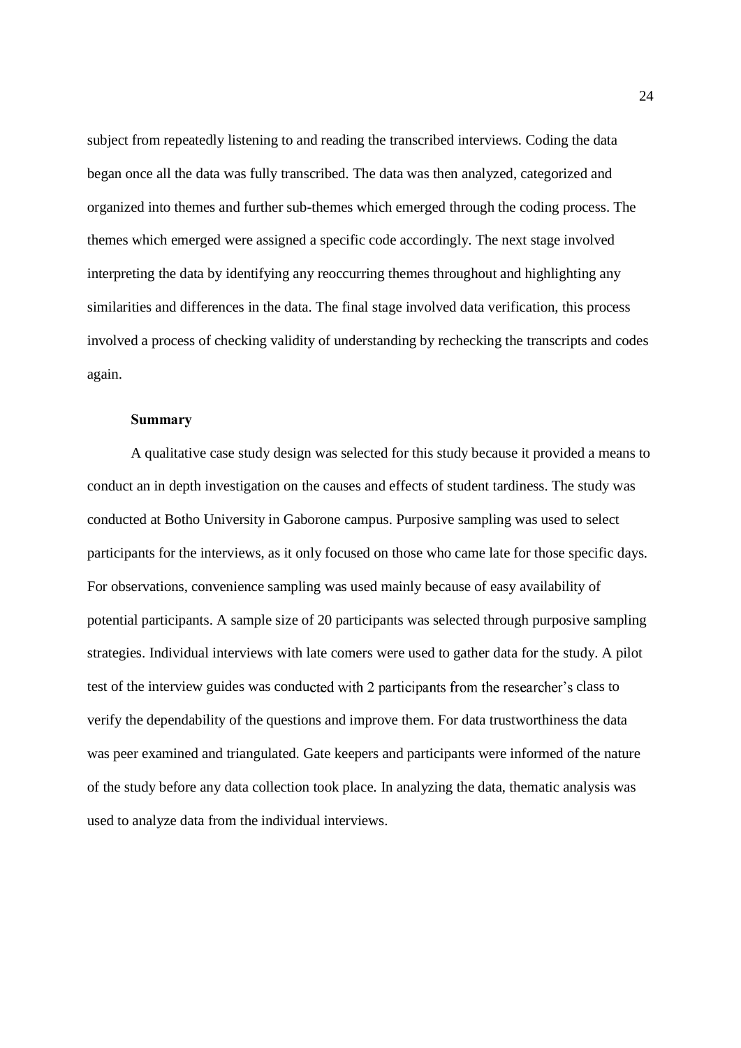subject from repeatedly listening to and reading the transcribed interviews. Coding the data began once all the data was fully transcribed. The data was then analyzed, categorized and organized into themes and further sub-themes which emerged through the coding process. The themes which emerged were assigned a specific code accordingly. The next stage involved interpreting the data by identifying any reoccurring themes throughout and highlighting any similarities and differences in the data. The final stage involved data verification, this process involved a process of checking validity of understanding by rechecking the transcripts and codes again.

### Summary

A qualitative case study design was selected for this study because it provided a means to conduct an in depth investigation on the causes and effects of student tardiness. The study was conducted at Botho University in Gaborone campus. Purposive sampling was used to select participants for the interviews, as it only focused on those who came late for those specific days. For observations, convenience sampling was used mainly because of easy availability of potential participants. A sample size of 20 participants was selected through purposive sampling strategies. Individual interviews with late comers were used to gather data for the study. A pilot test of the interview guides was conducted with 2 participants from the researcher's class to verify the dependability of the questions and improve them. For data trustworthiness the data was peer examined and triangulated. Gate keepers and participants were informed of the nature of the study before any data collection took place. In analyzing the data, thematic analysis was used to analyze data from the individual interviews.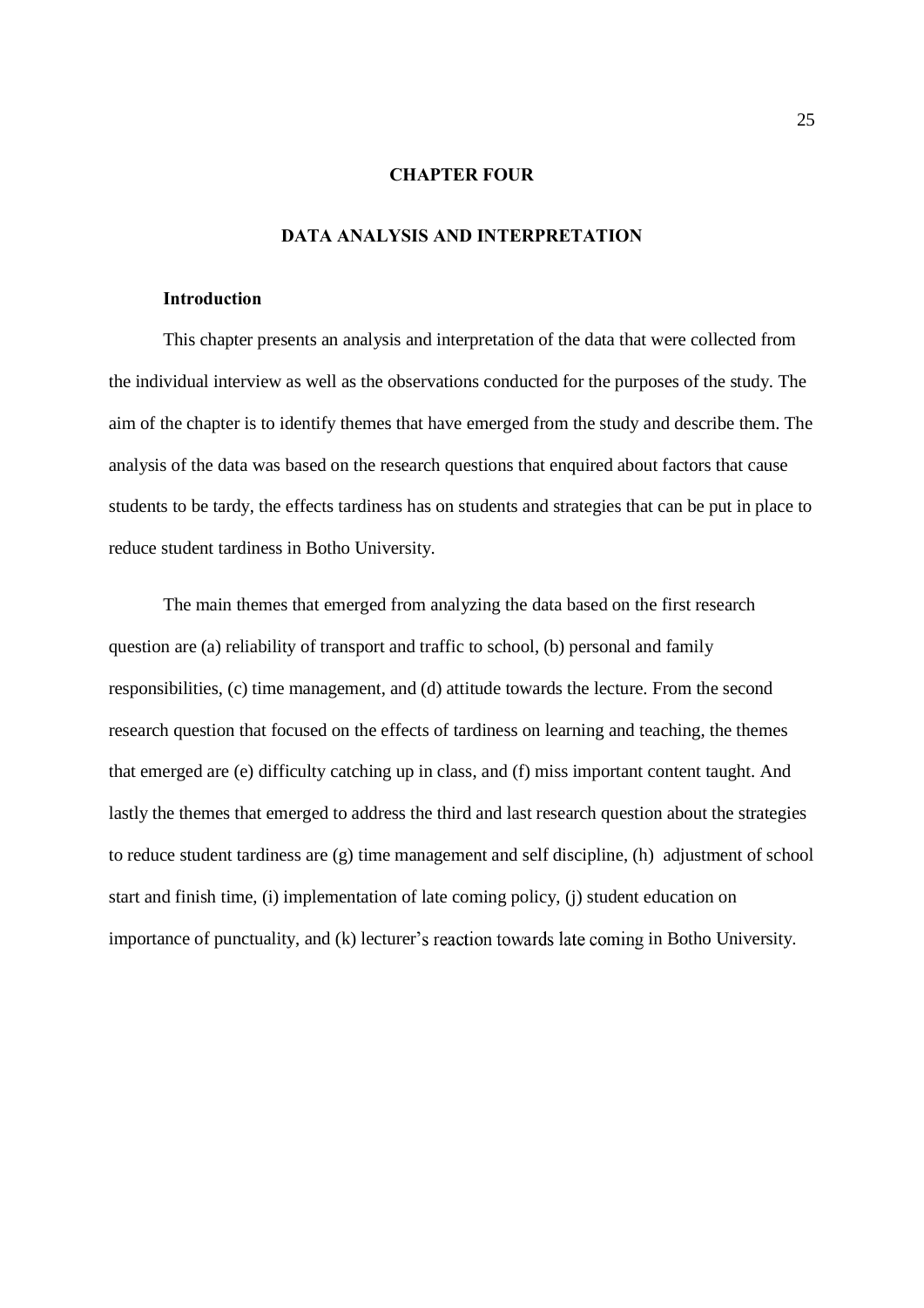# CHAPTER FOUR

## DATA ANALYSIS AND INTERPRETATION

### Introduction

This chapter presents an analysis and interpretation of the data that were collected from the individual interview as well as the observations conducted for the purposes of the study. The aim of the chapter is to identify themes that have emerged from the study and describe them. The analysis of the data was based on the research questions that enquired about factors that cause students to be tardy, the effects tardiness has on students and strategies that can be put in place to reduce student tardiness in Botho University.

The main themes that emerged from analyzing the data based on the first research question are (a) reliability of transport and traffic to school, (b) personal and family responsibilities, (c) time management, and (d) attitude towards the lecture. From the second research question that focused on the effects of tardiness on learning and teaching, the themes that emerged are (e) difficulty catching up in class, and (f) miss important content taught. And lastly the themes that emerged to address the third and last research question about the strategies to reduce student tardiness are (g) time management and self discipline, (h) adjustment of school start and finish time, (i) implementation of late coming policy, (j) student education on importance of punctuality, and (k) lecturer's reaction towards late coming in Botho University.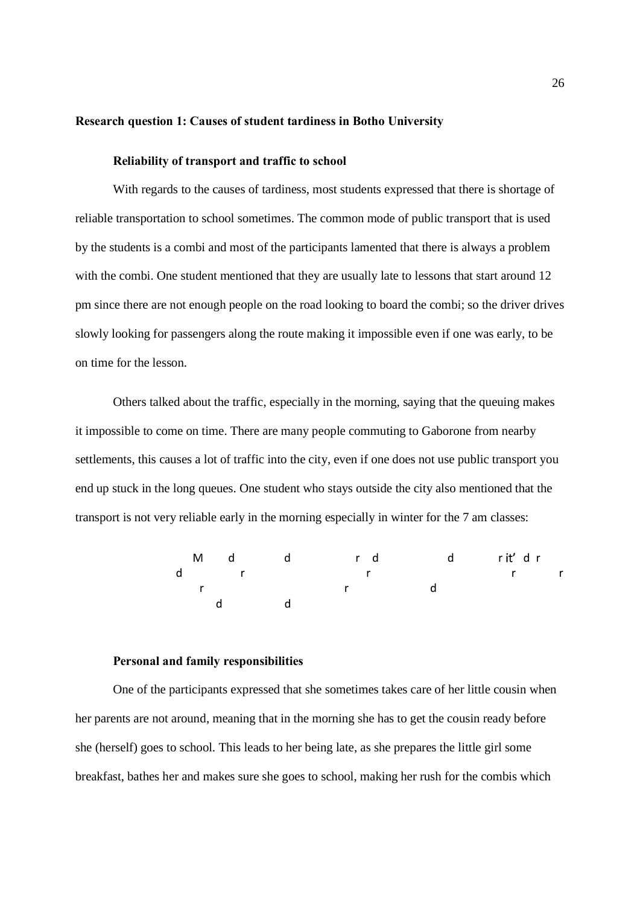### Research question 1: Causes of student tardiness in Botho University

#### Reliability of transport and traffic to school

With regards to the causes of tardiness, most students expressed that there is shortage of reliable transportation to school sometimes. The common mode of public transport that is used by the students is a combi and most of the participants lamented that there is always a problem with the combi. One student mentioned that they are usually late to lessons that start around 12 pm since there are not enough people on the road looking to board the combi; so the driver drives slowly looking for passengers along the route making it impossible even if one was early, to be on time for the lesson.

Others talked about the traffic, especially in the morning, saying that the queuing makes it impossible to come on time. There are many people commuting to Gaborone from nearby settlements, this causes a lot of traffic into the city, even if one does not use public transport you end up stuck in the long queues. One student who stays outside the city also mentioned that the transport is not very reliable early in the morning especially in winter for the 7 am classes:

> M d d r d d r it' d r
> d r r r r
> r r d
> d d

#### Personal and family responsibilities

One of the participants expressed that she sometimes takes care of her little cousin when her parents are not around, meaning that in the morning she has to get the cousin ready before she (herself) goes to school. This leads to her being late, as she prepares the little girl some breakfast, bathes her and makes sure she goes to school, making her rush for the combis which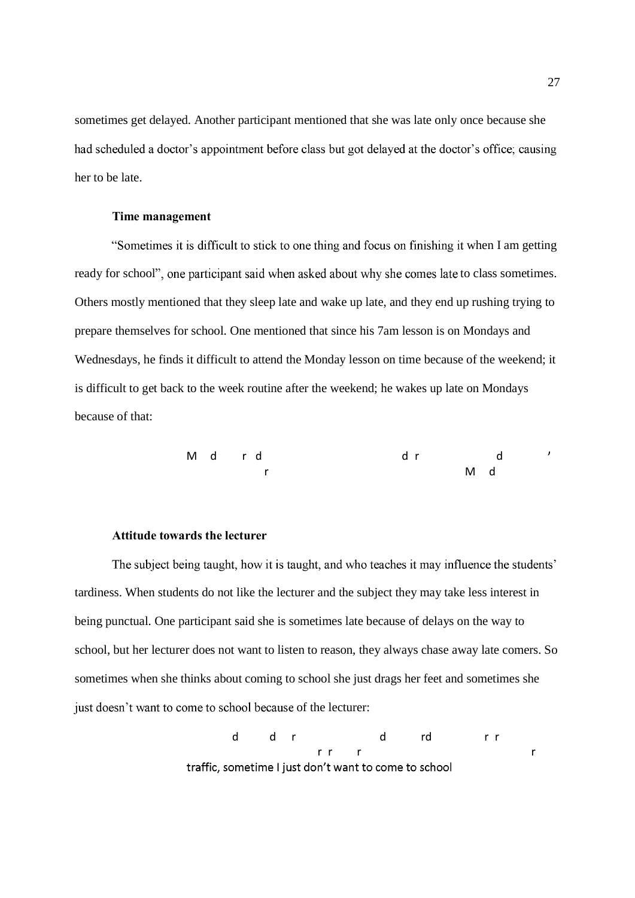sometimes get delayed. Another participant mentioned that she was late only once because she had scheduled a doctor's appointment before class but got delayed at the doctor's office; causing her to be late.

**Time management**

"Sometimes it is difficult to stick to one thing and focus on finishing it when I am getting ready for school", one participant said when asked about why she comes late to class sometimes. Others mostly mentioned that they sleep late and wake up late, and they end up rushing trying to prepare themselves for school. One mentioned that since his 7am lesson is on Mondays and Wednesdays, he finds it difficult to attend the Monday lesson on time because of the weekend; it is difficult to get back to the week routine after the weekend; he wakes up late on Mondays because of that:

> M d r d d r d ’
> r M d

**Attitude towards the lecturer**

The subject being taught, how it is taught, and who teaches it may influence the students' tardiness. When students do not like the lecturer and the subject they may take less interest in being punctual. One participant said she is sometimes late because of delays on the way to school, but her lecturer does not want to listen to reason, they always chase away late comers. So sometimes when she thinks about coming to school she just drags her feet and sometimes she just doesn't want to come to school because of the lecturer:

> d d r d rd r r
> r r r r
> traffic, sometime I just don’t want to come to school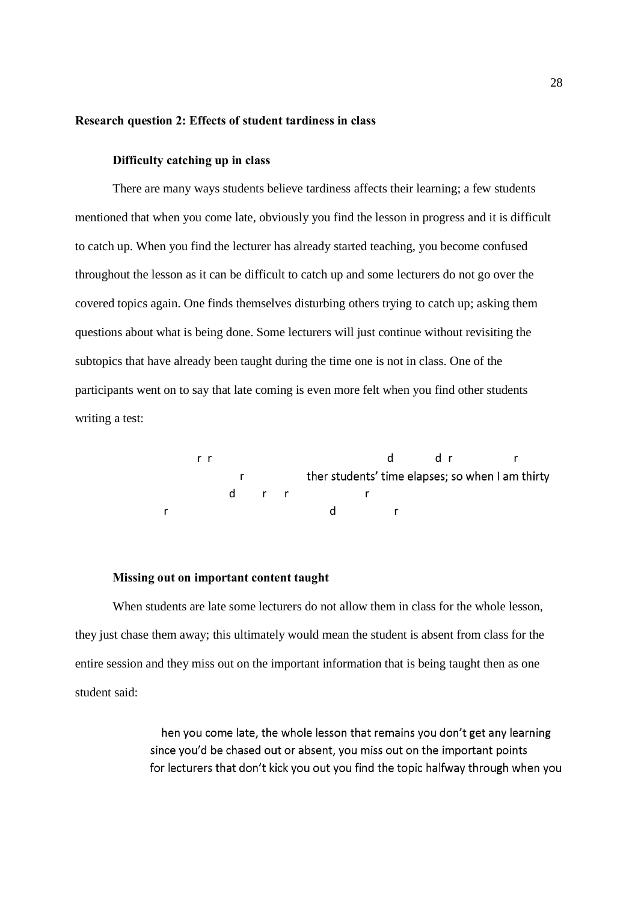## Research question 2: Effects of student tardiness in class

### Difficulty catching up in class

There are many ways students believe tardiness affects their learning; a few students mentioned that when you come late, obviously you find the lesson in progress and it is difficult to catch up. When you find the lecturer has already started teaching, you become confused throughout the lesson as it can be difficult to catch up and some lecturers do not go over the covered topics again. One finds themselves disturbing others trying to catch up; asking them questions about what is being done. Some lecturers will just continue without revisiting the subtopics that have already been taught during the time one is not in class. One of the participants went on to say that late coming is even more felt when you find other students writing a test:

> r r d d r r
> r ther students' time elapses; so when I am thirty
> d r r r
> r d r

### Missing out on important content taught

When students are late some lecturers do not allow them in class for the whole lesson, they just chase them away; this ultimately would mean the student is absent from class for the entire session and they miss out on the important information that is being taught then as one student said:

> hen you come late, the whole lesson that remains you don't get any learning since you'd be chased out or absent, you miss out on the important points for lecturers that don't kick you out you find the topic halfway through when you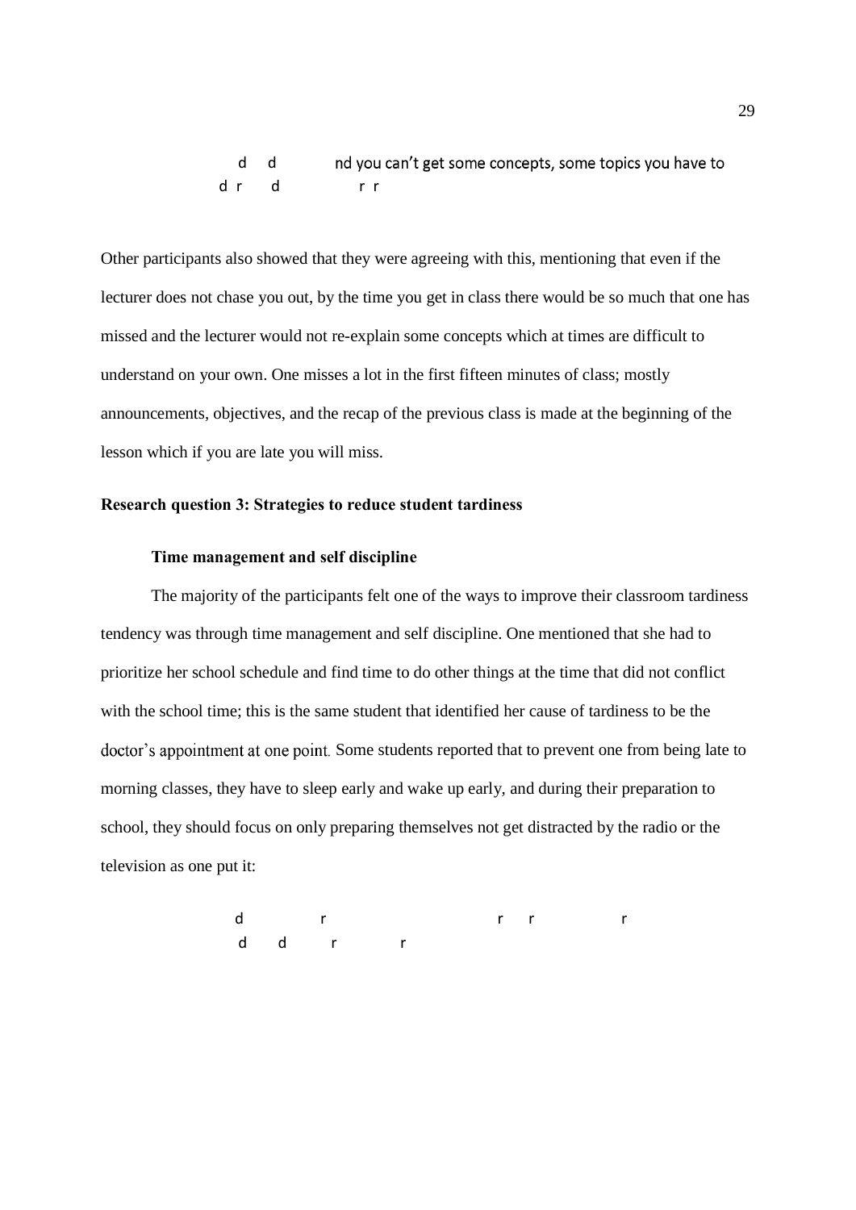d d nd you can't get some concepts, some topics you have to
d r d r r

Other participants also showed that they were agreeing with this, mentioning that even if the lecturer does not chase you out, by the time you get in class there would be so much that one has missed and the lecturer would not re-explain some concepts which at times are difficult to understand on your own. One misses a lot in the first fifteen minutes of class; mostly announcements, objectives, and the recap of the previous class is made at the beginning of the lesson which if you are late you will miss.

**Research question 3: Strategies to reduce student tardiness**

**Time management and self discipline**

The majority of the participants felt one of the ways to improve their classroom tardiness tendency was through time management and self discipline. One mentioned that she had to prioritize her school schedule and find time to do other things at the time that did not conflict with the school time; this is the same student that identified her cause of tardiness to be the doctor's appointment at one point. Some students reported that to prevent one from being late to morning classes, they have to sleep early and wake up early, and during their preparation to school, they should focus on only preparing themselves not get distracted by the radio or the television as one put it:

d r r r r
d d r r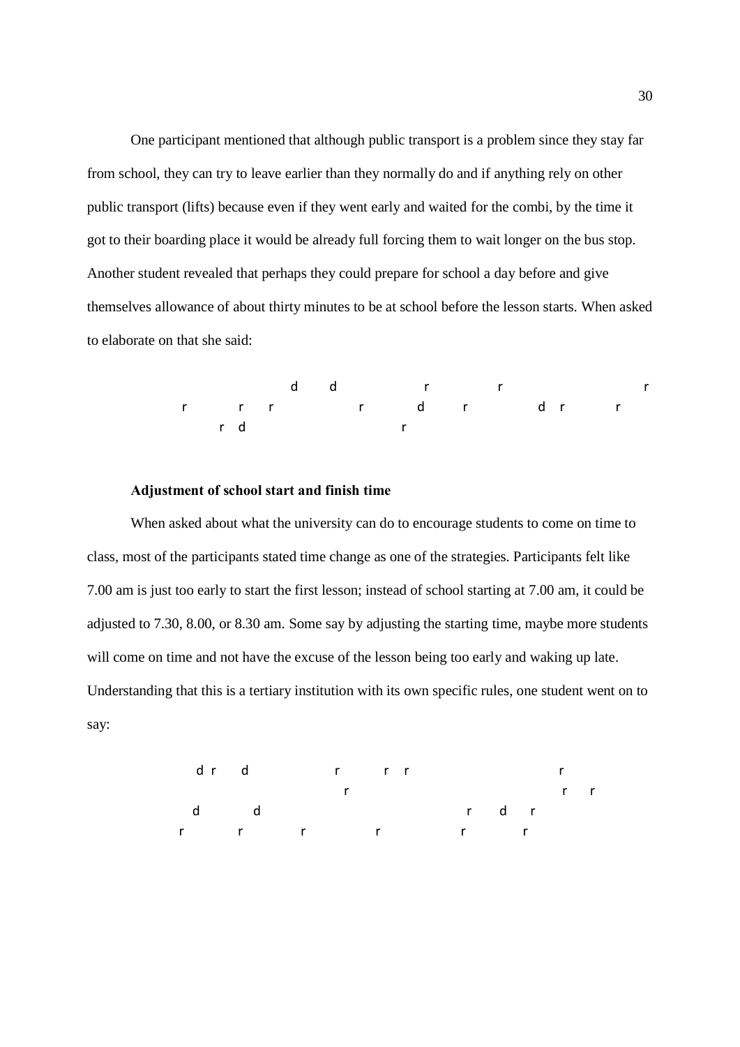One participant mentioned that although public transport is a problem since they stay far from school, they can try to leave earlier than they normally do and if anything rely on other public transport (lifts) because even if they went early and waited for the combi, by the time it got to their boarding place it would be already full forcing them to wait longer on the bus stop. Another student revealed that perhaps they could prepare for school a day before and give themselves allowance of about thirty minutes to be at school before the lesson starts. When asked to elaborate on that she said:

> d d r r r
> r r r r d r d r r
> r d r

**Adjustment of school start and finish time**

When asked about what the university can do to encourage students to come on time to class, most of the participants stated time change as one of the strategies. Participants felt like 7.00 am is just too early to start the first lesson; instead of school starting at 7.00 am, it could be adjusted to 7.30, 8.00, or 8.30 am. Some say by adjusting the starting time, maybe more students will come on time and not have the excuse of the lesson being too early and waking up late. Understanding that this is a tertiary institution with its own specific rules, one student went on to say:

> d r d r r r r
> r r r
> d d r d r
> r r r r r r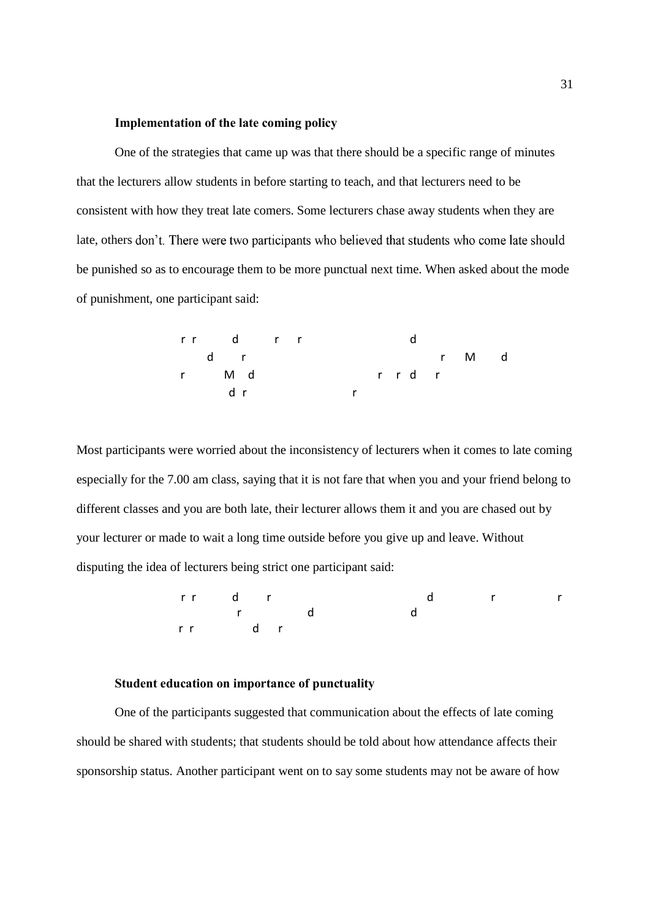**Implementation of the late coming policy**

One of the strategies that came up was that there should be a specific range of minutes that the lecturers allow students in before starting to teach, and that lecturers need to be consistent with how they treat late comers. Some lecturers chase away students when they are late, others don't. There were two participants who believed that students who come late should be punished so as to encourage them to be more punctual next time. When asked about the mode of punishment, one participant said:

> r r d r r d
> d r r M d
> r M d r r d r
> d r r

Most participants were worried about the inconsistency of lecturers when it comes to late coming especially for the 7.00 am class, saying that it is not fare that when you and your friend belong to different classes and you are both late, their lecturer allows them it and you are chased out by your lecturer or made to wait a long time outside before you give up and leave. Without disputing the idea of lecturers being strict one participant said:

> r r d r d r r
> r d d
> r r d r

**Student education on importance of punctuality**

One of the participants suggested that communication about the effects of late coming should be shared with students; that students should be told about how attendance affects their sponsorship status. Another participant went on to say some students may not be aware of how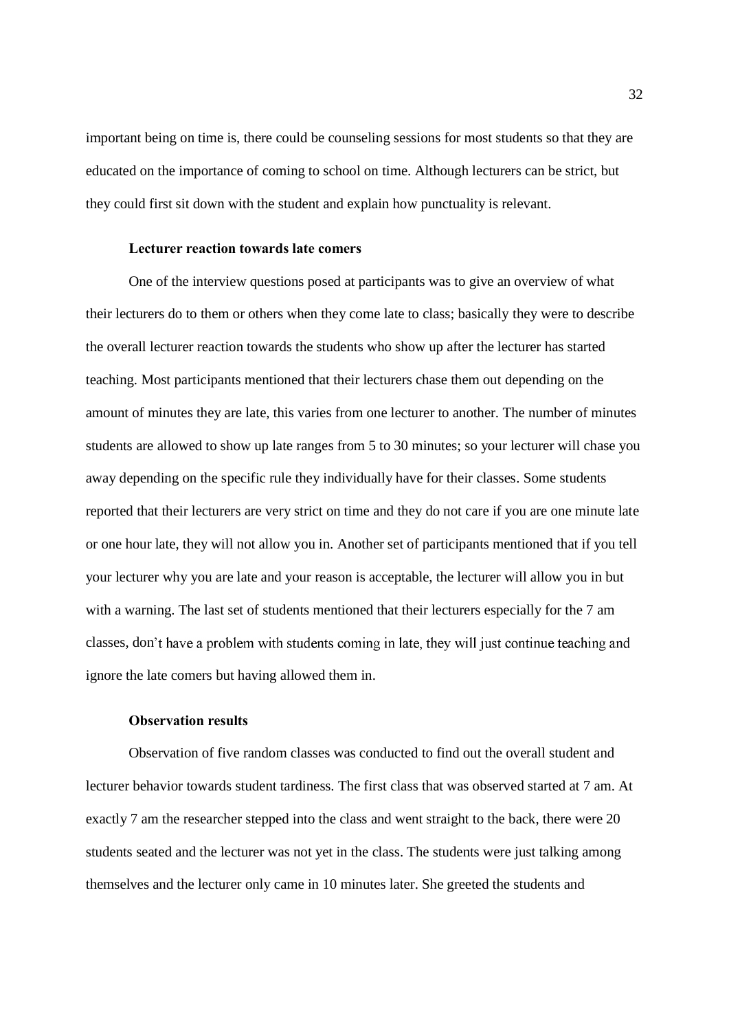important being on time is, there could be counseling sessions for most students so that they are educated on the importance of coming to school on time. Although lecturers can be strict, but they could first sit down with the student and explain how punctuality is relevant.

### Lecturer reaction towards late comers

One of the interview questions posed at participants was to give an overview of what their lecturers do to them or others when they come late to class; basically they were to describe the overall lecturer reaction towards the students who show up after the lecturer has started teaching. Most participants mentioned that their lecturers chase them out depending on the amount of minutes they are late, this varies from one lecturer to another. The number of minutes students are allowed to show up late ranges from 5 to 30 minutes; so your lecturer will chase you away depending on the specific rule they individually have for their classes. Some students reported that their lecturers are very strict on time and they do not care if you are one minute late or one hour late, they will not allow you in. Another set of participants mentioned that if you tell your lecturer why you are late and your reason is acceptable, the lecturer will allow you in but with a warning. The last set of students mentioned that their lecturers especially for the 7 am classes, don't have a problem with students coming in late, they will just continue teaching and ignore the late comers but having allowed them in.

### Observation results

Observation of five random classes was conducted to find out the overall student and lecturer behavior towards student tardiness. The first class that was observed started at 7 am. At exactly 7 am the researcher stepped into the class and went straight to the back, there were 20 students seated and the lecturer was not yet in the class. The students were just talking among themselves and the lecturer only came in 10 minutes later. She greeted the students and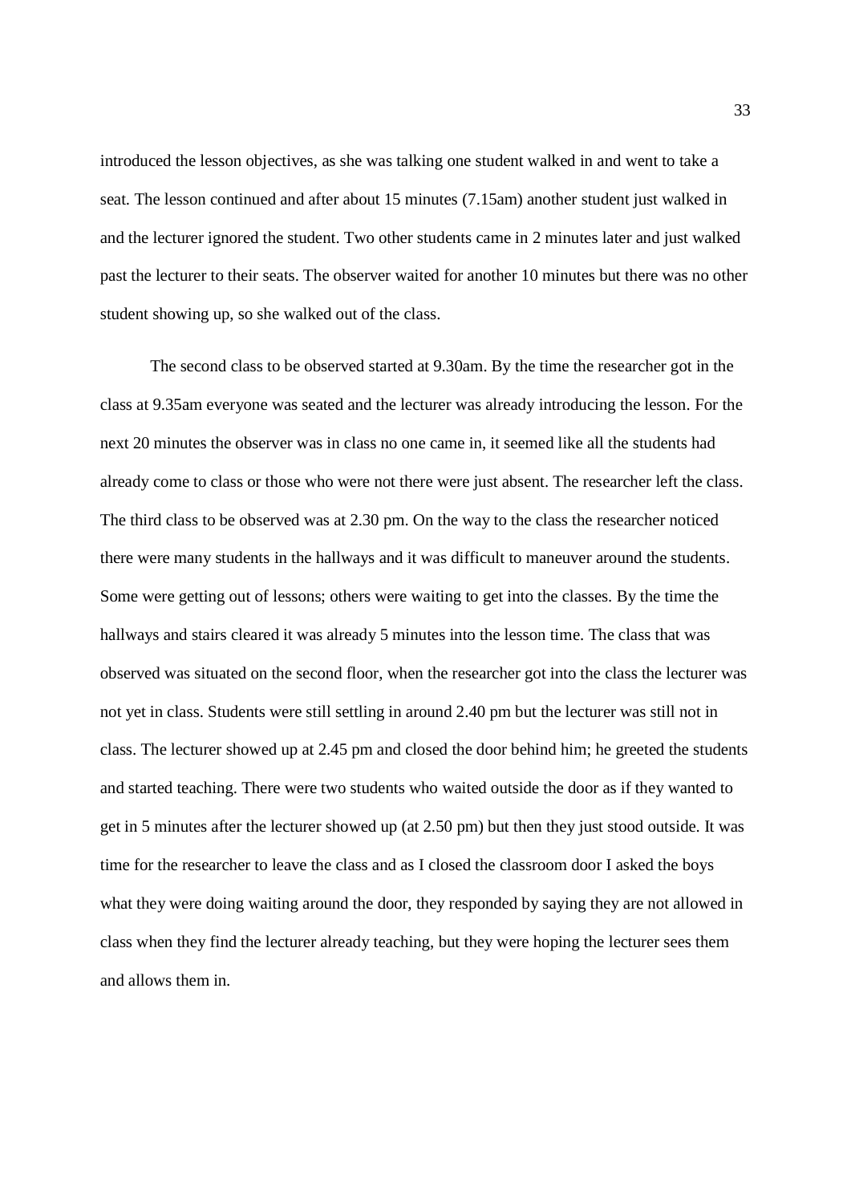introduced the lesson objectives, as she was talking one student walked in and went to take a seat. The lesson continued and after about 15 minutes (7.15am) another student just walked in and the lecturer ignored the student. Two other students came in 2 minutes later and just walked past the lecturer to their seats. The observer waited for another 10 minutes but there was no other student showing up, so she walked out of the class.

The second class to be observed started at 9.30am. By the time the researcher got in the class at 9.35am everyone was seated and the lecturer was already introducing the lesson. For the next 20 minutes the observer was in class no one came in, it seemed like all the students had already come to class or those who were not there were just absent. The researcher left the class. The third class to be observed was at 2.30 pm. On the way to the class the researcher noticed there were many students in the hallways and it was difficult to maneuver around the students. Some were getting out of lessons; others were waiting to get into the classes. By the time the hallways and stairs cleared it was already 5 minutes into the lesson time. The class that was observed was situated on the second floor, when the researcher got into the class the lecturer was not yet in class. Students were still settling in around 2.40 pm but the lecturer was still not in class. The lecturer showed up at 2.45 pm and closed the door behind him; he greeted the students and started teaching. There were two students who waited outside the door as if they wanted to get in 5 minutes after the lecturer showed up (at 2.50 pm) but then they just stood outside. It was time for the researcher to leave the class and as I closed the classroom door I asked the boys what they were doing waiting around the door, they responded by saying they are not allowed in class when they find the lecturer already teaching, but they were hoping the lecturer sees them and allows them in.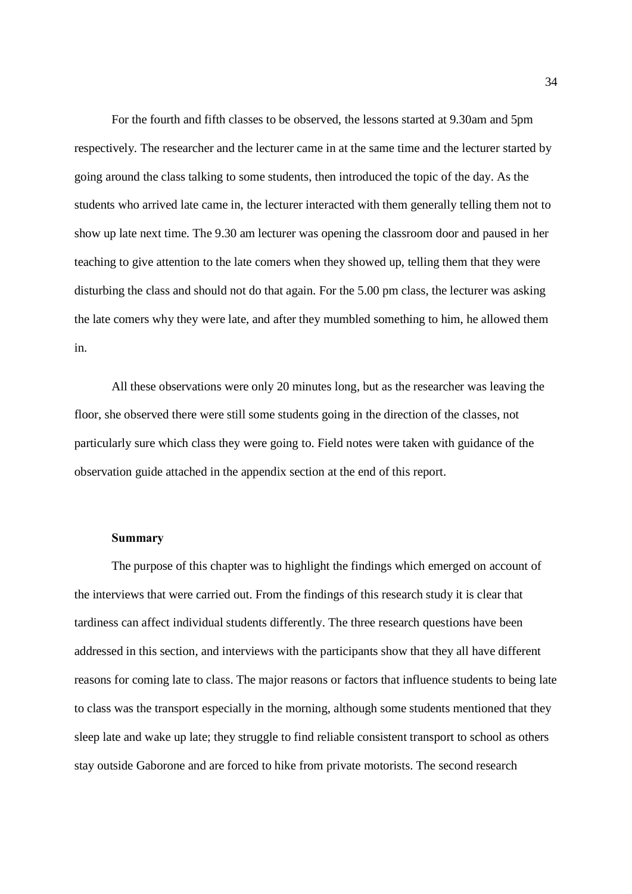For the fourth and fifth classes to be observed, the lessons started at 9.30am and 5pm respectively. The researcher and the lecturer came in at the same time and the lecturer started by going around the class talking to some students, then introduced the topic of the day. As the students who arrived late came in, the lecturer interacted with them generally telling them not to show up late next time. The 9.30 am lecturer was opening the classroom door and paused in her teaching to give attention to the late comers when they showed up, telling them that they were disturbing the class and should not do that again. For the 5.00 pm class, the lecturer was asking the late comers why they were late, and after they mumbled something to him, he allowed them in.

All these observations were only 20 minutes long, but as the researcher was leaving the floor, she observed there were still some students going in the direction of the classes, not particularly sure which class they were going to. Field notes were taken with guidance of the observation guide attached in the appendix section at the end of this report.

### Summary

The purpose of this chapter was to highlight the findings which emerged on account of the interviews that were carried out. From the findings of this research study it is clear that tardiness can affect individual students differently. The three research questions have been addressed in this section, and interviews with the participants show that they all have different reasons for coming late to class. The major reasons or factors that influence students to being late to class was the transport especially in the morning, although some students mentioned that they sleep late and wake up late; they struggle to find reliable consistent transport to school as others stay outside Gaborone and are forced to hike from private motorists. The second research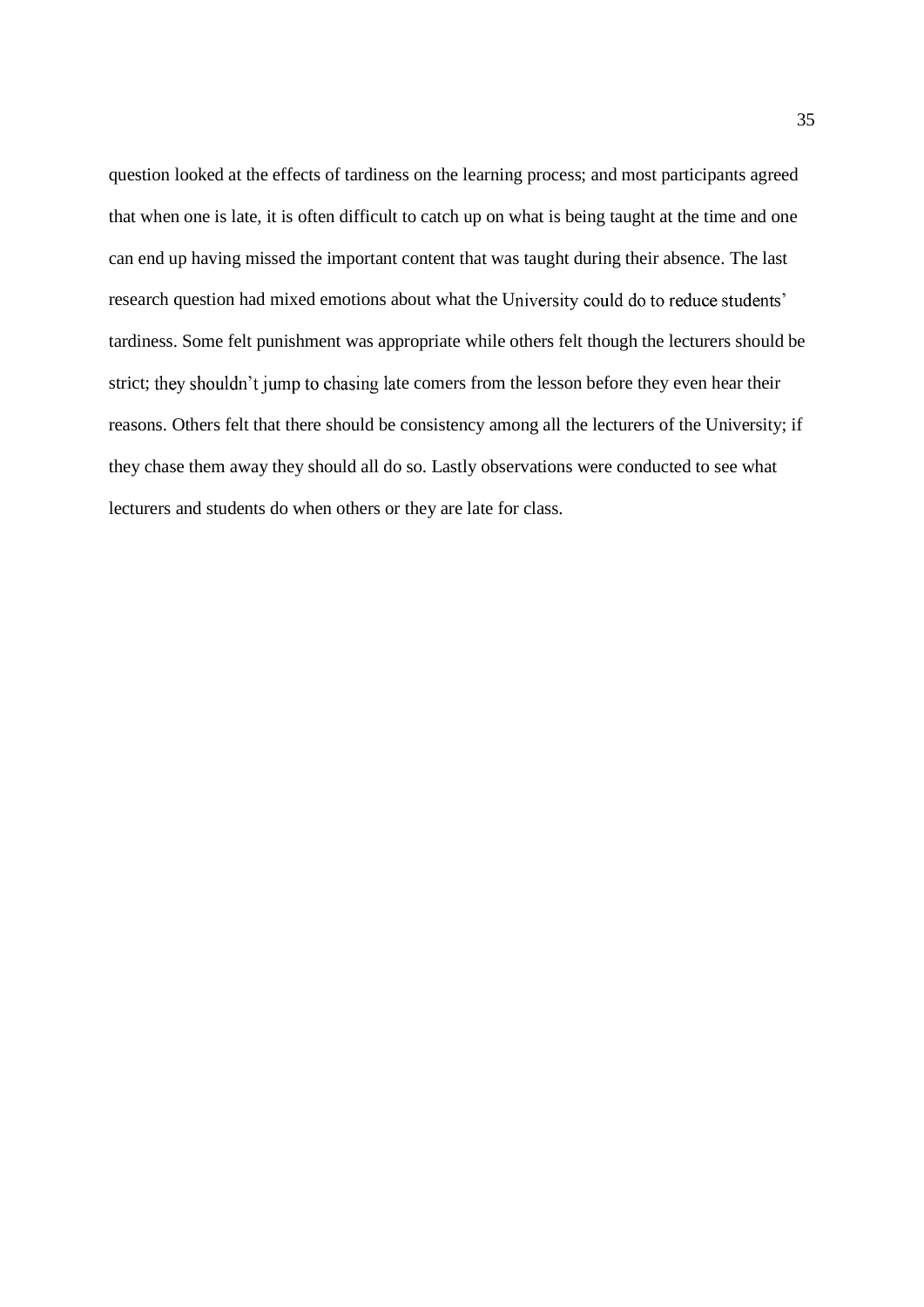question looked at the effects of tardiness on the learning process; and most participants agreed that when one is late, it is often difficult to catch up on what is being taught at the time and one can end up having missed the important content that was taught during their absence. The last research question had mixed emotions about what the University could do to reduce students' tardiness. Some felt punishment was appropriate while others felt though the lecturers should be strict; they shouldn't jump to chasing late comers from the lesson before they even hear their reasons. Others felt that there should be consistency among all the lecturers of the University; if they chase them away they should all do so. Lastly observations were conducted to see what lecturers and students do when others or they are late for class.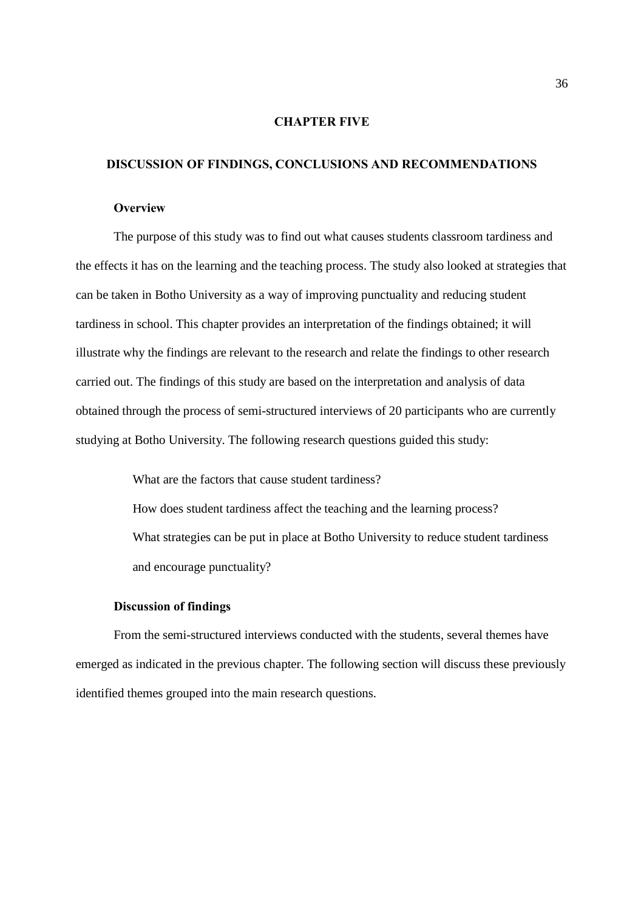# CHAPTER FIVE

## DISCUSSION OF FINDINGS, CONCLUSIONS AND RECOMMENDATIONS

### Overview

The purpose of this study was to find out what causes students classroom tardiness and the effects it has on the learning and the teaching process. The study also looked at strategies that can be taken in Botho University as a way of improving punctuality and reducing student tardiness in school. This chapter provides an interpretation of the findings obtained; it will illustrate why the findings are relevant to the research and relate the findings to other research carried out. The findings of this study are based on the interpretation and analysis of data obtained through the process of semi-structured interviews of 20 participants who are currently studying at Botho University. The following research questions guided this study:

What are the factors that cause student tardiness?

How does student tardiness affect the teaching and the learning process?

What strategies can be put in place at Botho University to reduce student tardiness and encourage punctuality?

### Discussion of findings

From the semi-structured interviews conducted with the students, several themes have emerged as indicated in the previous chapter. The following section will discuss these previously identified themes grouped into the main research questions.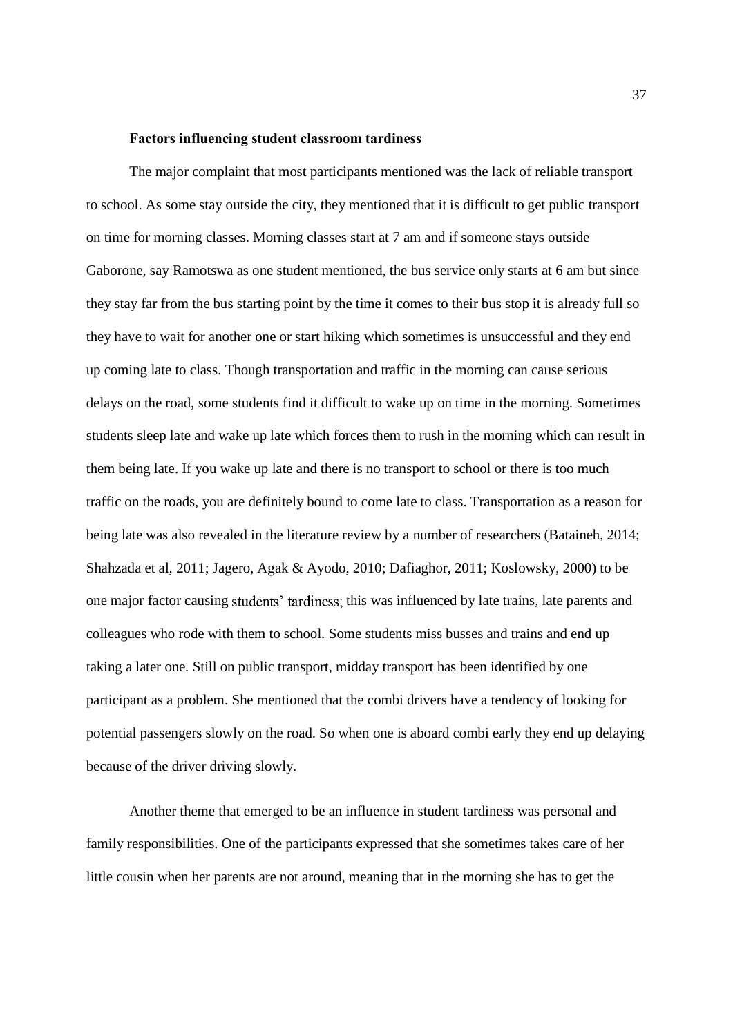**Factors influencing student classroom tardiness**

The major complaint that most participants mentioned was the lack of reliable transport to school. As some stay outside the city, they mentioned that it is difficult to get public transport on time for morning classes. Morning classes start at 7 am and if someone stays outside Gaborone, say Ramotswa as one student mentioned, the bus service only starts at 6 am but since they stay far from the bus starting point by the time it comes to their bus stop it is already full so they have to wait for another one or start hiking which sometimes is unsuccessful and they end up coming late to class. Though transportation and traffic in the morning can cause serious delays on the road, some students find it difficult to wake up on time in the morning. Sometimes students sleep late and wake up late which forces them to rush in the morning which can result in them being late. If you wake up late and there is no transport to school or there is too much traffic on the roads, you are definitely bound to come late to class. Transportation as a reason for being late was also revealed in the literature review by a number of researchers (Bataineh, 2014; Shahzada et al, 2011; Jagero, Agak & Ayodo, 2010; Dafiaghor, 2011; Koslowsky, 2000) to be one major factor causing students' tardiness; this was influenced by late trains, late parents and colleagues who rode with them to school. Some students miss busses and trains and end up taking a later one. Still on public transport, midday transport has been identified by one participant as a problem. She mentioned that the combi drivers have a tendency of looking for potential passengers slowly on the road. So when one is aboard combi early they end up delaying because of the driver driving slowly.

Another theme that emerged to be an influence in student tardiness was personal and family responsibilities. One of the participants expressed that she sometimes takes care of her little cousin when her parents are not around, meaning that in the morning she has to get the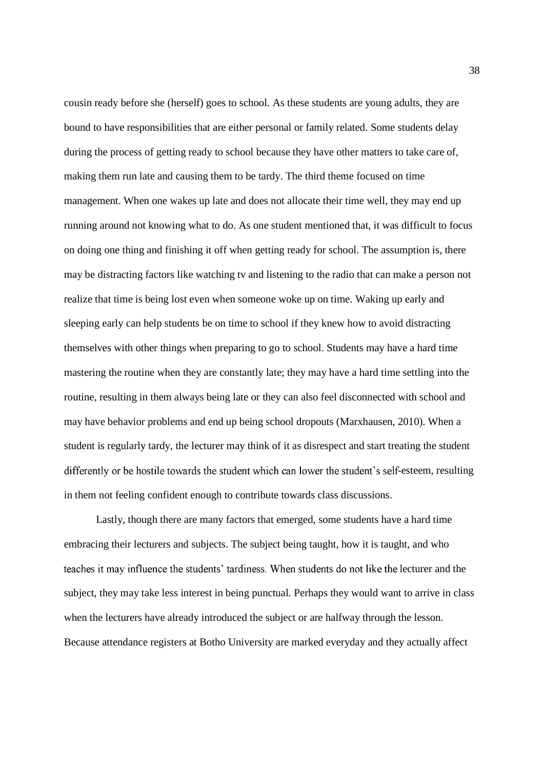cousin ready before she (herself) goes to school. As these students are young adults, they are bound to have responsibilities that are either personal or family related. Some students delay during the process of getting ready to school because they have other matters to take care of, making them run late and causing them to be tardy. The third theme focused on time management. When one wakes up late and does not allocate their time well, they may end up running around not knowing what to do. As one student mentioned that, it was difficult to focus on doing one thing and finishing it off when getting ready for school. The assumption is, there may be distracting factors like watching tv and listening to the radio that can make a person not realize that time is being lost even when someone woke up on time. Waking up early and sleeping early can help students be on time to school if they knew how to avoid distracting themselves with other things when preparing to go to school. Students may have a hard time mastering the routine when they are constantly late; they may have a hard time settling into the routine, resulting in them always being late or they can also feel disconnected with school and may have behavior problems and end up being school dropouts (Marxhausen, 2010). When a student is regularly tardy, the lecturer may think of it as disrespect and start treating the student differently or be hostile towards the student which can lower the student's self-esteem, resulting in them not feeling confident enough to contribute towards class discussions.

Lastly, though there are many factors that emerged, some students have a hard time embracing their lecturers and subjects. The subject being taught, how it is taught, and who teaches it may influence the students' tardiness. When students do not like the lecturer and the subject, they may take less interest in being punctual. Perhaps they would want to arrive in class when the lecturers have already introduced the subject or are halfway through the lesson. Because attendance registers at Botho University are marked everyday and they actually affect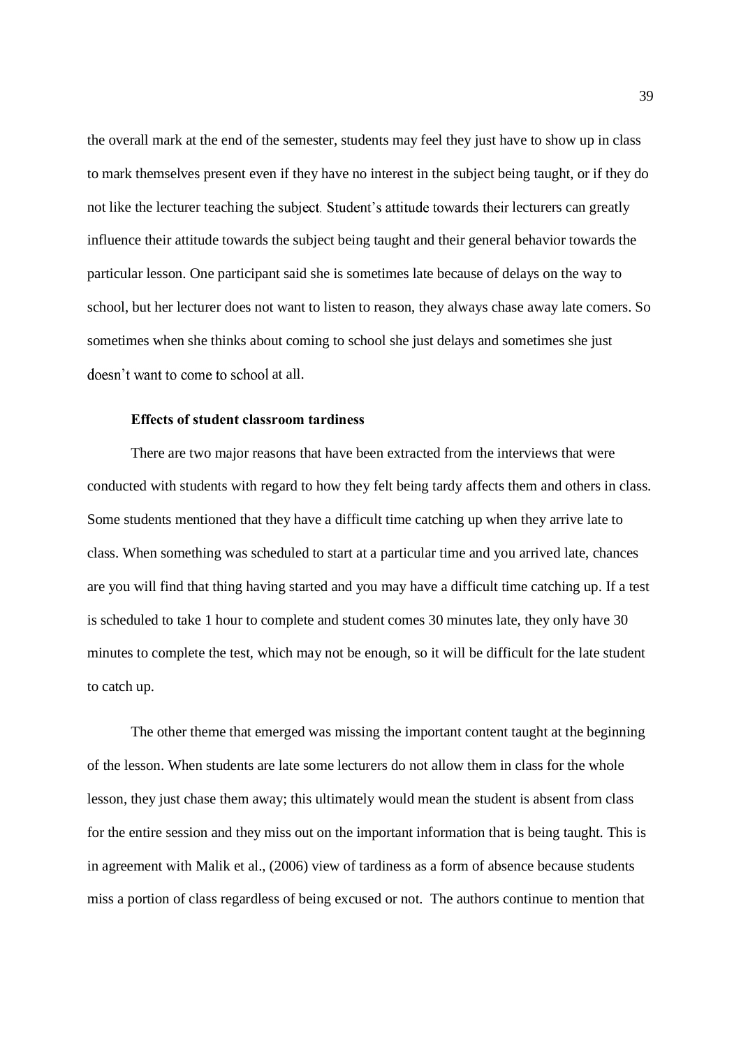the overall mark at the end of the semester, students may feel they just have to show up in class to mark themselves present even if they have no interest in the subject being taught, or if they do not like the lecturer teaching the subject. Student's attitude towards their lecturers can greatly influence their attitude towards the subject being taught and their general behavior towards the particular lesson. One participant said she is sometimes late because of delays on the way to school, but her lecturer does not want to listen to reason, they always chase away late comers. So sometimes when she thinks about coming to school she just delays and sometimes she just doesn't want to come to school at all.

**Effects of student classroom tardiness**

There are two major reasons that have been extracted from the interviews that were conducted with students with regard to how they felt being tardy affects them and others in class. Some students mentioned that they have a difficult time catching up when they arrive late to class. When something was scheduled to start at a particular time and you arrived late, chances are you will find that thing having started and you may have a difficult time catching up. If a test is scheduled to take 1 hour to complete and student comes 30 minutes late, they only have 30 minutes to complete the test, which may not be enough, so it will be difficult for the late student to catch up.

The other theme that emerged was missing the important content taught at the beginning of the lesson. When students are late some lecturers do not allow them in class for the whole lesson, they just chase them away; this ultimately would mean the student is absent from class for the entire session and they miss out on the important information that is being taught. This is in agreement with Malik et al., (2006) view of tardiness as a form of absence because students miss a portion of class regardless of being excused or not. The authors continue to mention that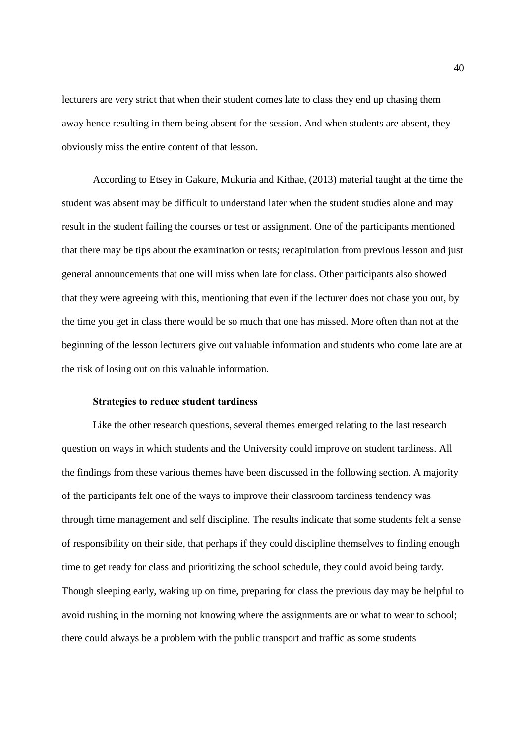lecturers are very strict that when their student comes late to class they end up chasing them away hence resulting in them being absent for the session. And when students are absent, they obviously miss the entire content of that lesson.

According to Etsey in Gakure, Mukuria and Kithae, (2013) material taught at the time the student was absent may be difficult to understand later when the student studies alone and may result in the student failing the courses or test or assignment. One of the participants mentioned that there may be tips about the examination or tests; recapitulation from previous lesson and just general announcements that one will miss when late for class. Other participants also showed that they were agreeing with this, mentioning that even if the lecturer does not chase you out, by the time you get in class there would be so much that one has missed. More often than not at the beginning of the lesson lecturers give out valuable information and students who come late are at the risk of losing out on this valuable information.

**Strategies to reduce student tardiness**

Like the other research questions, several themes emerged relating to the last research question on ways in which students and the University could improve on student tardiness. All the findings from these various themes have been discussed in the following section. A majority of the participants felt one of the ways to improve their classroom tardiness tendency was through time management and self discipline. The results indicate that some students felt a sense of responsibility on their side, that perhaps if they could discipline themselves to finding enough time to get ready for class and prioritizing the school schedule, they could avoid being tardy. Though sleeping early, waking up on time, preparing for class the previous day may be helpful to avoid rushing in the morning not knowing where the assignments are or what to wear to school; there could always be a problem with the public transport and traffic as some students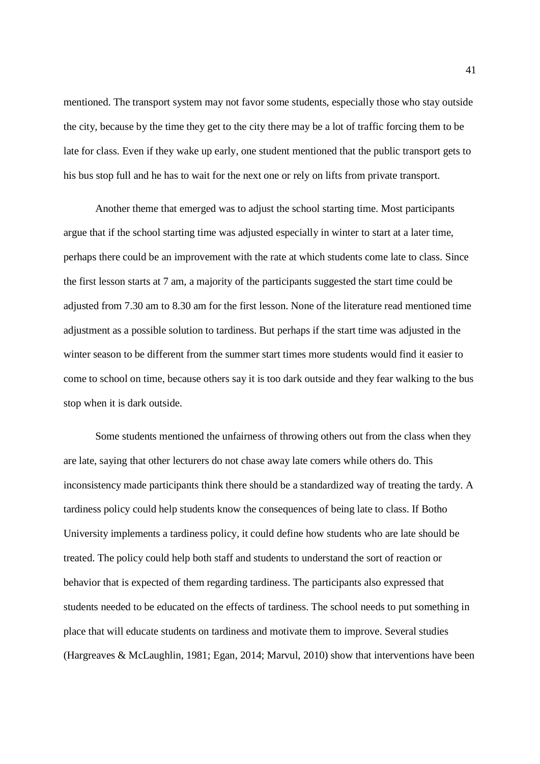mentioned. The transport system may not favor some students, especially those who stay outside the city, because by the time they get to the city there may be a lot of traffic forcing them to be late for class. Even if they wake up early, one student mentioned that the public transport gets to his bus stop full and he has to wait for the next one or rely on lifts from private transport.

Another theme that emerged was to adjust the school starting time. Most participants argue that if the school starting time was adjusted especially in winter to start at a later time, perhaps there could be an improvement with the rate at which students come late to class. Since the first lesson starts at 7 am, a majority of the participants suggested the start time could be adjusted from 7.30 am to 8.30 am for the first lesson. None of the literature read mentioned time adjustment as a possible solution to tardiness. But perhaps if the start time was adjusted in the winter season to be different from the summer start times more students would find it easier to come to school on time, because others say it is too dark outside and they fear walking to the bus stop when it is dark outside.

Some students mentioned the unfairness of throwing others out from the class when they are late, saying that other lecturers do not chase away late comers while others do. This inconsistency made participants think there should be a standardized way of treating the tardy. A tardiness policy could help students know the consequences of being late to class. If Botho University implements a tardiness policy, it could define how students who are late should be treated. The policy could help both staff and students to understand the sort of reaction or behavior that is expected of them regarding tardiness. The participants also expressed that students needed to be educated on the effects of tardiness. The school needs to put something in place that will educate students on tardiness and motivate them to improve. Several studies (Hargreaves & McLaughlin, 1981; Egan, 2014; Marvul, 2010) show that interventions have been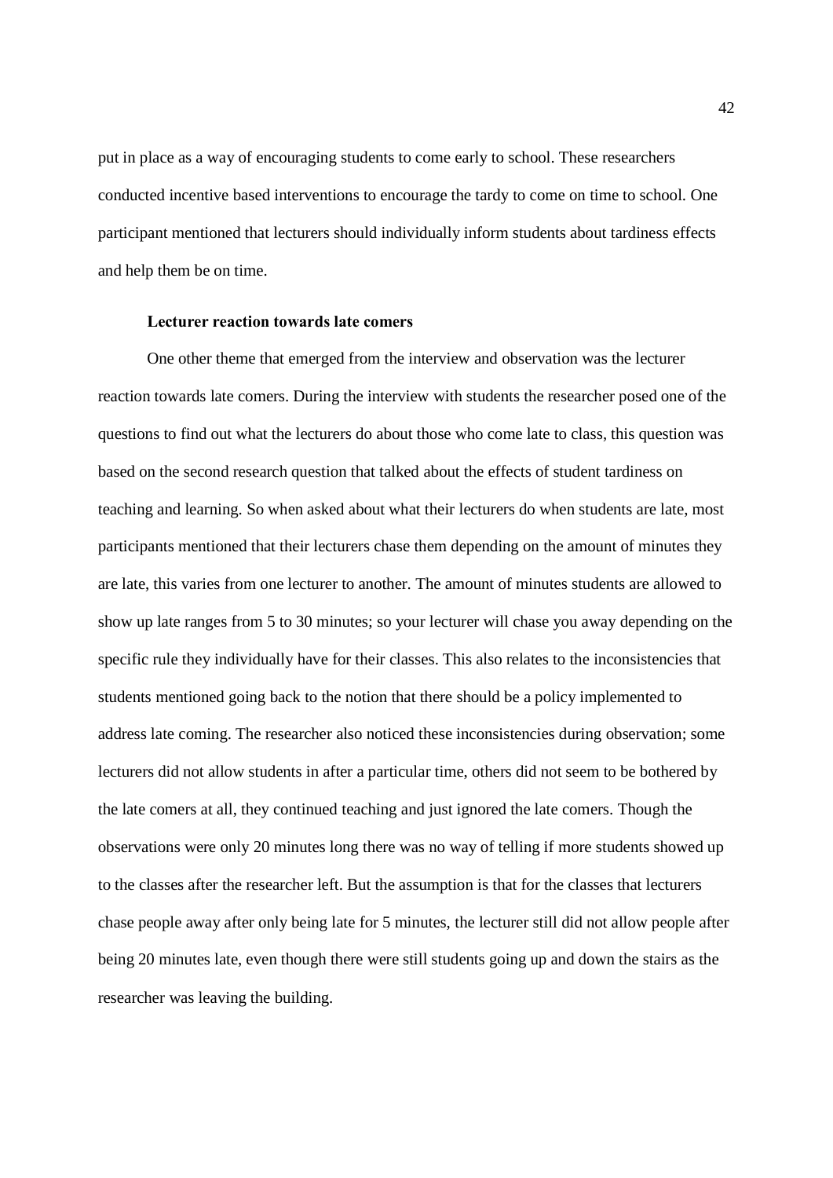put in place as a way of encouraging students to come early to school. These researchers conducted incentive based interventions to encourage the tardy to come on time to school. One participant mentioned that lecturers should individually inform students about tardiness effects and help them be on time.

### Lecturer reaction towards late comers

One other theme that emerged from the interview and observation was the lecturer reaction towards late comers. During the interview with students the researcher posed one of the questions to find out what the lecturers do about those who come late to class, this question was based on the second research question that talked about the effects of student tardiness on teaching and learning. So when asked about what their lecturers do when students are late, most participants mentioned that their lecturers chase them depending on the amount of minutes they are late, this varies from one lecturer to another. The amount of minutes students are allowed to show up late ranges from 5 to 30 minutes; so your lecturer will chase you away depending on the specific rule they individually have for their classes. This also relates to the inconsistencies that students mentioned going back to the notion that there should be a policy implemented to address late coming. The researcher also noticed these inconsistencies during observation; some lecturers did not allow students in after a particular time, others did not seem to be bothered by the late comers at all, they continued teaching and just ignored the late comers. Though the observations were only 20 minutes long there was no way of telling if more students showed up to the classes after the researcher left. But the assumption is that for the classes that lecturers chase people away after only being late for 5 minutes, the lecturer still did not allow people after being 20 minutes late, even though there were still students going up and down the stairs as the researcher was leaving the building.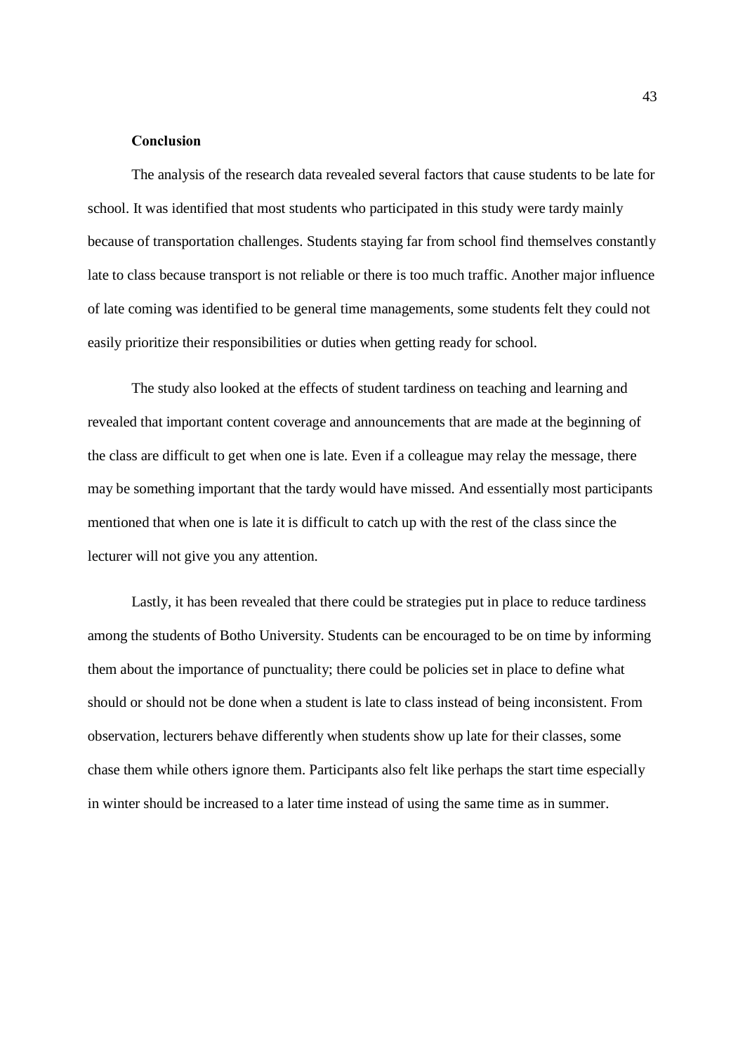## Conclusion

The analysis of the research data revealed several factors that cause students to be late for school. It was identified that most students who participated in this study were tardy mainly because of transportation challenges. Students staying far from school find themselves constantly late to class because transport is not reliable or there is too much traffic. Another major influence of late coming was identified to be general time managements, some students felt they could not easily prioritize their responsibilities or duties when getting ready for school.

The study also looked at the effects of student tardiness on teaching and learning and revealed that important content coverage and announcements that are made at the beginning of the class are difficult to get when one is late. Even if a colleague may relay the message, there may be something important that the tardy would have missed. And essentially most participants mentioned that when one is late it is difficult to catch up with the rest of the class since the lecturer will not give you any attention.

Lastly, it has been revealed that there could be strategies put in place to reduce tardiness among the students of Botho University. Students can be encouraged to be on time by informing them about the importance of punctuality; there could be policies set in place to define what should or should not be done when a student is late to class instead of being inconsistent. From observation, lecturers behave differently when students show up late for their classes, some chase them while others ignore them. Participants also felt like perhaps the start time especially in winter should be increased to a later time instead of using the same time as in summer.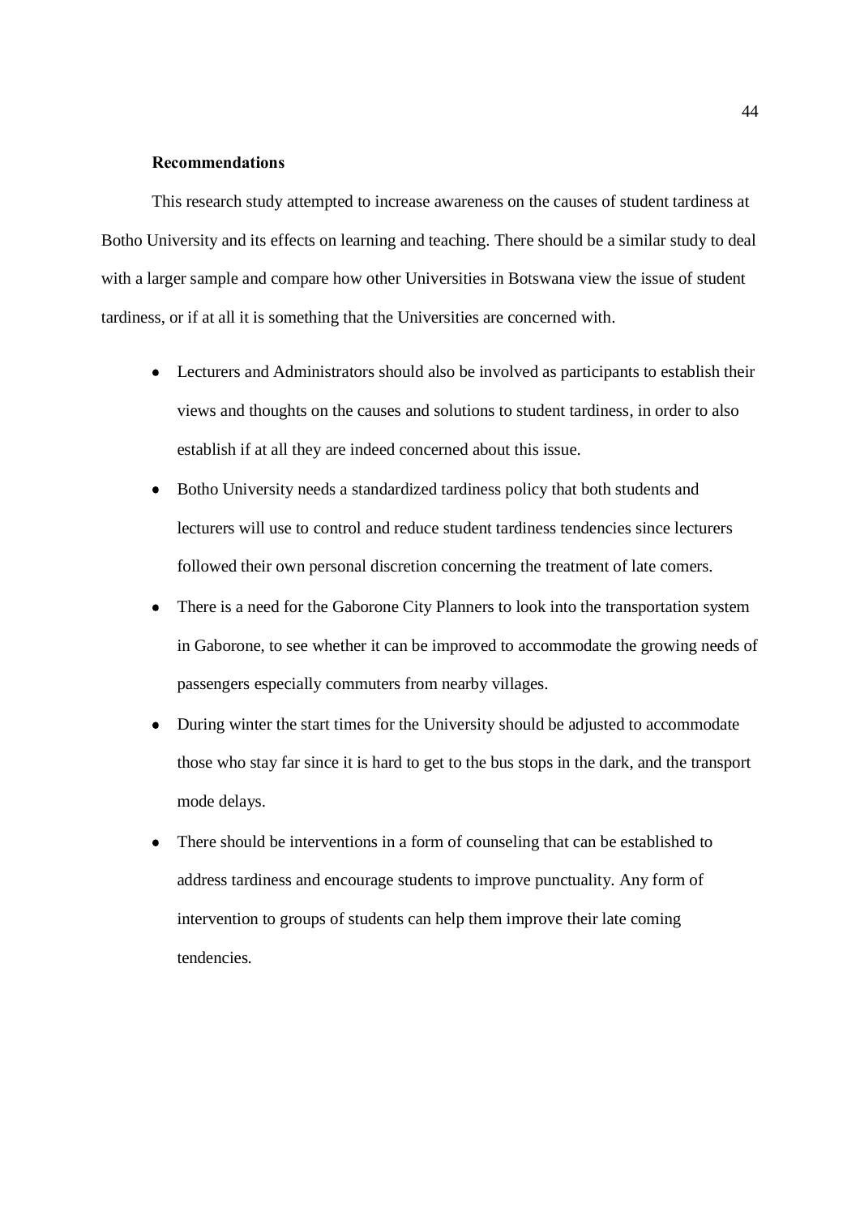### Recommendations

This research study attempted to increase awareness on the causes of student tardiness at Botho University and its effects on learning and teaching. There should be a similar study to deal with a larger sample and compare how other Universities in Botswana view the issue of student tardiness, or if at all it is something that the Universities are concerned with.

- Lecturers and Administrators should also be involved as participants to establish their views and thoughts on the causes and solutions to student tardiness, in order to also establish if at all they are indeed concerned about this issue.
- Botho University needs a standardized tardiness policy that both students and lecturers will use to control and reduce student tardiness tendencies since lecturers followed their own personal discretion concerning the treatment of late comers.
- There is a need for the Gaborone City Planners to look into the transportation system in Gaborone, to see whether it can be improved to accommodate the growing needs of passengers especially commuters from nearby villages.
- During winter the start times for the University should be adjusted to accommodate those who stay far since it is hard to get to the bus stops in the dark, and the transport mode delays.
- There should be interventions in a form of counseling that can be established to address tardiness and encourage students to improve punctuality. Any form of intervention to groups of students can help them improve their late coming tendencies.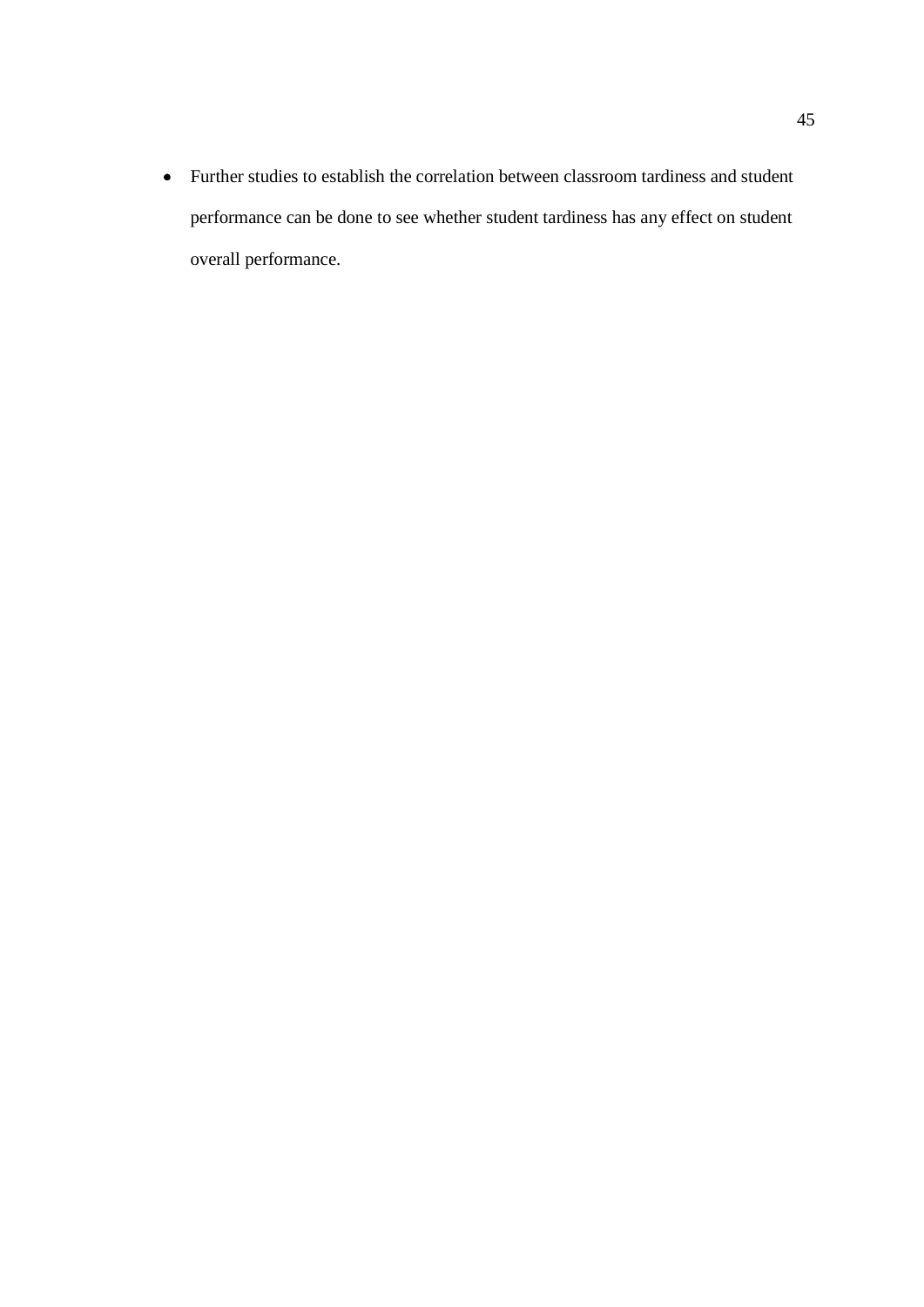- Further studies to establish the correlation between classroom tardiness and student performance can be done to see whether student tardiness has any effect on student overall performance.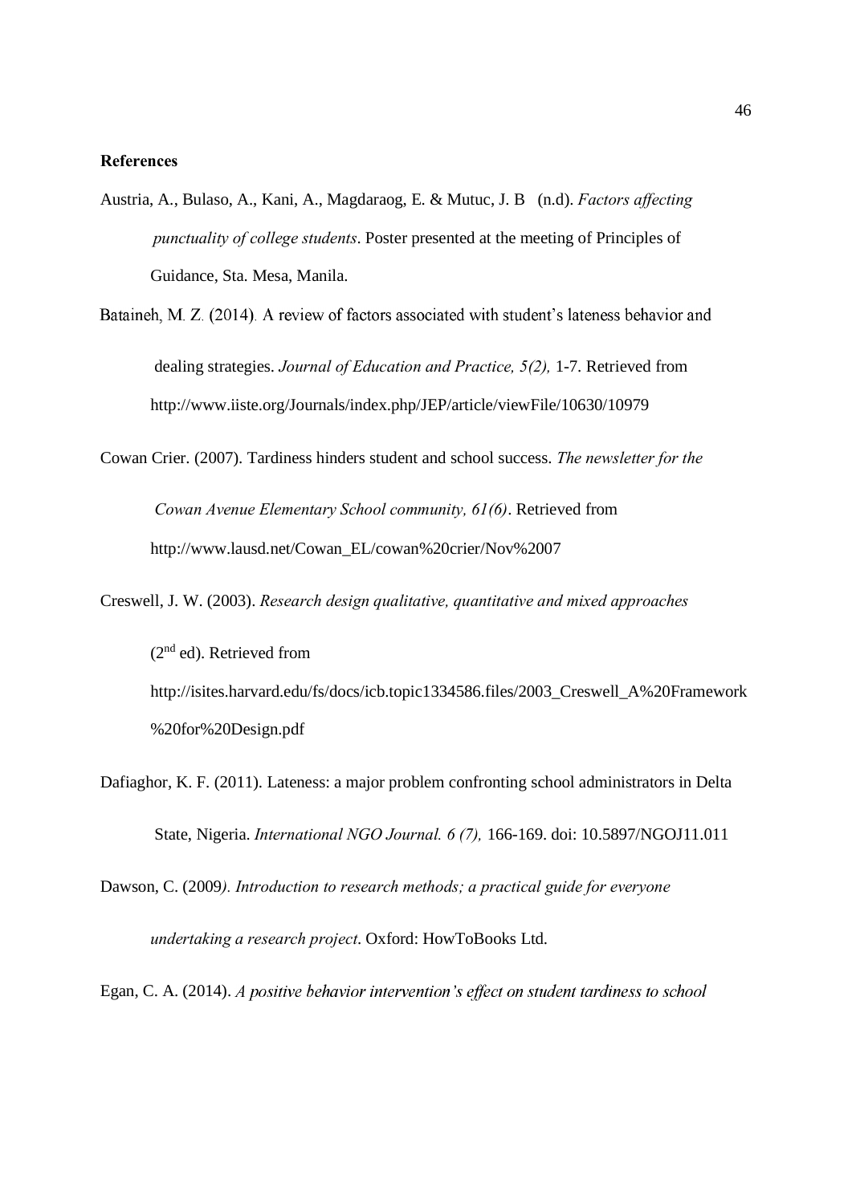**References**

Austria, A., Bulaso, A., Kani, A., Magdaraog, E. & Mutuc, J. B (n.d). *Factors affecting punctuality of college students*. Poster presented at the meeting of Principles of Guidance, Sta. Mesa, Manila.

Bataineh, M. Z. (2014). A review of factors associated with student's lateness behavior and dealing strategies. *Journal of Education and Practice, 5(2),* 1-7. Retrieved from http://www.iiste.org/Journals/index.php/JEP/article/viewFile/10630/10979

Cowan Crier. (2007). Tardiness hinders student and school success. *The newsletter for the Cowan Avenue Elementary School community, 61(6)*. Retrieved from http://www.lausd.net/Cowan_EL/cowan%20crier/Nov%2007

Creswell, J. W. (2003). *Research design qualitative, quantitative and mixed approaches* (2nd ed). Retrieved from http://isites.harvard.edu/fs/docs/icb.topic1334586.files/2003_Creswell_A%20Framework%20for%20Design.pdf

Dafiaghor, K. F. (2011). Lateness: a major problem confronting school administrators in Delta State, Nigeria. *International NGO Journal. 6 (7),* 166-169. doi: 10.5897/NGOJ11.011

Dawson, C. (2009*). Introduction to research methods; a practical guide for everyone undertaking a research project*. Oxford: HowToBooks Ltd.

Egan, C. A. (2014). *A positive behavior intervention's effect on student tardiness to school*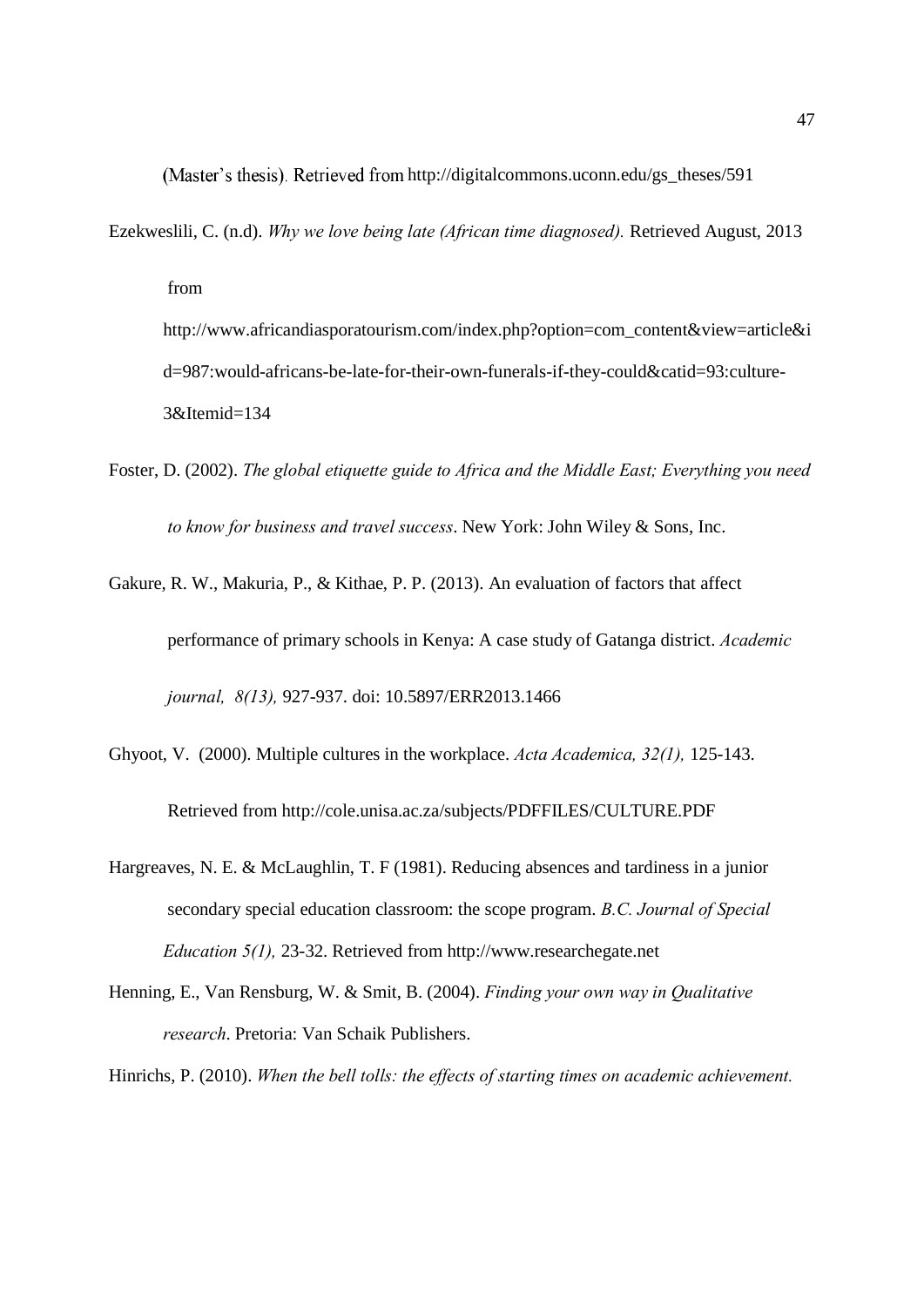(Master's thesis). Retrieved from http://digitalcommons.uconn.edu/gs_theses/591

Ezekweslili, C. (n.d). *Why we love being late (African time diagnosed).* Retrieved August, 2013 from http://www.africandiasporatourism.com/index.php?option=com_content&view=article&id=987:would-africans-be-late-for-their-own-funerals-if-they-could&catid=93:culture-3&Itemid=134

Foster, D. (2002). *The global etiquette guide to Africa and the Middle East; Everything you need to know for business and travel success*. New York: John Wiley & Sons, Inc.

Gakure, R. W., Makuria, P., & Kithae, P. P. (2013). An evaluation of factors that affect performance of primary schools in Kenya: A case study of Gatanga district. *Academic journal, 8(13),* 927-937. doi: 10.5897/ERR2013.1466

Ghyoot, V. (2000). Multiple cultures in the workplace. *Acta Academica, 32(1),* 125-143. Retrieved from http://cole.unisa.ac.za/subjects/PDFFILES/CULTURE.PDF

Hargreaves, N. E. & McLaughlin, T. F (1981). Reducing absences and tardiness in a junior secondary special education classroom: the scope program. *B.C. Journal of Special Education 5(1),* 23-32. Retrieved from http://www.researchegate.net

Henning, E., Van Rensburg, W. & Smit, B. (2004). *Finding your own way in Qualitative research*. Pretoria: Van Schaik Publishers.

Hinrichs, P. (2010). *When the bell tolls: the effects of starting times on academic achievement.*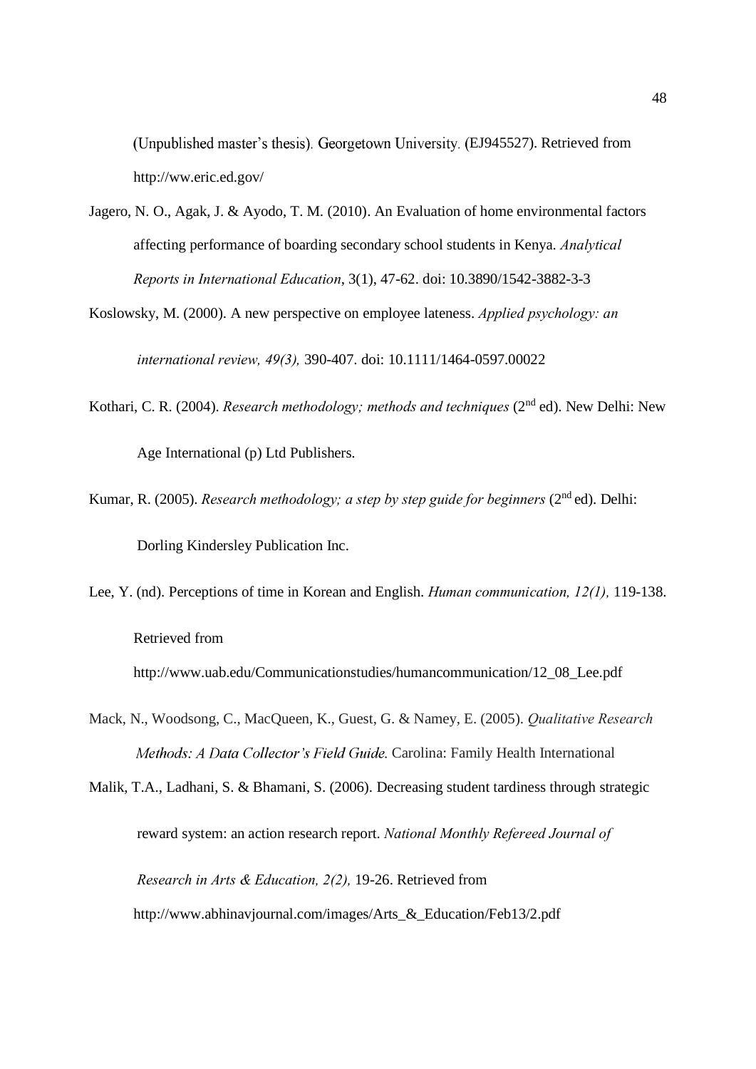(Unpublished master's thesis). Georgetown University. (EJ945527). Retrieved from http://ww.eric.ed.gov/

Jagero, N. O., Agak, J. & Ayodo, T. M. (2010). An Evaluation of home environmental factors affecting performance of boarding secondary school students in Kenya. *Analytical Reports in International Education*, 3(1), 47-62. doi: 10.3890/1542-3882-3-3

Koslowsky, M. (2000). A new perspective on employee lateness. *Applied psychology: an international review, 49(3),* 390-407. doi: 10.1111/1464-0597.00022

Kothari, C. R. (2004). *Research methodology; methods and techniques* (2nd ed). New Delhi: New Age International (p) Ltd Publishers.

Kumar, R. (2005). *Research methodology; a step by step guide for beginners* (2nd ed). Delhi: Dorling Kindersley Publication Inc.

Lee, Y. (nd). Perceptions of time in Korean and English. *Human communication, 12(1),* 119-138. Retrieved from http://www.uab.edu/Communicationstudies/humancommunication/12_08_Lee.pdf

Mack, N., Woodsong, C., MacQueen, K., Guest, G. & Namey, E. (2005). *Qualitative Research Methods: A Data Collector's Field Guide.* Carolina: Family Health International

Malik, T.A., Ladhani, S. & Bhamani, S. (2006). Decreasing student tardiness through strategic reward system: an action research report. *National Monthly Refereed Journal of Research in Arts & Education, 2(2),* 19-26. Retrieved from http://www.abhinavjournal.com/images/Arts_&_Education/Feb13/2.pdf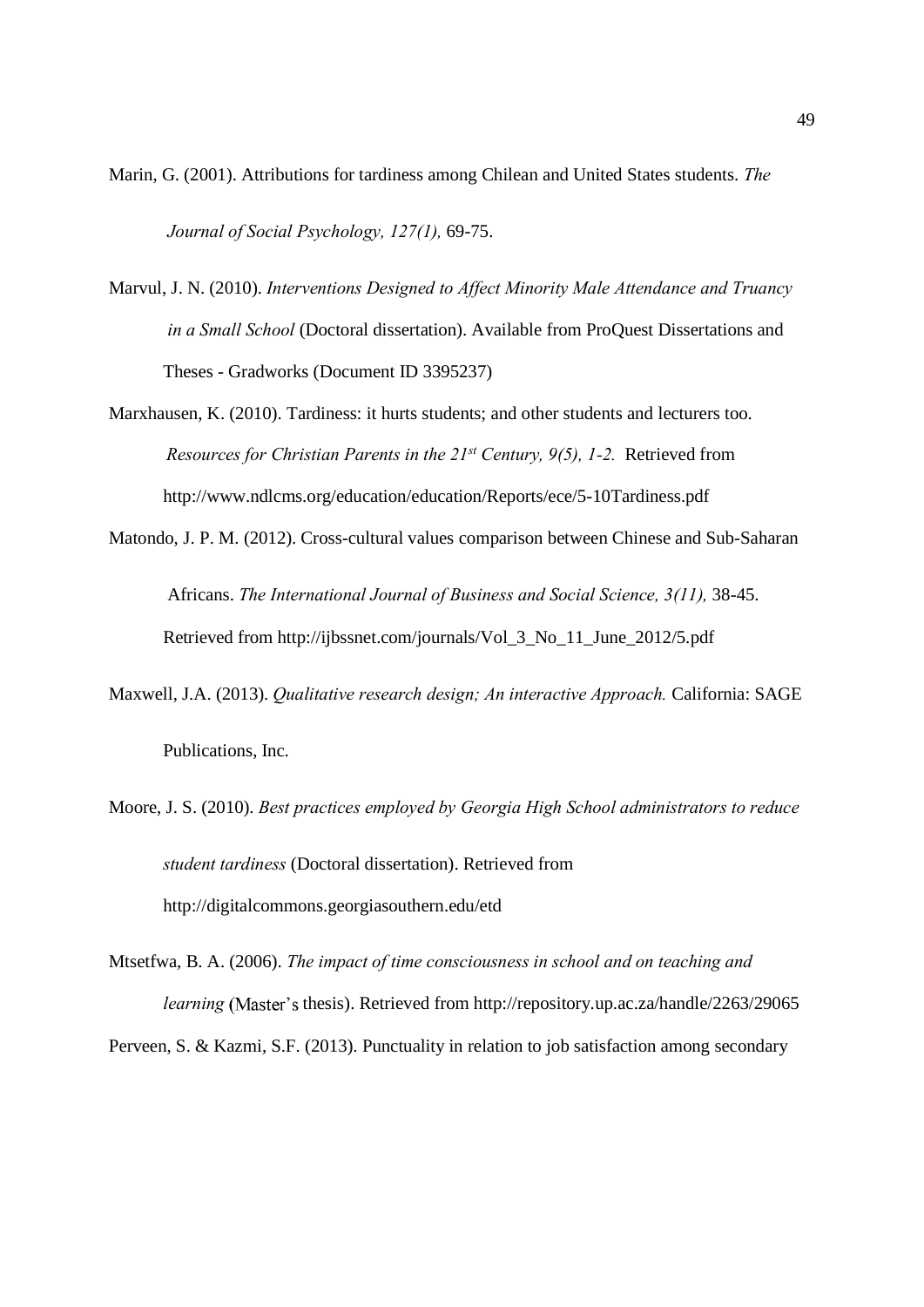Marin, G. (2001). Attributions for tardiness among Chilean and United States students. *The Journal of Social Psychology, 127(1),* 69-75.

Marvul, J. N. (2010). *Interventions Designed to Affect Minority Male Attendance and Truancy in a Small School* (Doctoral dissertation). Available from ProQuest Dissertations and Theses - Gradworks (Document ID 3395237)

Marxhausen, K. (2010). Tardiness: it hurts students; and other students and lecturers too. *Resources for Christian Parents in the 21st Century, 9(5), 1-2.* Retrieved from http://www.ndlcms.org/education/education/Reports/ece/5-10Tardiness.pdf

Matondo, J. P. M. (2012). Cross-cultural values comparison between Chinese and Sub-Saharan Africans. *The International Journal of Business and Social Science, 3(11),* 38-45. Retrieved from http://ijbssnet.com/journals/Vol_3_No_11_June_2012/5.pdf

Maxwell, J.A. (2013). *Qualitative research design; An interactive Approach.* California: SAGE Publications, Inc.

Moore, J. S. (2010). *Best practices employed by Georgia High School administrators to reduce student tardiness* (Doctoral dissertation). Retrieved from http://digitalcommons.georgiasouthern.edu/etd

Mtsetfwa, B. A. (2006). *The impact of time consciousness in school and on teaching and learning* (Master's thesis). Retrieved from http://repository.up.ac.za/handle/2263/29065

Perveen, S. & Kazmi, S.F. (2013). Punctuality in relation to job satisfaction among secondary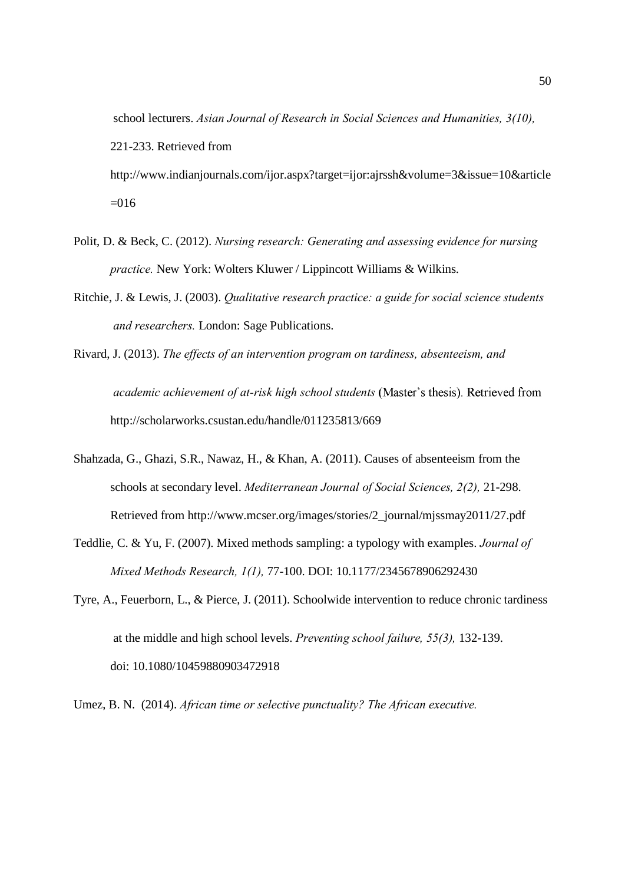school lecturers. *Asian Journal of Research in Social Sciences and Humanities, 3(10),* 221-233. Retrieved from http://www.indianjournals.com/ijor.aspx?target=ijor:ajrssh&volume=3&issue=10&article=016

Polit, D. & Beck, C. (2012). *Nursing research: Generating and assessing evidence for nursing practice.* New York: Wolters Kluwer / Lippincott Williams & Wilkins.

Ritchie, J. & Lewis, J. (2003). *Qualitative research practice: a guide for social science students and researchers.* London: Sage Publications.

Rivard, J. (2013). *The effects of an intervention program on tardiness, absenteeism, and academic achievement of at-risk high school students* (Master's thesis). Retrieved from http://scholarworks.csustan.edu/handle/011235813/669

Shahzada, G., Ghazi, S.R., Nawaz, H., & Khan, A. (2011). Causes of absenteeism from the schools at secondary level. *Mediterranean Journal of Social Sciences, 2(2),* 21-298. Retrieved from http://www.mcser.org/images/stories/2_journal/mjssmay2011/27.pdf

Teddlie, C. & Yu, F. (2007). Mixed methods sampling: a typology with examples. *Journal of Mixed Methods Research, 1(1),* 77-100. DOI: 10.1177/2345678906292430

Tyre, A., Feuerborn, L., & Pierce, J. (2011). Schoolwide intervention to reduce chronic tardiness at the middle and high school levels. *Preventing school failure, 55(3),* 132-139. doi: 10.1080/10459880903472918

Umez, B. N. (2014). *African time or selective punctuality? The African executive.*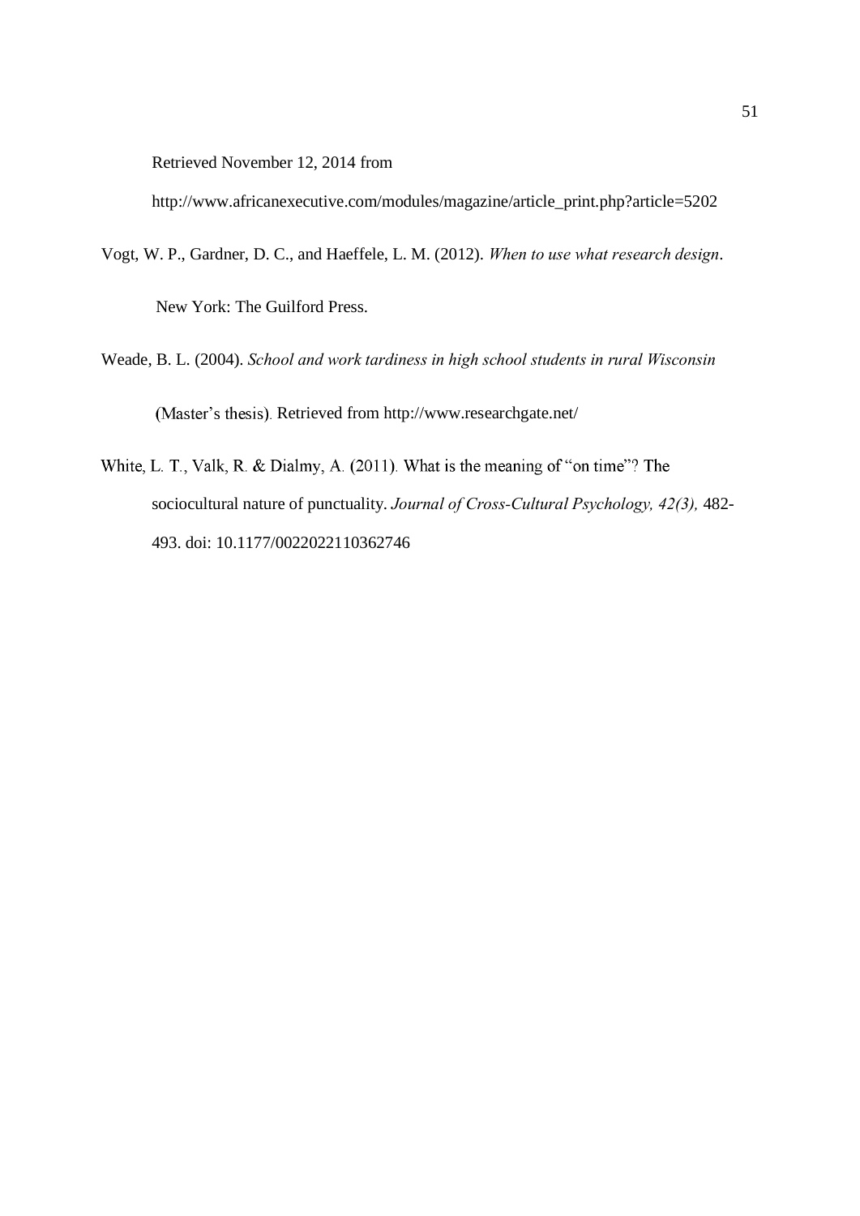Retrieved November 12, 2014 from http://www.africanexecutive.com/modules/magazine/article_print.php?article=5202

Vogt, W. P., Gardner, D. C., and Haeffele, L. M. (2012). *When to use what research design*. New York: The Guilford Press.

Weade, B. L. (2004). *School and work tardiness in high school students in rural Wisconsin* (Master's thesis). Retrieved from http://www.researchgate.net/

White, L. T., Valk, R. & Dialmy, A. (2011). What is the meaning of "on time"? The sociocultural nature of punctuality. *Journal of Cross-Cultural Psychology, 42(3),* 482-493. doi: 10.1177/0022022110362746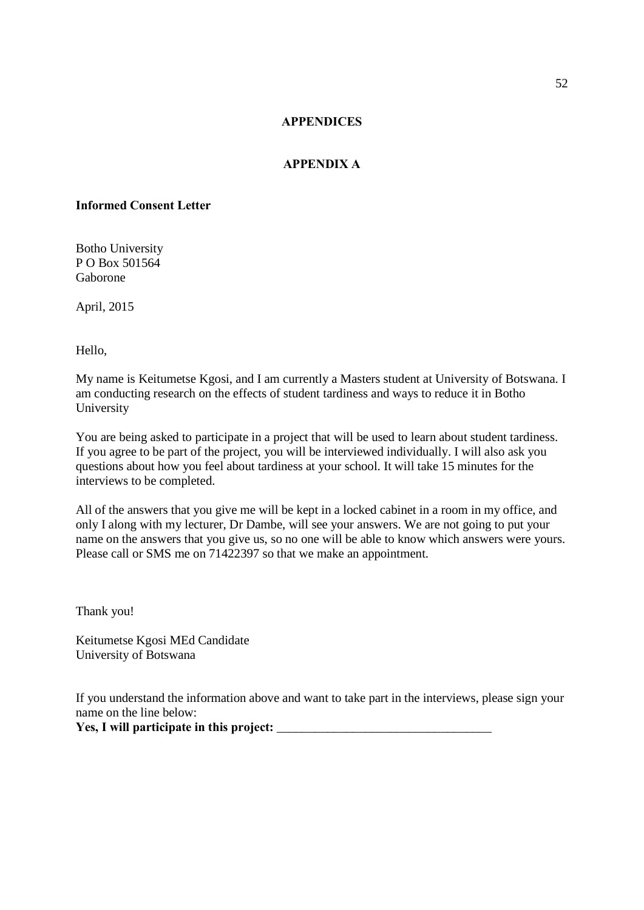# APPENDICES

## APPENDIX A

**Informed Consent Letter**

Botho University
P O Box 501564
Gaborone

April, 2015

Hello,

My name is Keitumetse Kgosi, and I am currently a Masters student at University of Botswana. I am conducting research on the effects of student tardiness and ways to reduce it in Botho University

You are being asked to participate in a project that will be used to learn about student tardiness. If you agree to be part of the project, you will be interviewed individually. I will also ask you questions about how you feel about tardiness at your school. It will take 15 minutes for the interviews to be completed.

All of the answers that you give me will be kept in a locked cabinet in a room in my office, and only I along with my lecturer, Dr Dambe, will see your answers. We are not going to put your name on the answers that you give us, so no one will be able to know which answers were yours. Please call or SMS me on 71422397 so that we make an appointment.

Thank you!

Keitumetse Kgosi MEd Candidate
University of Botswana

If you understand the information above and want to take part in the interviews, please sign your name on the line below:
**Yes, I will participate in this project:** ________________________________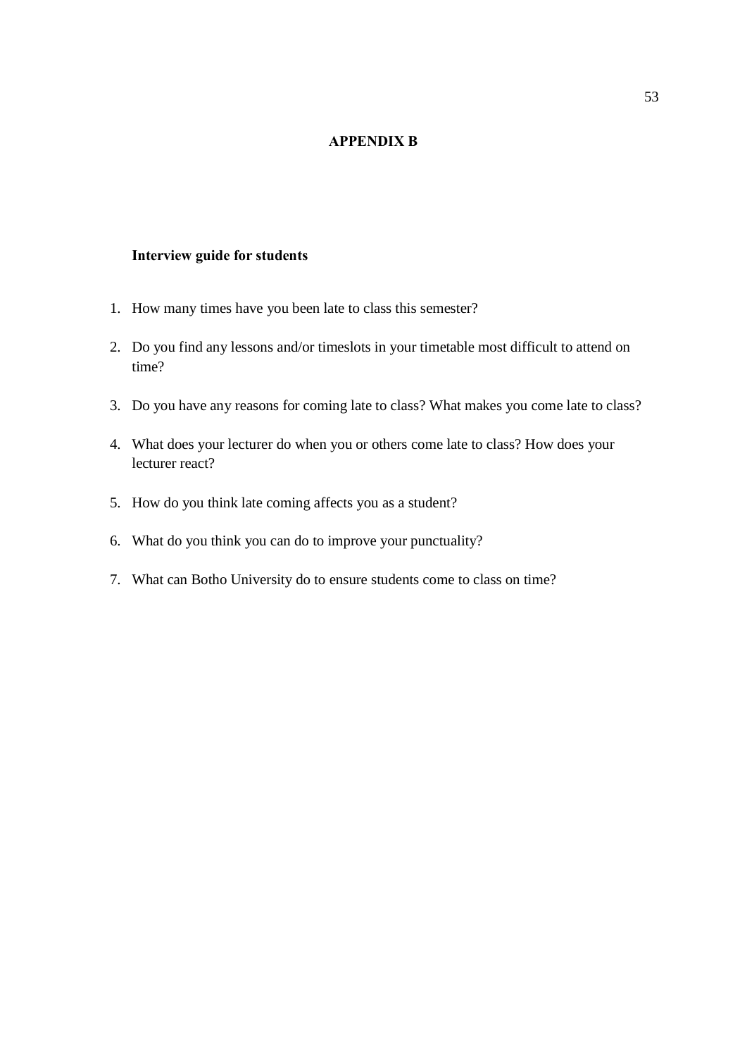# APPENDIX B

**Interview guide for students**

1. How many times have you been late to class this semester?
2. Do you find any lessons and/or timeslots in your timetable most difficult to attend on time?
3. Do you have any reasons for coming late to class? What makes you come late to class?
4. What does your lecturer do when you or others come late to class? How does your lecturer react?
5. How do you think late coming affects you as a student?
6. What do you think you can do to improve your punctuality?
7. What can Botho University do to ensure students come to class on time?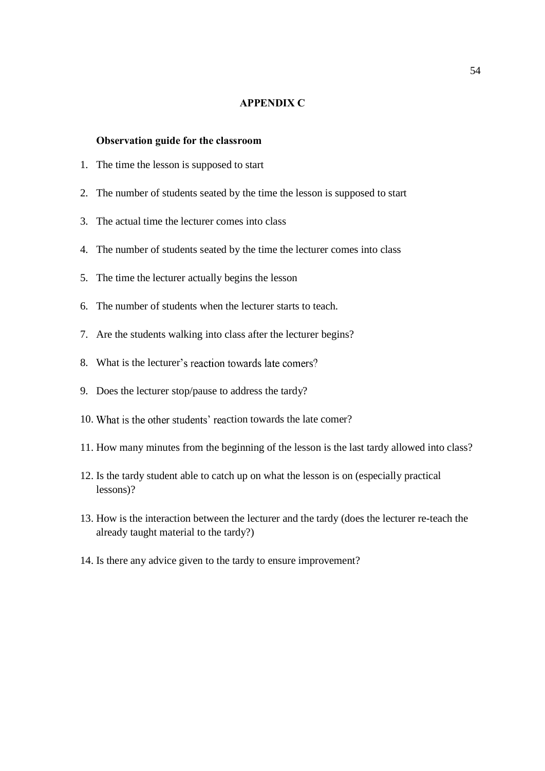# APPENDIX C

**Observation guide for the classroom**

1. The time the lesson is supposed to start
2. The number of students seated by the time the lesson is supposed to start
3. The actual time the lecturer comes into class
4. The number of students seated by the time the lecturer comes into class
5. The time the lecturer actually begins the lesson
6. The number of students when the lecturer starts to teach.
7. Are the students walking into class after the lecturer begins?
8. What is the lecturer's reaction towards late comers?
9. Does the lecturer stop/pause to address the tardy?
10. What is the other students' reaction towards the late comer?
11. How many minutes from the beginning of the lesson is the last tardy allowed into class?
12. Is the tardy student able to catch up on what the lesson is on (especially practical lessons)?
13. How is the interaction between the lecturer and the tardy (does the lecturer re-teach the already taught material to the tardy?)
14. Is there any advice given to the tardy to ensure improvement?